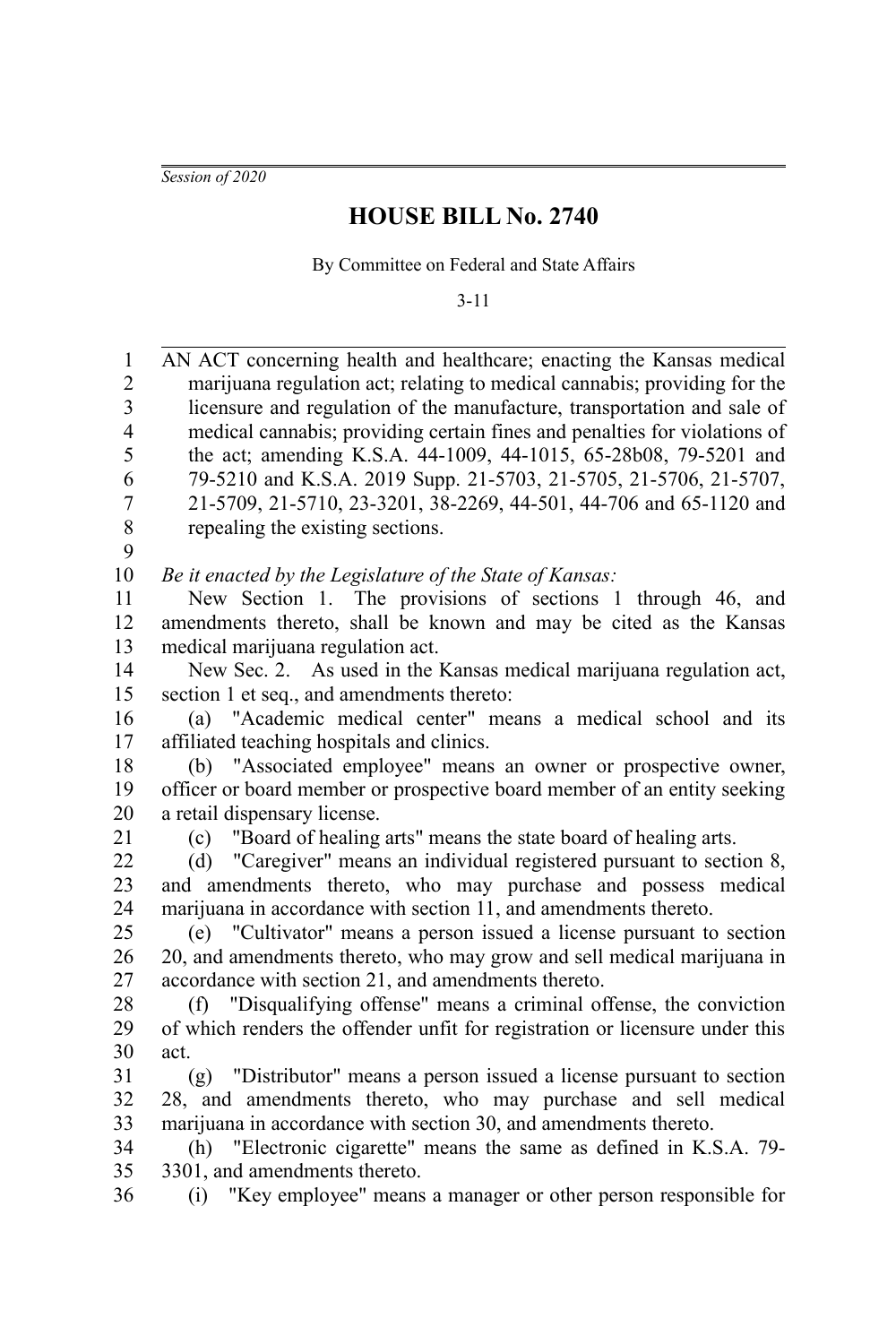*Session of 2020*

# HOUSE BILL No. 2740

By Committee on Federal and State Affairs

3-11

AN ACT concerning health and healthcare; enacting the Kansas medical marijuana regulation act; relating to medical cannabis; providing for the licensure and regulation of the manufacture, transportation and sale of medical cannabis; providing certain fines and penalties for violations of the act; amending K.S.A. 44-1009, 44-1015, 65-28b08, 79-5201 and 79-5210 and K.S.A. 2019 Supp. 21-5703, 21-5705, 21-5706, 21-5707, 21-5709, 21-5710, 23-3201, 38-2269, 44-501, 44-706 and 65-1120 and repealing the existing sections.

*Be it enacted by the Legislature of the State of Kansas:*

New Section 1. The provisions of sections 1 through 46, and amendments thereto, shall be known and may be cited as the Kansas medical marijuana regulation act.

New Sec. 2. As used in the Kansas medical marijuana regulation act, section 1 et seq., and amendments thereto:

(a) "Academic medical center" means a medical school and its affiliated teaching hospitals and clinics.

(b) "Associated employee" means an owner or prospective owner, officer or board member or prospective board member of an entity seeking a retail dispensary license.

(c) "Board of healing arts" means the state board of healing arts.

(d) "Caregiver" means an individual registered pursuant to section 8, and amendments thereto, who may purchase and possess medical marijuana in accordance with section 11, and amendments thereto.

(e) "Cultivator" means a person issued a license pursuant to section 20, and amendments thereto, who may grow and sell medical marijuana in accordance with section 21, and amendments thereto.

(f) "Disqualifying offense" means a criminal offense, the conviction of which renders the offender unfit for registration or licensure under this act.

(g) "Distributor" means a person issued a license pursuant to section 28, and amendments thereto, who may purchase and sell medical marijuana in accordance with section 30, and amendments thereto.

(h) "Electronic cigarette" means the same as defined in K.S.A. 79-3301, and amendments thereto.

(i) "Key employee" means a manager or other person responsible for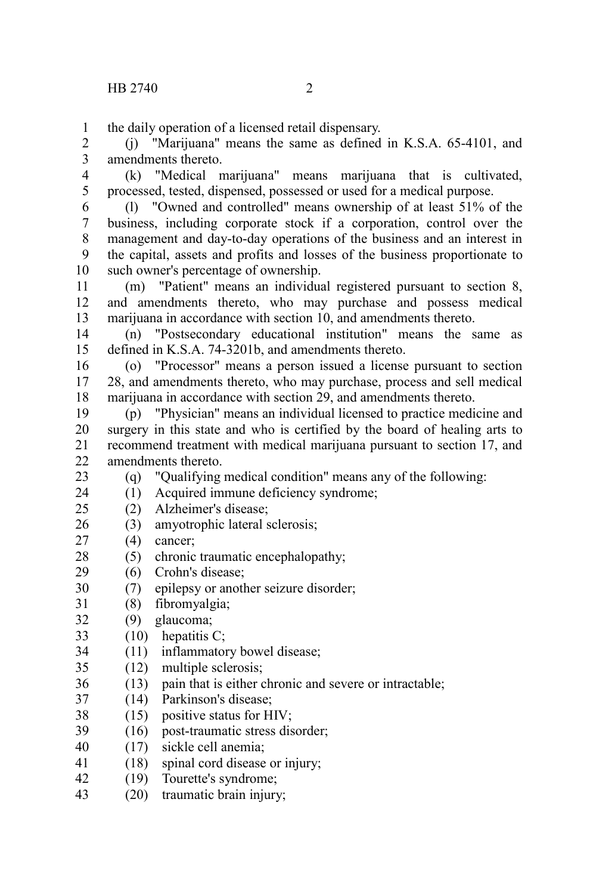the daily operation of a licensed retail dispensary.

(j) "Marijuana" means the same as defined in K.S.A. 65-4101, and amendments thereto.

(k) "Medical marijuana" means marijuana that is cultivated, processed, tested, dispensed, possessed or used for a medical purpose.

(l) "Owned and controlled" means ownership of at least 51% of the business, including corporate stock if a corporation, control over the management and day-to-day operations of the business and an interest in the capital, assets and profits and losses of the business proportionate to such owner's percentage of ownership.

(m) "Patient" means an individual registered pursuant to section 8, and amendments thereto, who may purchase and possess medical marijuana in accordance with section 10, and amendments thereto.

(n) "Postsecondary educational institution" means the same as defined in K.S.A. 74-3201b, and amendments thereto.

(o) "Processor" means a person issued a license pursuant to section 28, and amendments thereto, who may purchase, process and sell medical marijuana in accordance with section 29, and amendments thereto.

(p) "Physician" means an individual licensed to practice medicine and surgery in this state and who is certified by the board of healing arts to recommend treatment with medical marijuana pursuant to section 17, and amendments thereto.

(q) "Qualifying medical condition" means any of the following:

(1) Acquired immune deficiency syndrome;

(2) Alzheimer's disease;

(3) amyotrophic lateral sclerosis;

(4) cancer;

(5) chronic traumatic encephalopathy;

(6) Crohn's disease;

(7) epilepsy or another seizure disorder;

(8) fibromyalgia;

(9) glaucoma;

(10) hepatitis C;

(11) inflammatory bowel disease;

(12) multiple sclerosis;

(13) pain that is either chronic and severe or intractable;

(14) Parkinson's disease;

(15) positive status for HIV;

(16) post-traumatic stress disorder;

(17) sickle cell anemia;

(18) spinal cord disease or injury;

(19) Tourette's syndrome;

(20) traumatic brain injury;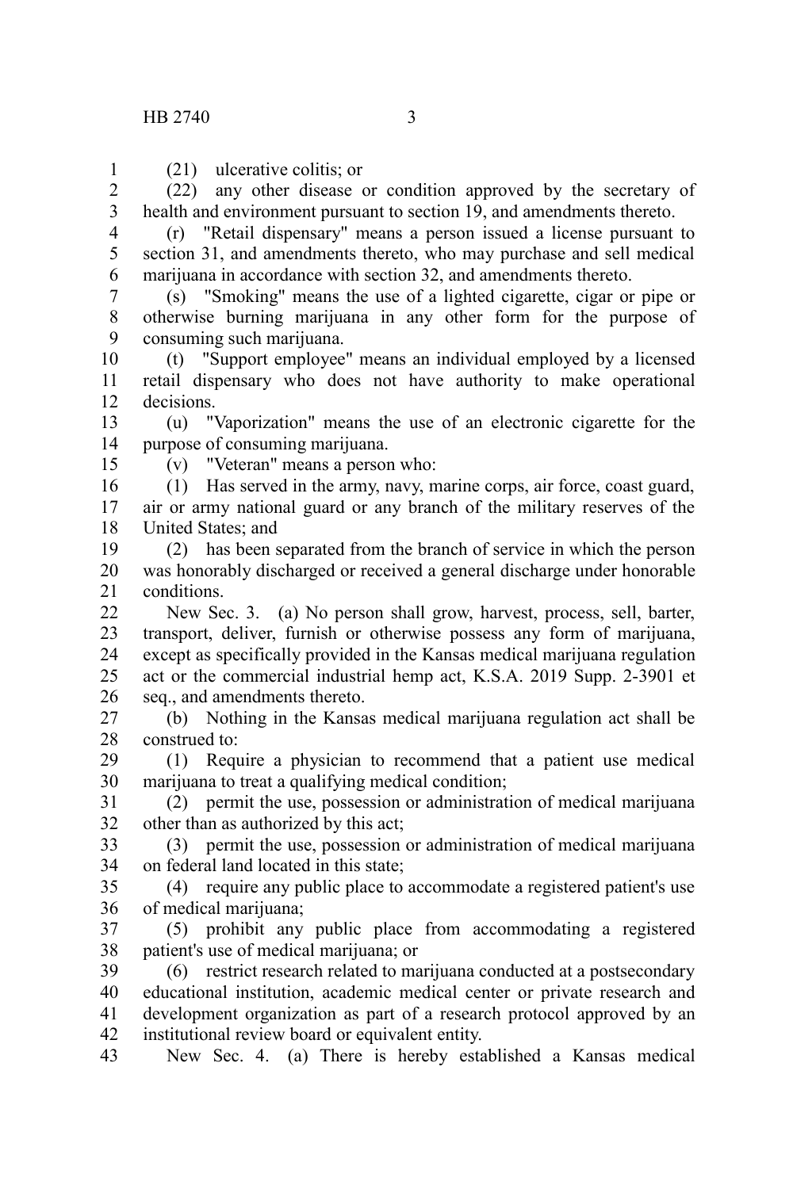(21) ulcerative colitis; or

(22) any other disease or condition approved by the secretary of health and environment pursuant to section 19, and amendments thereto.

(r) "Retail dispensary" means a person issued a license pursuant to section 31, and amendments thereto, who may purchase and sell medical marijuana in accordance with section 32, and amendments thereto.

(s) "Smoking" means the use of a lighted cigarette, cigar or pipe or otherwise burning marijuana in any other form for the purpose of consuming such marijuana.

(t) "Support employee" means an individual employed by a licensed retail dispensary who does not have authority to make operational decisions.

(u) "Vaporization" means the use of an electronic cigarette for the purpose of consuming marijuana.

(v) "Veteran" means a person who:

(1) Has served in the army, navy, marine corps, air force, coast guard, air or army national guard or any branch of the military reserves of the United States; and

(2) has been separated from the branch of service in which the person was honorably discharged or received a general discharge under honorable conditions.

New Sec. 3. (a) No person shall grow, harvest, process, sell, barter, transport, deliver, furnish or otherwise possess any form of marijuana, except as specifically provided in the Kansas medical marijuana regulation act or the commercial industrial hemp act, K.S.A. 2019 Supp. 2-3901 et seq., and amendments thereto.

(b) Nothing in the Kansas medical marijuana regulation act shall be construed to:

(1) Require a physician to recommend that a patient use medical marijuana to treat a qualifying medical condition;

(2) permit the use, possession or administration of medical marijuana other than as authorized by this act;

(3) permit the use, possession or administration of medical marijuana on federal land located in this state;

(4) require any public place to accommodate a registered patient's use of medical marijuana;

(5) prohibit any public place from accommodating a registered patient's use of medical marijuana; or

(6) restrict research related to marijuana conducted at a postsecondary educational institution, academic medical center or private research and development organization as part of a research protocol approved by an institutional review board or equivalent entity.

New Sec. 4. (a) There is hereby established a Kansas medical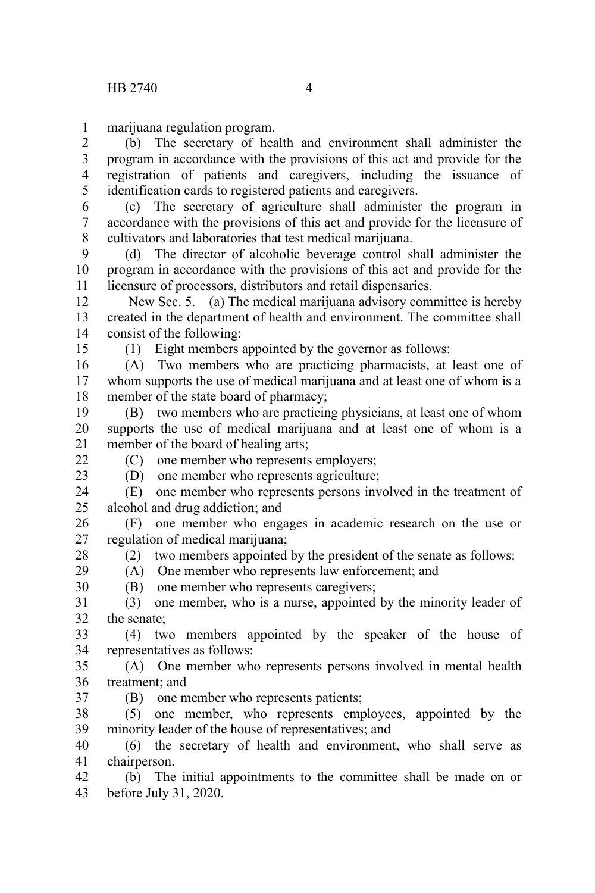marijuana regulation program.

(b) The secretary of health and environment shall administer the program in accordance with the provisions of this act and provide for the registration of patients and caregivers, including the issuance of identification cards to registered patients and caregivers.

(c) The secretary of agriculture shall administer the program in accordance with the provisions of this act and provide for the licensure of cultivators and laboratories that test medical marijuana.

(d) The director of alcoholic beverage control shall administer the program in accordance with the provisions of this act and provide for the licensure of processors, distributors and retail dispensaries.

New Sec. 5. (a) The medical marijuana advisory committee is hereby created in the department of health and environment. The committee shall consist of the following:

(1) Eight members appointed by the governor as follows:

(A) Two members who are practicing pharmacists, at least one of whom supports the use of medical marijuana and at least one of whom is a member of the state board of pharmacy;

(B) two members who are practicing physicians, at least one of whom supports the use of medical marijuana and at least one of whom is a member of the board of healing arts;

(C) one member who represents employers;

(D) one member who represents agriculture;

(E) one member who represents persons involved in the treatment of alcohol and drug addiction; and

(F) one member who engages in academic research on the use or regulation of medical marijuana;

(2) two members appointed by the president of the senate as follows:

(A) One member who represents law enforcement; and

(B) one member who represents caregivers;

(3) one member, who is a nurse, appointed by the minority leader of the senate;

(4) two members appointed by the speaker of the house of representatives as follows:

(A) One member who represents persons involved in mental health treatment; and

(B) one member who represents patients;

(5) one member, who represents employees, appointed by the minority leader of the house of representatives; and

(6) the secretary of health and environment, who shall serve as chairperson.

(b) The initial appointments to the committee shall be made on or before July 31, 2020.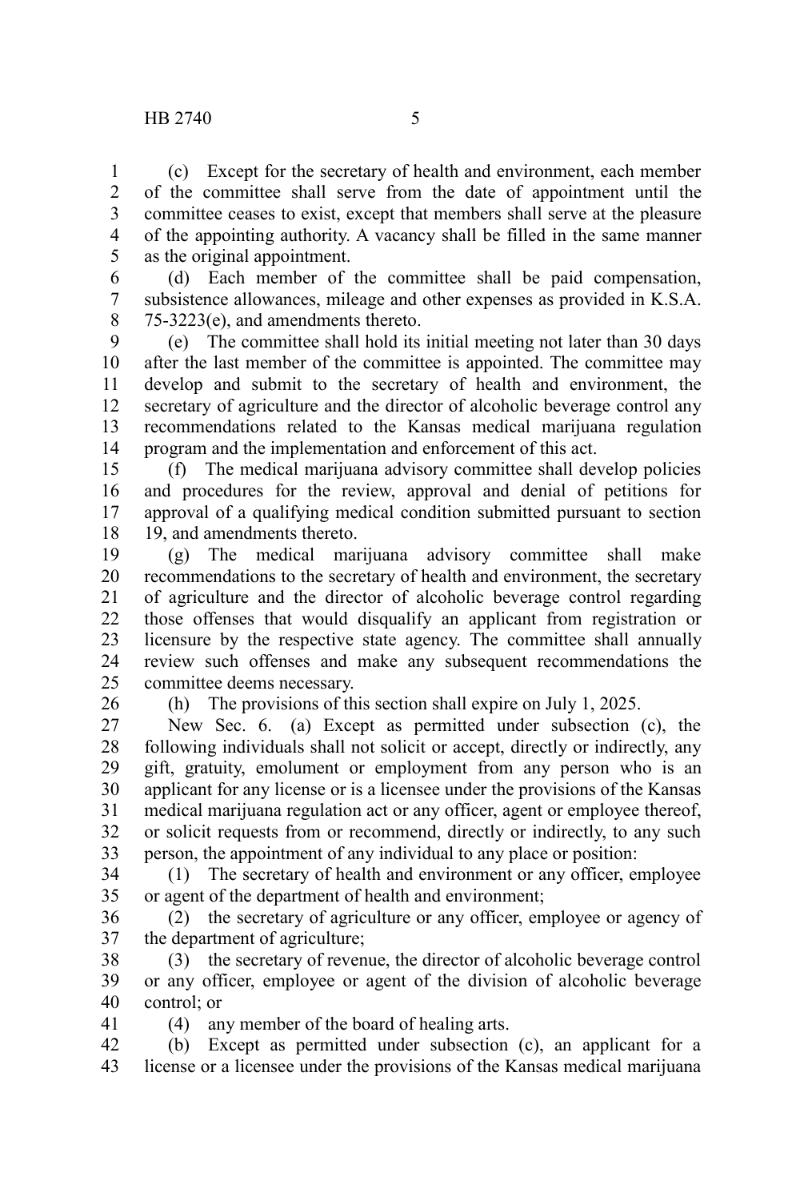(c) Except for the secretary of health and environment, each member of the committee shall serve from the date of appointment until the committee ceases to exist, except that members shall serve at the pleasure of the appointing authority. A vacancy shall be filled in the same manner as the original appointment.

(d) Each member of the committee shall be paid compensation, subsistence allowances, mileage and other expenses as provided in K.S.A. 75-3223(e), and amendments thereto.

(e) The committee shall hold its initial meeting not later than 30 days after the last member of the committee is appointed. The committee may develop and submit to the secretary of health and environment, the secretary of agriculture and the director of alcoholic beverage control any recommendations related to the Kansas medical marijuana regulation program and the implementation and enforcement of this act.

(f) The medical marijuana advisory committee shall develop policies and procedures for the review, approval and denial of petitions for approval of a qualifying medical condition submitted pursuant to section 19, and amendments thereto.

(g) The medical marijuana advisory committee shall make recommendations to the secretary of health and environment, the secretary of agriculture and the director of alcoholic beverage control regarding those offenses that would disqualify an applicant from registration or licensure by the respective state agency. The committee shall annually review such offenses and make any subsequent recommendations the committee deems necessary.

(h) The provisions of this section shall expire on July 1, 2025.

New Sec. 6. (a) Except as permitted under subsection (c), the following individuals shall not solicit or accept, directly or indirectly, any gift, gratuity, emolument or employment from any person who is an applicant for any license or is a licensee under the provisions of the Kansas medical marijuana regulation act or any officer, agent or employee thereof, or solicit requests from or recommend, directly or indirectly, to any such person, the appointment of any individual to any place or position:

(1) The secretary of health and environment or any officer, employee or agent of the department of health and environment;

(2) the secretary of agriculture or any officer, employee or agency of the department of agriculture;

(3) the secretary of revenue, the director of alcoholic beverage control or any officer, employee or agent of the division of alcoholic beverage control; or

(4) any member of the board of healing arts.

(b) Except as permitted under subsection (c), an applicant for a license or a licensee under the provisions of the Kansas medical marijuana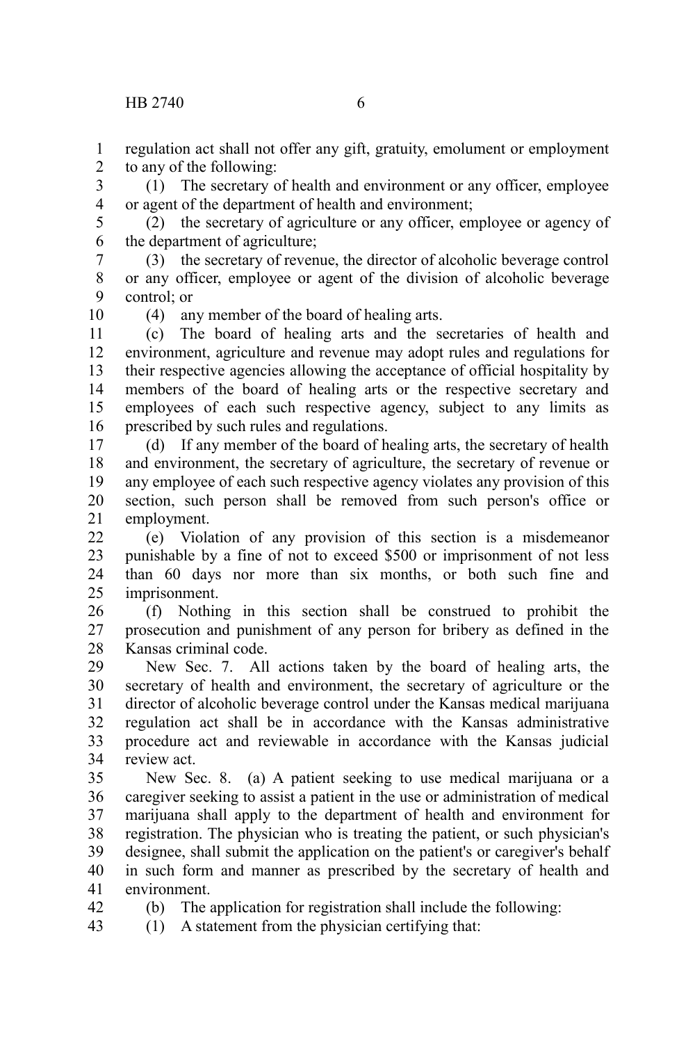regulation act shall not offer any gift, gratuity, emolument or employment to any of the following:

(1) The secretary of health and environment or any officer, employee or agent of the department of health and environment;

(2) the secretary of agriculture or any officer, employee or agency of the department of agriculture;

(3) the secretary of revenue, the director of alcoholic beverage control or any officer, employee or agent of the division of alcoholic beverage control; or

(4) any member of the board of healing arts.

(c) The board of healing arts and the secretaries of health and environment, agriculture and revenue may adopt rules and regulations for their respective agencies allowing the acceptance of official hospitality by members of the board of healing arts or the respective secretary and employees of each such respective agency, subject to any limits as prescribed by such rules and regulations.

(d) If any member of the board of healing arts, the secretary of health and environment, the secretary of agriculture, the secretary of revenue or any employee of each such respective agency violates any provision of this section, such person shall be removed from such person's office or employment.

(e) Violation of any provision of this section is a misdemeanor punishable by a fine of not to exceed $500 or imprisonment of not less than 60 days nor more than six months, or both such fine and imprisonment.

(f) Nothing in this section shall be construed to prohibit the prosecution and punishment of any person for bribery as defined in the Kansas criminal code.

New Sec. 7. All actions taken by the board of healing arts, the secretary of health and environment, the secretary of agriculture or the director of alcoholic beverage control under the Kansas medical marijuana regulation act shall be in accordance with the Kansas administrative procedure act and reviewable in accordance with the Kansas judicial review act.

New Sec. 8. (a) A patient seeking to use medical marijuana or a caregiver seeking to assist a patient in the use or administration of medical marijuana shall apply to the department of health and environment for registration. The physician who is treating the patient, or such physician's designee, shall submit the application on the patient's or caregiver's behalf in such form and manner as prescribed by the secretary of health and environment.

(b) The application for registration shall include the following:

(1) A statement from the physician certifying that: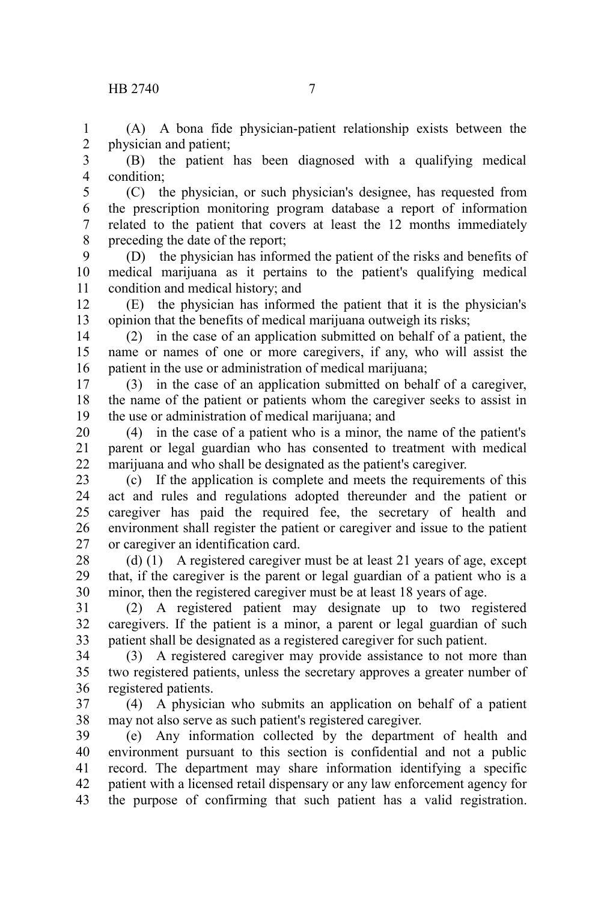(A) A bona fide physician-patient relationship exists between the physician and patient;

(B) the patient has been diagnosed with a qualifying medical condition;

(C) the physician, or such physician's designee, has requested from the prescription monitoring program database a report of information related to the patient that covers at least the 12 months immediately preceding the date of the report;

(D) the physician has informed the patient of the risks and benefits of medical marijuana as it pertains to the patient's qualifying medical condition and medical history; and

(E) the physician has informed the patient that it is the physician's opinion that the benefits of medical marijuana outweigh its risks;

(2) in the case of an application submitted on behalf of a patient, the name or names of one or more caregivers, if any, who will assist the patient in the use or administration of medical marijuana;

(3) in the case of an application submitted on behalf of a caregiver, the name of the patient or patients whom the caregiver seeks to assist in the use or administration of medical marijuana; and

(4) in the case of a patient who is a minor, the name of the patient's parent or legal guardian who has consented to treatment with medical marijuana and who shall be designated as the patient's caregiver.

(c) If the application is complete and meets the requirements of this act and rules and regulations adopted thereunder and the patient or caregiver has paid the required fee, the secretary of health and environment shall register the patient or caregiver and issue to the patient or caregiver an identification card.

(d) (1) A registered caregiver must be at least 21 years of age, except that, if the caregiver is the parent or legal guardian of a patient who is a minor, then the registered caregiver must be at least 18 years of age.

(2) A registered patient may designate up to two registered caregivers. If the patient is a minor, a parent or legal guardian of such patient shall be designated as a registered caregiver for such patient.

(3) A registered caregiver may provide assistance to not more than two registered patients, unless the secretary approves a greater number of registered patients.

(4) A physician who submits an application on behalf of a patient may not also serve as such patient's registered caregiver.

(e) Any information collected by the department of health and environment pursuant to this section is confidential and not a public record. The department may share information identifying a specific patient with a licensed retail dispensary or any law enforcement agency for the purpose of confirming that such patient has a valid registration.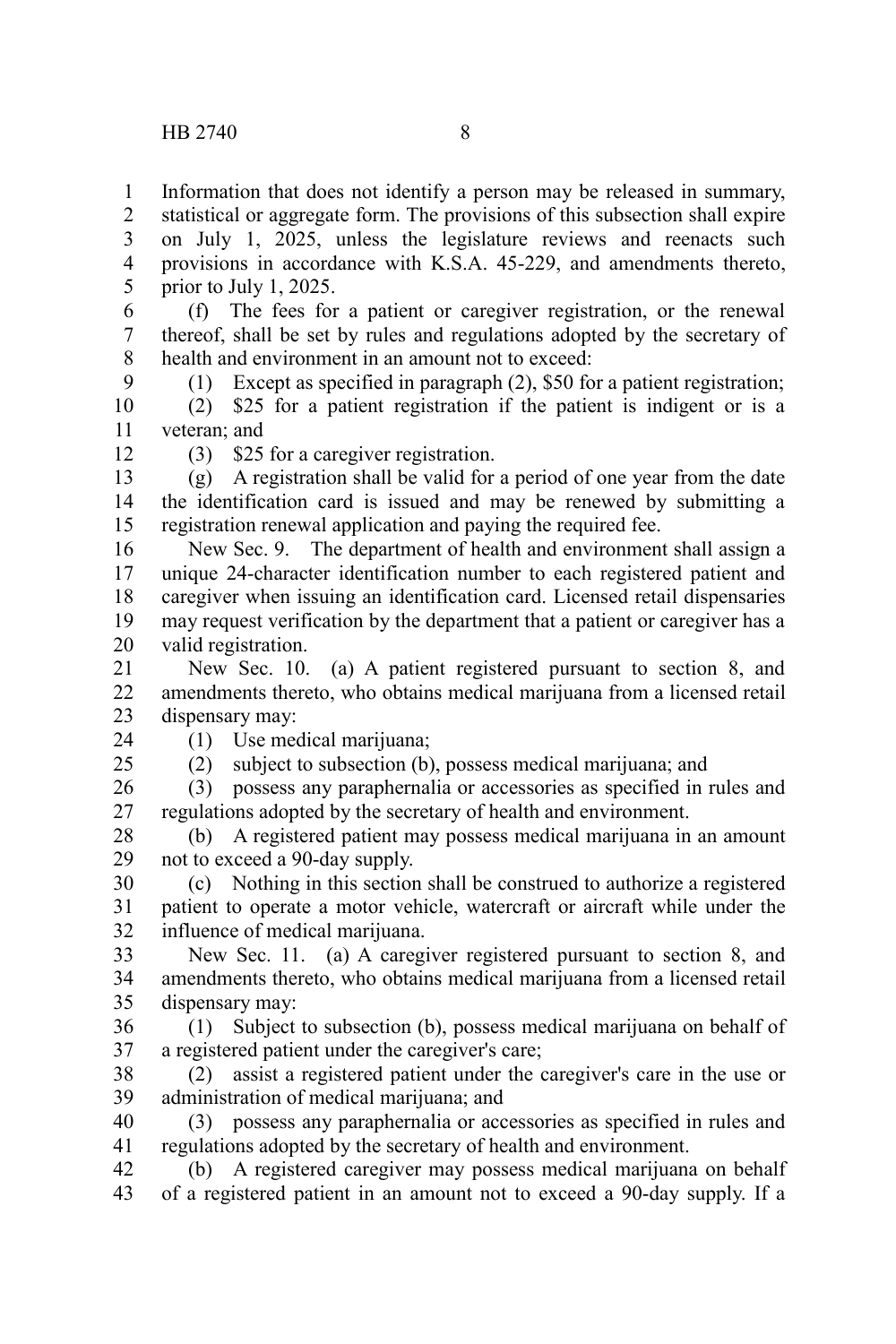Information that does not identify a person may be released in summary, statistical or aggregate form. The provisions of this subsection shall expire on July 1, 2025, unless the legislature reviews and reenacts such provisions in accordance with K.S.A. 45-229, and amendments thereto, prior to July 1, 2025.

(f) The fees for a patient or caregiver registration, or the renewal thereof, shall be set by rules and regulations adopted by the secretary of health and environment in an amount not to exceed:

(1) Except as specified in paragraph (2), $50 for a patient registration;

(2) $25 for a patient registration if the patient is indigent or is a veteran; and

(3) $25 for a caregiver registration.

(g) A registration shall be valid for a period of one year from the date the identification card is issued and may be renewed by submitting a registration renewal application and paying the required fee.

New Sec. 9. The department of health and environment shall assign a unique 24-character identification number to each registered patient and caregiver when issuing an identification card. Licensed retail dispensaries may request verification by the department that a patient or caregiver has a valid registration.

New Sec. 10. (a) A patient registered pursuant to section 8, and amendments thereto, who obtains medical marijuana from a licensed retail dispensary may:

(1) Use medical marijuana;

(2) subject to subsection (b), possess medical marijuana; and

(3) possess any paraphernalia or accessories as specified in rules and regulations adopted by the secretary of health and environment.

(b) A registered patient may possess medical marijuana in an amount not to exceed a 90-day supply.

(c) Nothing in this section shall be construed to authorize a registered patient to operate a motor vehicle, watercraft or aircraft while under the influence of medical marijuana.

New Sec. 11. (a) A caregiver registered pursuant to section 8, and amendments thereto, who obtains medical marijuana from a licensed retail dispensary may:

(1) Subject to subsection (b), possess medical marijuana on behalf of a registered patient under the caregiver's care;

(2) assist a registered patient under the caregiver's care in the use or administration of medical marijuana; and

(3) possess any paraphernalia or accessories as specified in rules and regulations adopted by the secretary of health and environment.

(b) A registered caregiver may possess medical marijuana on behalf of a registered patient in an amount not to exceed a 90-day supply. If a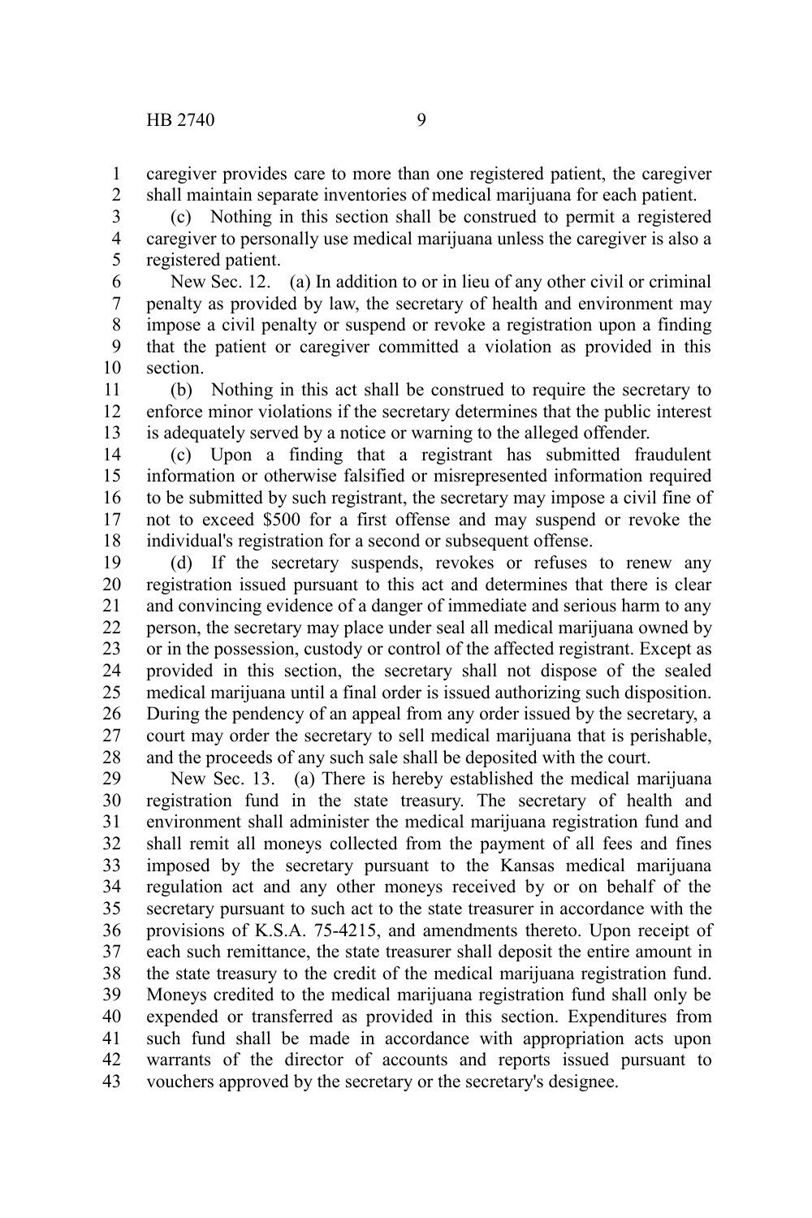caregiver provides care to more than one registered patient, the caregiver shall maintain separate inventories of medical marijuana for each patient.

(c) Nothing in this section shall be construed to permit a registered caregiver to personally use medical marijuana unless the caregiver is also a registered patient.

New Sec. 12. (a) In addition to or in lieu of any other civil or criminal penalty as provided by law, the secretary of health and environment may impose a civil penalty or suspend or revoke a registration upon a finding that the patient or caregiver committed a violation as provided in this section.

(b) Nothing in this act shall be construed to require the secretary to enforce minor violations if the secretary determines that the public interest is adequately served by a notice or warning to the alleged offender.

(c) Upon a finding that a registrant has submitted fraudulent information or otherwise falsified or misrepresented information required to be submitted by such registrant, the secretary may impose a civil fine of not to exceed $500 for a first offense and may suspend or revoke the individual's registration for a second or subsequent offense.

(d) If the secretary suspends, revokes or refuses to renew any registration issued pursuant to this act and determines that there is clear and convincing evidence of a danger of immediate and serious harm to any person, the secretary may place under seal all medical marijuana owned by or in the possession, custody or control of the affected registrant. Except as provided in this section, the secretary shall not dispose of the sealed medical marijuana until a final order is issued authorizing such disposition. During the pendency of an appeal from any order issued by the secretary, a court may order the secretary to sell medical marijuana that is perishable, and the proceeds of any such sale shall be deposited with the court.

New Sec. 13. (a) There is hereby established the medical marijuana registration fund in the state treasury. The secretary of health and environment shall administer the medical marijuana registration fund and shall remit all moneys collected from the payment of all fees and fines imposed by the secretary pursuant to the Kansas medical marijuana regulation act and any other moneys received by or on behalf of the secretary pursuant to such act to the state treasurer in accordance with the provisions of K.S.A. 75-4215, and amendments thereto. Upon receipt of each such remittance, the state treasurer shall deposit the entire amount in the state treasury to the credit of the medical marijuana registration fund. Moneys credited to the medical marijuana registration fund shall only be expended or transferred as provided in this section. Expenditures from such fund shall be made in accordance with appropriation acts upon warrants of the director of accounts and reports issued pursuant to vouchers approved by the secretary or the secretary's designee.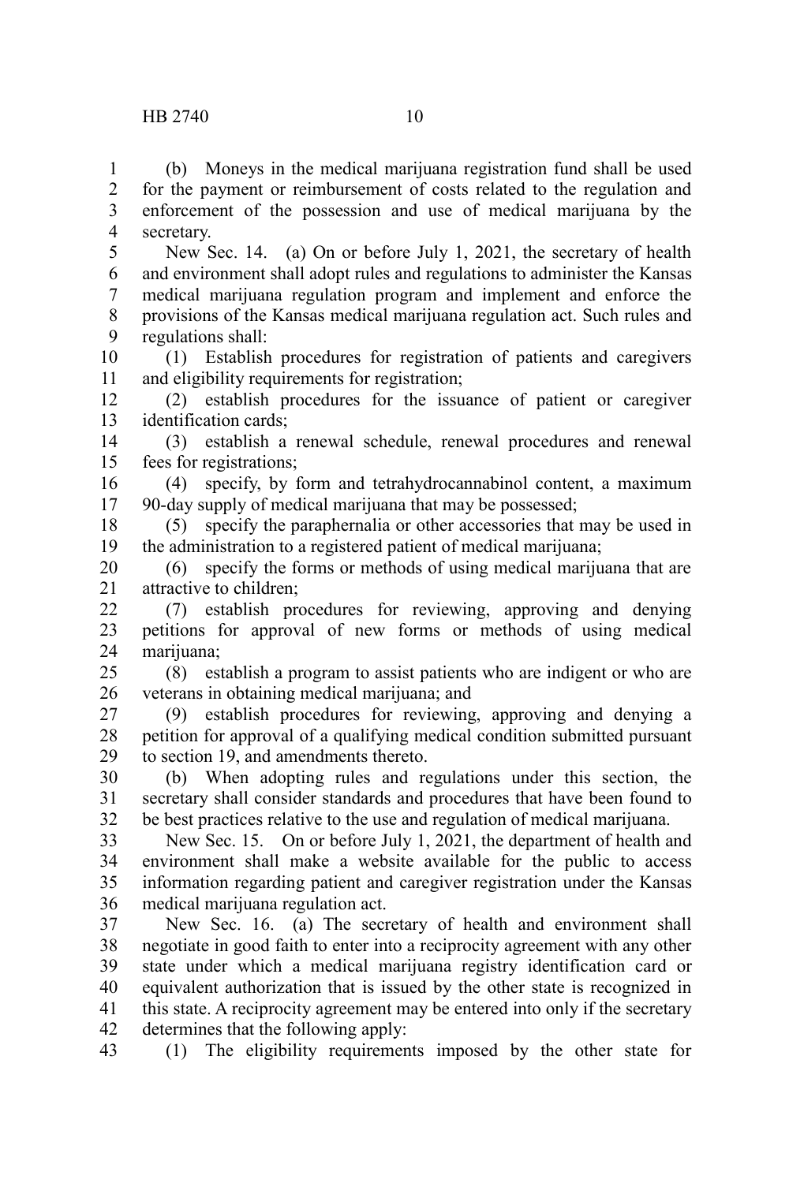(b) Moneys in the medical marijuana registration fund shall be used for the payment or reimbursement of costs related to the regulation and enforcement of the possession and use of medical marijuana by the secretary.

New Sec. 14. (a) On or before July 1, 2021, the secretary of health and environment shall adopt rules and regulations to administer the Kansas medical marijuana regulation program and implement and enforce the provisions of the Kansas medical marijuana regulation act. Such rules and regulations shall:

(1) Establish procedures for registration of patients and caregivers and eligibility requirements for registration;

(2) establish procedures for the issuance of patient or caregiver identification cards;

(3) establish a renewal schedule, renewal procedures and renewal fees for registrations;

(4) specify, by form and tetrahydrocannabinol content, a maximum 90-day supply of medical marijuana that may be possessed;

(5) specify the paraphernalia or other accessories that may be used in the administration to a registered patient of medical marijuana;

(6) specify the forms or methods of using medical marijuana that are attractive to children;

(7) establish procedures for reviewing, approving and denying petitions for approval of new forms or methods of using medical marijuana;

(8) establish a program to assist patients who are indigent or who are veterans in obtaining medical marijuana; and

(9) establish procedures for reviewing, approving and denying a petition for approval of a qualifying medical condition submitted pursuant to section 19, and amendments thereto.

(b) When adopting rules and regulations under this section, the secretary shall consider standards and procedures that have been found to be best practices relative to the use and regulation of medical marijuana.

New Sec. 15. On or before July 1, 2021, the department of health and environment shall make a website available for the public to access information regarding patient and caregiver registration under the Kansas medical marijuana regulation act.

New Sec. 16. (a) The secretary of health and environment shall negotiate in good faith to enter into a reciprocity agreement with any other state under which a medical marijuana registry identification card or equivalent authorization that is issued by the other state is recognized in this state. A reciprocity agreement may be entered into only if the secretary determines that the following apply:

(1) The eligibility requirements imposed by the other state for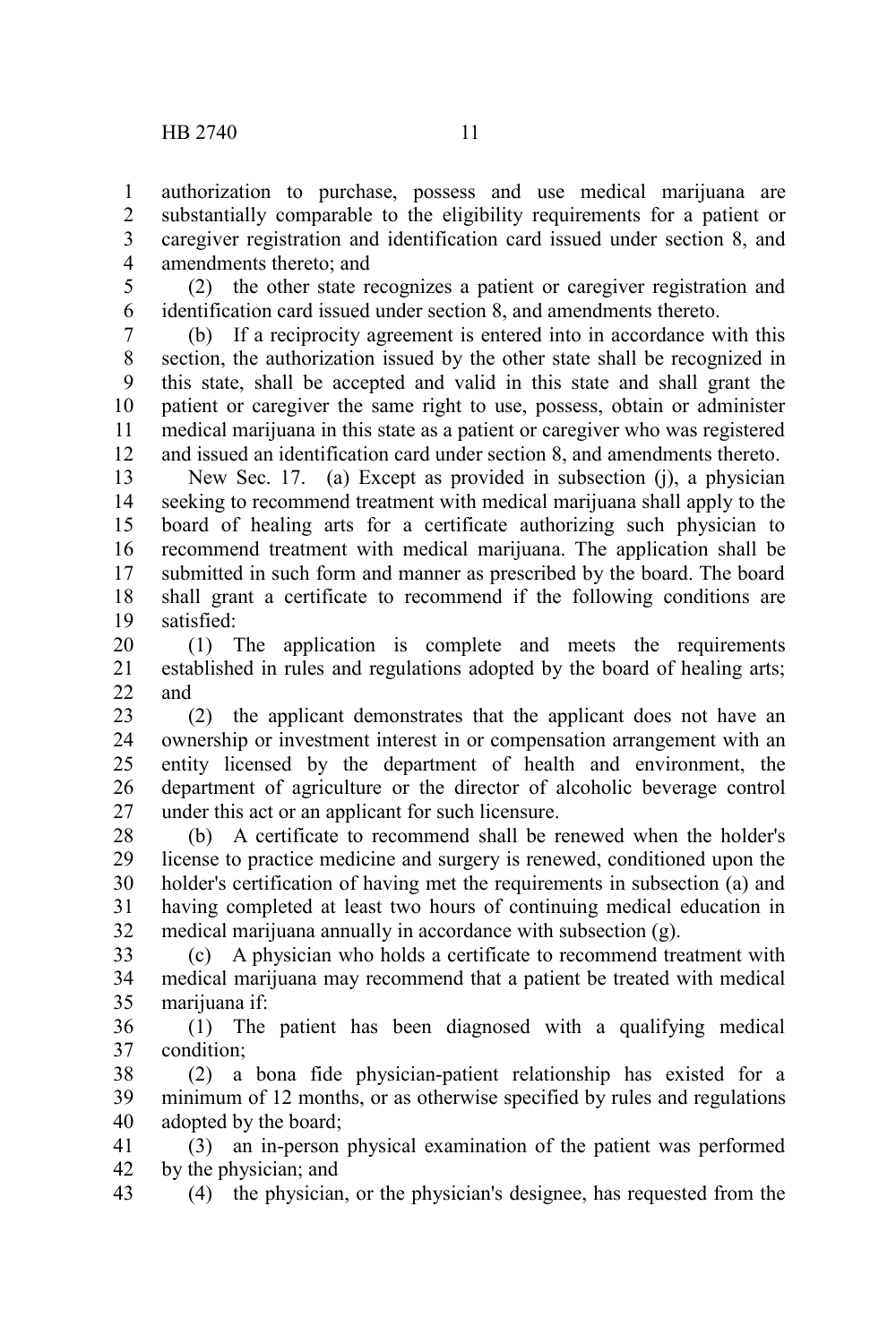authorization to purchase, possess and use medical marijuana are substantially comparable to the eligibility requirements for a patient or caregiver registration and identification card issued under section 8, and amendments thereto; and

(2) the other state recognizes a patient or caregiver registration and identification card issued under section 8, and amendments thereto.

(b) If a reciprocity agreement is entered into in accordance with this section, the authorization issued by the other state shall be recognized in this state, shall be accepted and valid in this state and shall grant the patient or caregiver the same right to use, possess, obtain or administer medical marijuana in this state as a patient or caregiver who was registered and issued an identification card under section 8, and amendments thereto.

New Sec. 17. (a) Except as provided in subsection (j), a physician seeking to recommend treatment with medical marijuana shall apply to the board of healing arts for a certificate authorizing such physician to recommend treatment with medical marijuana. The application shall be submitted in such form and manner as prescribed by the board. The board shall grant a certificate to recommend if the following conditions are satisfied:

(1) The application is complete and meets the requirements established in rules and regulations adopted by the board of healing arts; and

(2) the applicant demonstrates that the applicant does not have an ownership or investment interest in or compensation arrangement with an entity licensed by the department of health and environment, the department of agriculture or the director of alcoholic beverage control under this act or an applicant for such licensure.

(b) A certificate to recommend shall be renewed when the holder's license to practice medicine and surgery is renewed, conditioned upon the holder's certification of having met the requirements in subsection (a) and having completed at least two hours of continuing medical education in medical marijuana annually in accordance with subsection (g).

(c) A physician who holds a certificate to recommend treatment with medical marijuana may recommend that a patient be treated with medical marijuana if:

(1) The patient has been diagnosed with a qualifying medical condition;

(2) a bona fide physician-patient relationship has existed for a minimum of 12 months, or as otherwise specified by rules and regulations adopted by the board;

(3) an in-person physical examination of the patient was performed by the physician; and

(4) the physician, or the physician's designee, has requested from the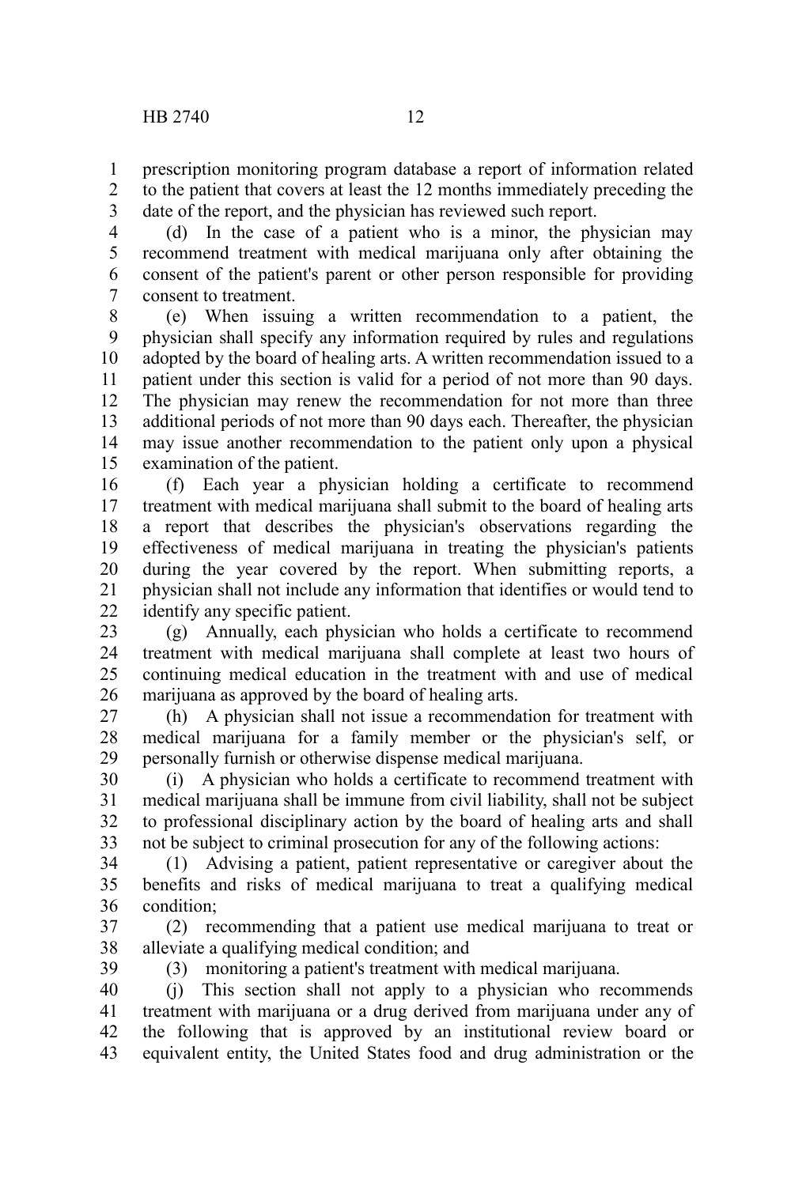prescription monitoring program database a report of information related to the patient that covers at least the 12 months immediately preceding the date of the report, and the physician has reviewed such report.

(d) In the case of a patient who is a minor, the physician may recommend treatment with medical marijuana only after obtaining the consent of the patient's parent or other person responsible for providing consent to treatment.

(e) When issuing a written recommendation to a patient, the physician shall specify any information required by rules and regulations adopted by the board of healing arts. A written recommendation issued to a patient under this section is valid for a period of not more than 90 days. The physician may renew the recommendation for not more than three additional periods of not more than 90 days each. Thereafter, the physician may issue another recommendation to the patient only upon a physical examination of the patient.

(f) Each year a physician holding a certificate to recommend treatment with medical marijuana shall submit to the board of healing arts a report that describes the physician's observations regarding the effectiveness of medical marijuana in treating the physician's patients during the year covered by the report. When submitting reports, a physician shall not include any information that identifies or would tend to identify any specific patient.

(g) Annually, each physician who holds a certificate to recommend treatment with medical marijuana shall complete at least two hours of continuing medical education in the treatment with and use of medical marijuana as approved by the board of healing arts.

(h) A physician shall not issue a recommendation for treatment with medical marijuana for a family member or the physician's self, or personally furnish or otherwise dispense medical marijuana.

(i) A physician who holds a certificate to recommend treatment with medical marijuana shall be immune from civil liability, shall not be subject to professional disciplinary action by the board of healing arts and shall not be subject to criminal prosecution for any of the following actions:

(1) Advising a patient, patient representative or caregiver about the benefits and risks of medical marijuana to treat a qualifying medical condition;

(2) recommending that a patient use medical marijuana to treat or alleviate a qualifying medical condition; and

(3) monitoring a patient's treatment with medical marijuana.

(j) This section shall not apply to a physician who recommends treatment with marijuana or a drug derived from marijuana under any of the following that is approved by an institutional review board or equivalent entity, the United States food and drug administration or the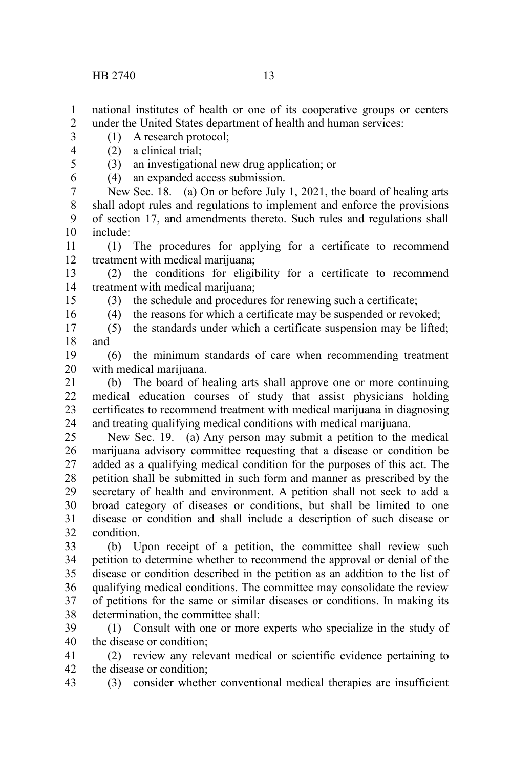national institutes of health or one of its cooperative groups or centers under the United States department of health and human services:

(1) A research protocol;

(2) a clinical trial;

(3) an investigational new drug application; or

(4) an expanded access submission.

New Sec. 18. (a) On or before July 1, 2021, the board of healing arts shall adopt rules and regulations to implement and enforce the provisions of section 17, and amendments thereto. Such rules and regulations shall include:

(1) The procedures for applying for a certificate to recommend treatment with medical marijuana;

(2) the conditions for eligibility for a certificate to recommend treatment with medical marijuana;

(3) the schedule and procedures for renewing such a certificate;

(4) the reasons for which a certificate may be suspended or revoked;

(5) the standards under which a certificate suspension may be lifted; and

(6) the minimum standards of care when recommending treatment with medical marijuana.

(b) The board of healing arts shall approve one or more continuing medical education courses of study that assist physicians holding certificates to recommend treatment with medical marijuana in diagnosing and treating qualifying medical conditions with medical marijuana.

New Sec. 19. (a) Any person may submit a petition to the medical marijuana advisory committee requesting that a disease or condition be added as a qualifying medical condition for the purposes of this act. The petition shall be submitted in such form and manner as prescribed by the secretary of health and environment. A petition shall not seek to add a broad category of diseases or conditions, but shall be limited to one disease or condition and shall include a description of such disease or condition.

(b) Upon receipt of a petition, the committee shall review such petition to determine whether to recommend the approval or denial of the disease or condition described in the petition as an addition to the list of qualifying medical conditions. The committee may consolidate the review of petitions for the same or similar diseases or conditions. In making its determination, the committee shall:

(1) Consult with one or more experts who specialize in the study of the disease or condition;

(2) review any relevant medical or scientific evidence pertaining to the disease or condition;

(3) consider whether conventional medical therapies are insufficient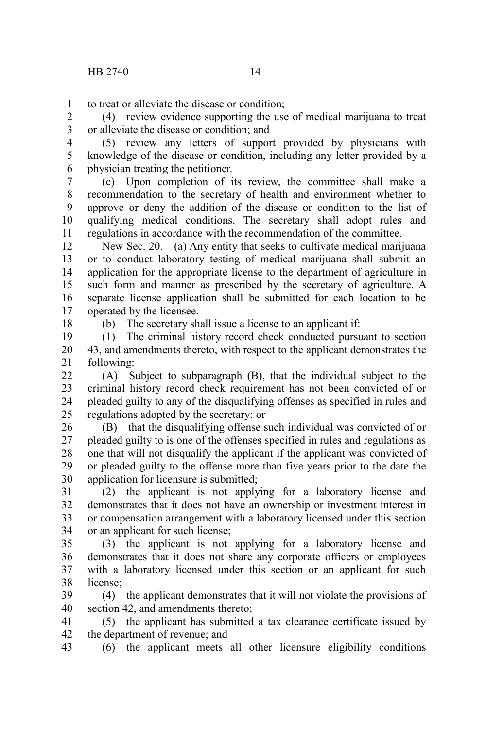to treat or alleviate the disease or condition;

(4) review evidence supporting the use of medical marijuana to treat or alleviate the disease or condition; and

(5) review any letters of support provided by physicians with knowledge of the disease or condition, including any letter provided by a physician treating the petitioner.

(c) Upon completion of its review, the committee shall make a recommendation to the secretary of health and environment whether to approve or deny the addition of the disease or condition to the list of qualifying medical conditions. The secretary shall adopt rules and regulations in accordance with the recommendation of the committee.

New Sec. 20. (a) Any entity that seeks to cultivate medical marijuana or to conduct laboratory testing of medical marijuana shall submit an application for the appropriate license to the department of agriculture in such form and manner as prescribed by the secretary of agriculture. A separate license application shall be submitted for each location to be operated by the licensee.

(b) The secretary shall issue a license to an applicant if:

(1) The criminal history record check conducted pursuant to section 43, and amendments thereto, with respect to the applicant demonstrates the following:

(A) Subject to subparagraph (B), that the individual subject to the criminal history record check requirement has not been convicted of or pleaded guilty to any of the disqualifying offenses as specified in rules and regulations adopted by the secretary; or

(B) that the disqualifying offense such individual was convicted of or pleaded guilty to is one of the offenses specified in rules and regulations as one that will not disqualify the applicant if the applicant was convicted of or pleaded guilty to the offense more than five years prior to the date the application for licensure is submitted;

(2) the applicant is not applying for a laboratory license and demonstrates that it does not have an ownership or investment interest in or compensation arrangement with a laboratory licensed under this section or an applicant for such license;

(3) the applicant is not applying for a laboratory license and demonstrates that it does not share any corporate officers or employees with a laboratory licensed under this section or an applicant for such license;

(4) the applicant demonstrates that it will not violate the provisions of section 42, and amendments thereto;

(5) the applicant has submitted a tax clearance certificate issued by the department of revenue; and

(6) the applicant meets all other licensure eligibility conditions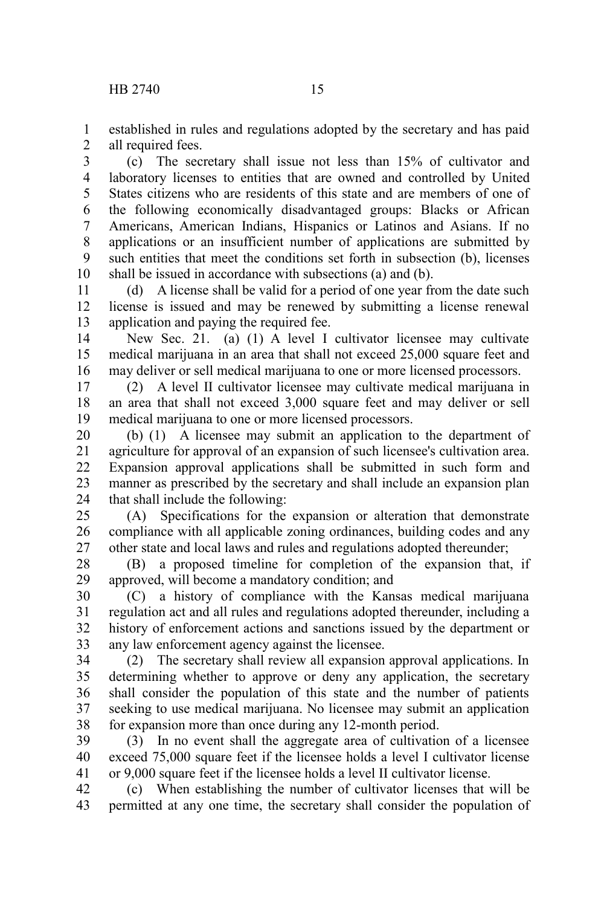established in rules and regulations adopted by the secretary and has paid all required fees.

(c) The secretary shall issue not less than 15% of cultivator and laboratory licenses to entities that are owned and controlled by United States citizens who are residents of this state and are members of one of the following economically disadvantaged groups: Blacks or African Americans, American Indians, Hispanics or Latinos and Asians. If no applications or an insufficient number of applications are submitted by such entities that meet the conditions set forth in subsection (b), licenses shall be issued in accordance with subsections (a) and (b).

(d) A license shall be valid for a period of one year from the date such license is issued and may be renewed by submitting a license renewal application and paying the required fee.

New Sec. 21. (a) (1) A level I cultivator licensee may cultivate medical marijuana in an area that shall not exceed 25,000 square feet and may deliver or sell medical marijuana to one or more licensed processors.

(2) A level II cultivator licensee may cultivate medical marijuana in an area that shall not exceed 3,000 square feet and may deliver or sell medical marijuana to one or more licensed processors.

(b) (1) A licensee may submit an application to the department of agriculture for approval of an expansion of such licensee's cultivation area. Expansion approval applications shall be submitted in such form and manner as prescribed by the secretary and shall include an expansion plan that shall include the following:

(A) Specifications for the expansion or alteration that demonstrate compliance with all applicable zoning ordinances, building codes and any other state and local laws and rules and regulations adopted thereunder;

(B) a proposed timeline for completion of the expansion that, if approved, will become a mandatory condition; and

(C) a history of compliance with the Kansas medical marijuana regulation act and all rules and regulations adopted thereunder, including a history of enforcement actions and sanctions issued by the department or any law enforcement agency against the licensee.

(2) The secretary shall review all expansion approval applications. In determining whether to approve or deny any application, the secretary shall consider the population of this state and the number of patients seeking to use medical marijuana. No licensee may submit an application for expansion more than once during any 12-month period.

(3) In no event shall the aggregate area of cultivation of a licensee exceed 75,000 square feet if the licensee holds a level I cultivator license or 9,000 square feet if the licensee holds a level II cultivator license.

(c) When establishing the number of cultivator licenses that will be permitted at any one time, the secretary shall consider the population of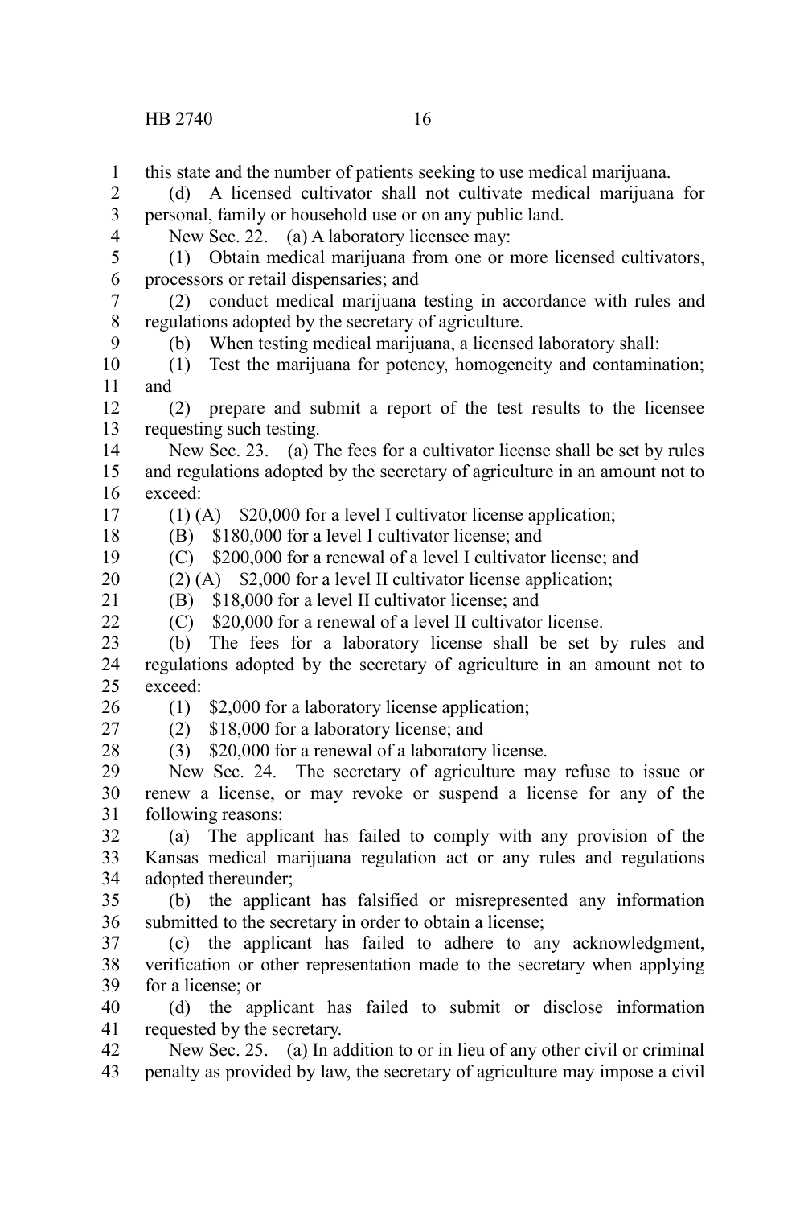this state and the number of patients seeking to use medical marijuana.

(d) A licensed cultivator shall not cultivate medical marijuana for personal, family or household use or on any public land.

New Sec. 22. (a) A laboratory licensee may:

(1) Obtain medical marijuana from one or more licensed cultivators, processors or retail dispensaries; and

(2) conduct medical marijuana testing in accordance with rules and regulations adopted by the secretary of agriculture.

(b) When testing medical marijuana, a licensed laboratory shall:

(1) Test the marijuana for potency, homogeneity and contamination; and

(2) prepare and submit a report of the test results to the licensee requesting such testing.

New Sec. 23. (a) The fees for a cultivator license shall be set by rules and regulations adopted by the secretary of agriculture in an amount not to exceed:

(1) (A) $20,000 for a level I cultivator license application;

(B) $180,000 for a level I cultivator license; and

(C) $200,000 for a renewal of a level I cultivator license; and

(2) (A) $2,000 for a level II cultivator license application;

(B) $18,000 for a level II cultivator license; and

(C) $20,000 for a renewal of a level II cultivator license.

(b) The fees for a laboratory license shall be set by rules and regulations adopted by the secretary of agriculture in an amount not to exceed:

(1) $2,000 for a laboratory license application;

(2) $18,000 for a laboratory license; and

(3) $20,000 for a renewal of a laboratory license.

New Sec. 24. The secretary of agriculture may refuse to issue or renew a license, or may revoke or suspend a license for any of the following reasons:

(a) The applicant has failed to comply with any provision of the Kansas medical marijuana regulation act or any rules and regulations adopted thereunder;

(b) the applicant has falsified or misrepresented any information submitted to the secretary in order to obtain a license;

(c) the applicant has failed to adhere to any acknowledgment, verification or other representation made to the secretary when applying for a license; or

(d) the applicant has failed to submit or disclose information requested by the secretary.

New Sec. 25. (a) In addition to or in lieu of any other civil or criminal penalty as provided by law, the secretary of agriculture may impose a civil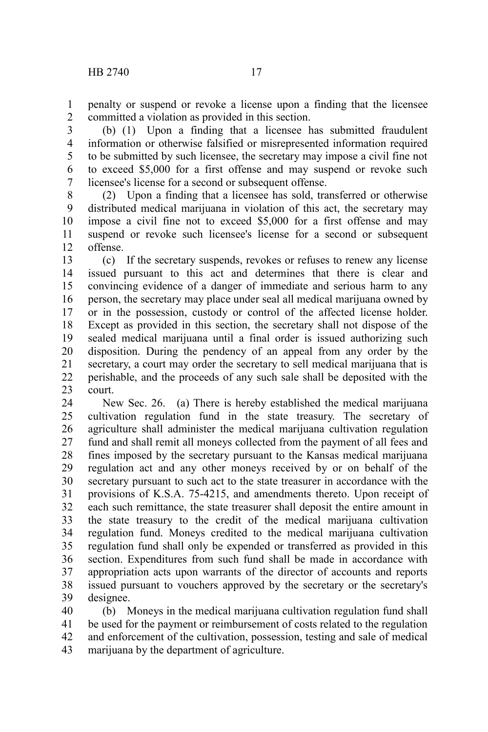penalty or suspend or revoke a license upon a finding that the licensee committed a violation as provided in this section.

(b) (1) Upon a finding that a licensee has submitted fraudulent information or otherwise falsified or misrepresented information required to be submitted by such licensee, the secretary may impose a civil fine not to exceed $5,000 for a first offense and may suspend or revoke such licensee's license for a second or subsequent offense.

(2) Upon a finding that a licensee has sold, transferred or otherwise distributed medical marijuana in violation of this act, the secretary may impose a civil fine not to exceed $5,000 for a first offense and may suspend or revoke such licensee's license for a second or subsequent offense.

(c) If the secretary suspends, revokes or refuses to renew any license issued pursuant to this act and determines that there is clear and convincing evidence of a danger of immediate and serious harm to any person, the secretary may place under seal all medical marijuana owned by or in the possession, custody or control of the affected license holder. Except as provided in this section, the secretary shall not dispose of the sealed medical marijuana until a final order is issued authorizing such disposition. During the pendency of an appeal from any order by the secretary, a court may order the secretary to sell medical marijuana that is perishable, and the proceeds of any such sale shall be deposited with the court.

New Sec. 26. (a) There is hereby established the medical marijuana cultivation regulation fund in the state treasury. The secretary of agriculture shall administer the medical marijuana cultivation regulation fund and shall remit all moneys collected from the payment of all fees and fines imposed by the secretary pursuant to the Kansas medical marijuana regulation act and any other moneys received by or on behalf of the secretary pursuant to such act to the state treasurer in accordance with the provisions of K.S.A. 75-4215, and amendments thereto. Upon receipt of each such remittance, the state treasurer shall deposit the entire amount in the state treasury to the credit of the medical marijuana cultivation regulation fund. Moneys credited to the medical marijuana cultivation regulation fund shall only be expended or transferred as provided in this section. Expenditures from such fund shall be made in accordance with appropriation acts upon warrants of the director of accounts and reports issued pursuant to vouchers approved by the secretary or the secretary's designee.

(b) Moneys in the medical marijuana cultivation regulation fund shall be used for the payment or reimbursement of costs related to the regulation and enforcement of the cultivation, possession, testing and sale of medical marijuana by the department of agriculture.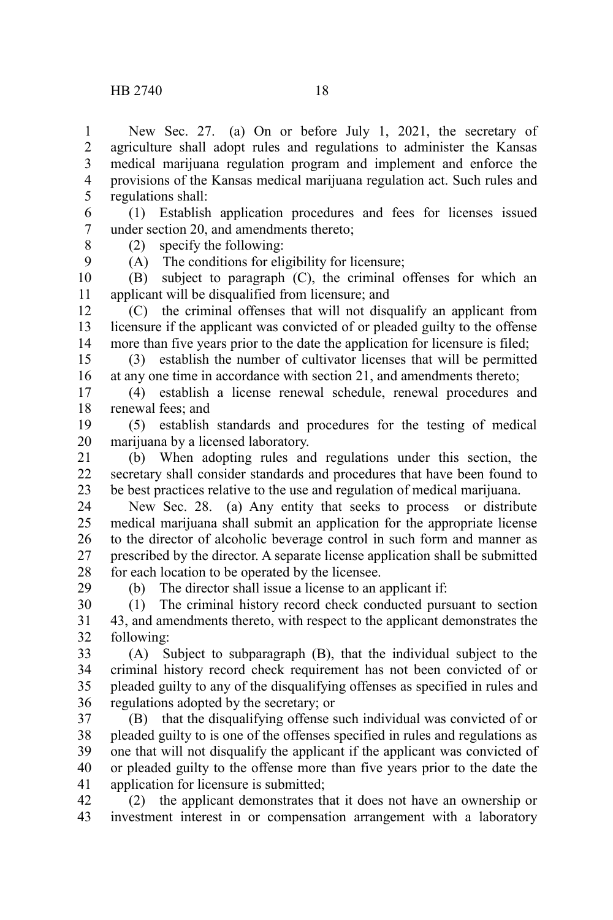New Sec. 27. (a) On or before July 1, 2021, the secretary of agriculture shall adopt rules and regulations to administer the Kansas medical marijuana regulation program and implement and enforce the provisions of the Kansas medical marijuana regulation act. Such rules and regulations shall:

(1) Establish application procedures and fees for licenses issued under section 20, and amendments thereto;

(2) specify the following:

(A) The conditions for eligibility for licensure;

(B) subject to paragraph (C), the criminal offenses for which an applicant will be disqualified from licensure; and

(C) the criminal offenses that will not disqualify an applicant from licensure if the applicant was convicted of or pleaded guilty to the offense more than five years prior to the date the application for licensure is filed;

(3) establish the number of cultivator licenses that will be permitted at any one time in accordance with section 21, and amendments thereto;

(4) establish a license renewal schedule, renewal procedures and renewal fees; and

(5) establish standards and procedures for the testing of medical marijuana by a licensed laboratory.

(b) When adopting rules and regulations under this section, the secretary shall consider standards and procedures that have been found to be best practices relative to the use and regulation of medical marijuana.

New Sec. 28. (a) Any entity that seeks to process or distribute medical marijuana shall submit an application for the appropriate license to the director of alcoholic beverage control in such form and manner as prescribed by the director. A separate license application shall be submitted for each location to be operated by the licensee.

(b) The director shall issue a license to an applicant if:

(1) The criminal history record check conducted pursuant to section 43, and amendments thereto, with respect to the applicant demonstrates the following:

(A) Subject to subparagraph (B), that the individual subject to the criminal history record check requirement has not been convicted of or pleaded guilty to any of the disqualifying offenses as specified in rules and regulations adopted by the secretary; or

(B) that the disqualifying offense such individual was convicted of or pleaded guilty to is one of the offenses specified in rules and regulations as one that will not disqualify the applicant if the applicant was convicted of or pleaded guilty to the offense more than five years prior to the date the application for licensure is submitted;

(2) the applicant demonstrates that it does not have an ownership or investment interest in or compensation arrangement with a laboratory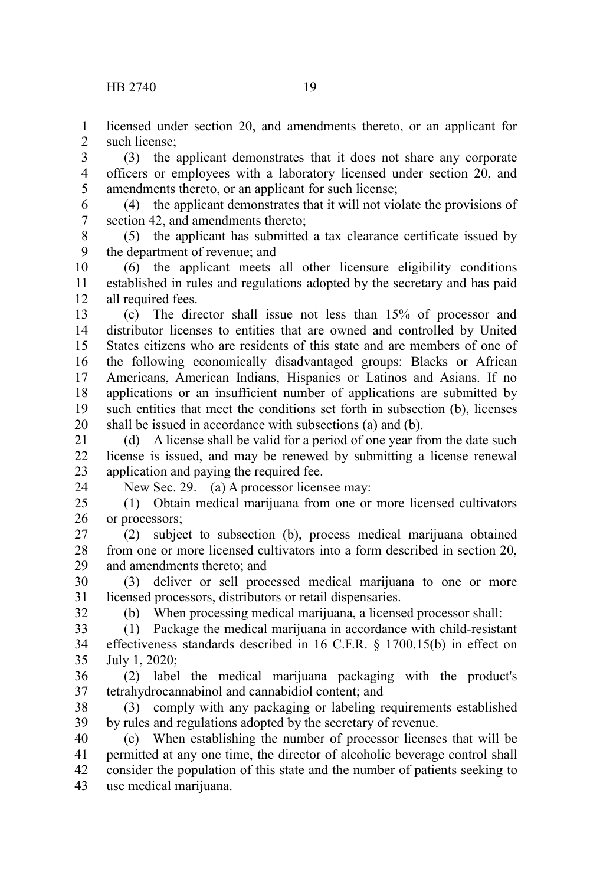licensed under section 20, and amendments thereto, or an applicant for such license;

(3) the applicant demonstrates that it does not share any corporate officers or employees with a laboratory licensed under section 20, and amendments thereto, or an applicant for such license;

(4) the applicant demonstrates that it will not violate the provisions of section 42, and amendments thereto;

(5) the applicant has submitted a tax clearance certificate issued by the department of revenue; and

(6) the applicant meets all other licensure eligibility conditions established in rules and regulations adopted by the secretary and has paid all required fees.

(c) The director shall issue not less than 15% of processor and distributor licenses to entities that are owned and controlled by United States citizens who are residents of this state and are members of one of the following economically disadvantaged groups: Blacks or African Americans, American Indians, Hispanics or Latinos and Asians. If no applications or an insufficient number of applications are submitted by such entities that meet the conditions set forth in subsection (b), licenses shall be issued in accordance with subsections (a) and (b).

(d) A license shall be valid for a period of one year from the date such license is issued, and may be renewed by submitting a license renewal application and paying the required fee.

New Sec. 29. (a) A processor licensee may:

(1) Obtain medical marijuana from one or more licensed cultivators or processors;

(2) subject to subsection (b), process medical marijuana obtained from one or more licensed cultivators into a form described in section 20, and amendments thereto; and

(3) deliver or sell processed medical marijuana to one or more licensed processors, distributors or retail dispensaries.

(b) When processing medical marijuana, a licensed processor shall:

(1) Package the medical marijuana in accordance with child-resistant effectiveness standards described in 16 C.F.R. § 1700.15(b) in effect on July 1, 2020;

(2) label the medical marijuana packaging with the product's tetrahydrocannabinol and cannabidiol content; and

(3) comply with any packaging or labeling requirements established by rules and regulations adopted by the secretary of revenue.

(c) When establishing the number of processor licenses that will be permitted at any one time, the director of alcoholic beverage control shall consider the population of this state and the number of patients seeking to use medical marijuana.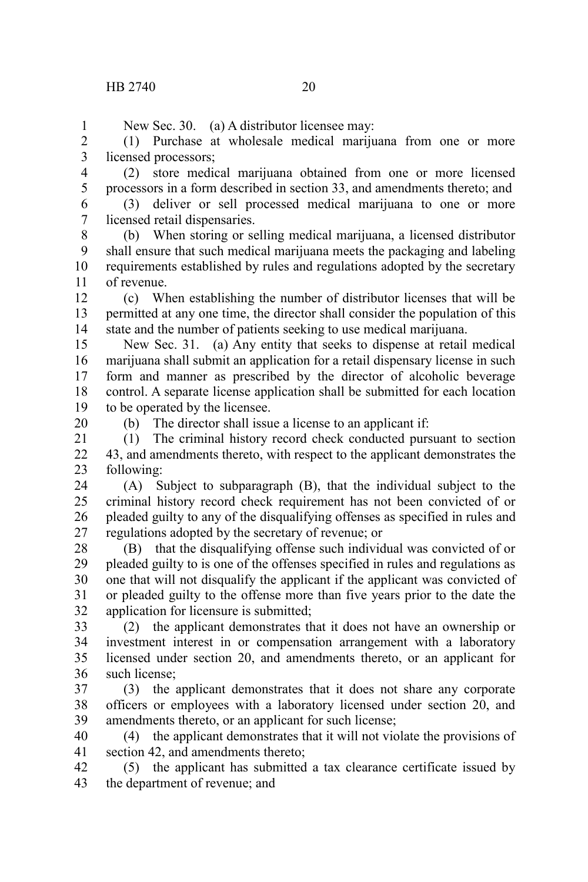New Sec. 30. (a) A distributor licensee may:

(1) Purchase at wholesale medical marijuana from one or more licensed processors;

(2) store medical marijuana obtained from one or more licensed processors in a form described in section 33, and amendments thereto; and

(3) deliver or sell processed medical marijuana to one or more licensed retail dispensaries.

(b) When storing or selling medical marijuana, a licensed distributor shall ensure that such medical marijuana meets the packaging and labeling requirements established by rules and regulations adopted by the secretary of revenue.

(c) When establishing the number of distributor licenses that will be permitted at any one time, the director shall consider the population of this state and the number of patients seeking to use medical marijuana.

New Sec. 31. (a) Any entity that seeks to dispense at retail medical marijuana shall submit an application for a retail dispensary license in such form and manner as prescribed by the director of alcoholic beverage control. A separate license application shall be submitted for each location to be operated by the licensee.

(b) The director shall issue a license to an applicant if:

(1) The criminal history record check conducted pursuant to section 43, and amendments thereto, with respect to the applicant demonstrates the following:

(A) Subject to subparagraph (B), that the individual subject to the criminal history record check requirement has not been convicted of or pleaded guilty to any of the disqualifying offenses as specified in rules and regulations adopted by the secretary of revenue; or

(B) that the disqualifying offense such individual was convicted of or pleaded guilty to is one of the offenses specified in rules and regulations as one that will not disqualify the applicant if the applicant was convicted of or pleaded guilty to the offense more than five years prior to the date the application for licensure is submitted;

(2) the applicant demonstrates that it does not have an ownership or investment interest in or compensation arrangement with a laboratory licensed under section 20, and amendments thereto, or an applicant for such license;

(3) the applicant demonstrates that it does not share any corporate officers or employees with a laboratory licensed under section 20, and amendments thereto, or an applicant for such license;

(4) the applicant demonstrates that it will not violate the provisions of section 42, and amendments thereto;

(5) the applicant has submitted a tax clearance certificate issued by the department of revenue; and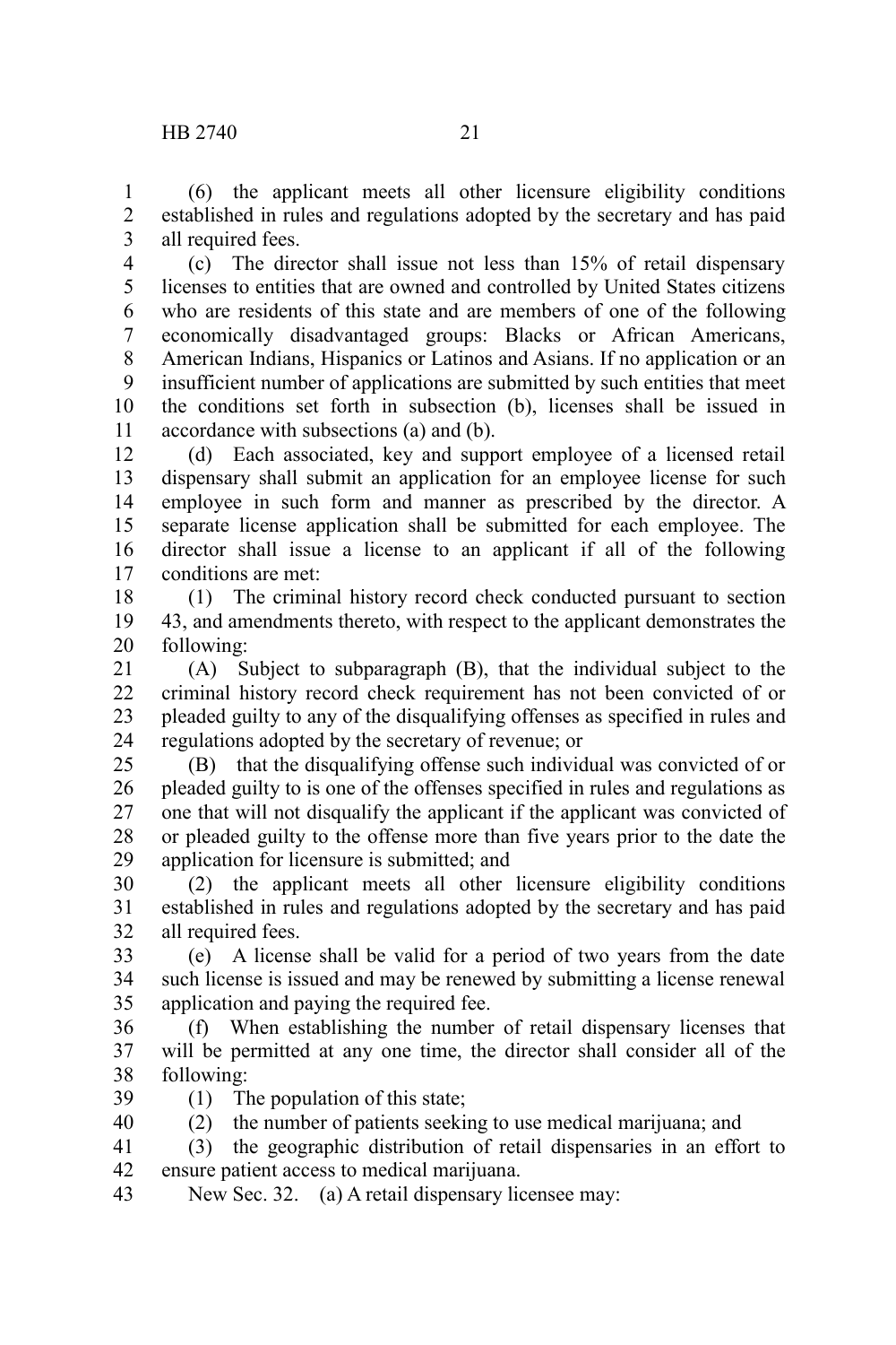(6) the applicant meets all other licensure eligibility conditions established in rules and regulations adopted by the secretary and has paid all required fees.

(c) The director shall issue not less than 15% of retail dispensary licenses to entities that are owned and controlled by United States citizens who are residents of this state and are members of one of the following economically disadvantaged groups: Blacks or African Americans, American Indians, Hispanics or Latinos and Asians. If no application or an insufficient number of applications are submitted by such entities that meet the conditions set forth in subsection (b), licenses shall be issued in accordance with subsections (a) and (b).

(d) Each associated, key and support employee of a licensed retail dispensary shall submit an application for an employee license for such employee in such form and manner as prescribed by the director. A separate license application shall be submitted for each employee. The director shall issue a license to an applicant if all of the following conditions are met:

(1) The criminal history record check conducted pursuant to section 43, and amendments thereto, with respect to the applicant demonstrates the following:

(A) Subject to subparagraph (B), that the individual subject to the criminal history record check requirement has not been convicted of or pleaded guilty to any of the disqualifying offenses as specified in rules and regulations adopted by the secretary of revenue; or

(B) that the disqualifying offense such individual was convicted of or pleaded guilty to is one of the offenses specified in rules and regulations as one that will not disqualify the applicant if the applicant was convicted of or pleaded guilty to the offense more than five years prior to the date the application for licensure is submitted; and

(2) the applicant meets all other licensure eligibility conditions established in rules and regulations adopted by the secretary and has paid all required fees.

(e) A license shall be valid for a period of two years from the date such license is issued and may be renewed by submitting a license renewal application and paying the required fee.

(f) When establishing the number of retail dispensary licenses that will be permitted at any one time, the director shall consider all of the following:

(1) The population of this state;

(2) the number of patients seeking to use medical marijuana; and

(3) the geographic distribution of retail dispensaries in an effort to ensure patient access to medical marijuana.

New Sec. 32. (a) A retail dispensary licensee may: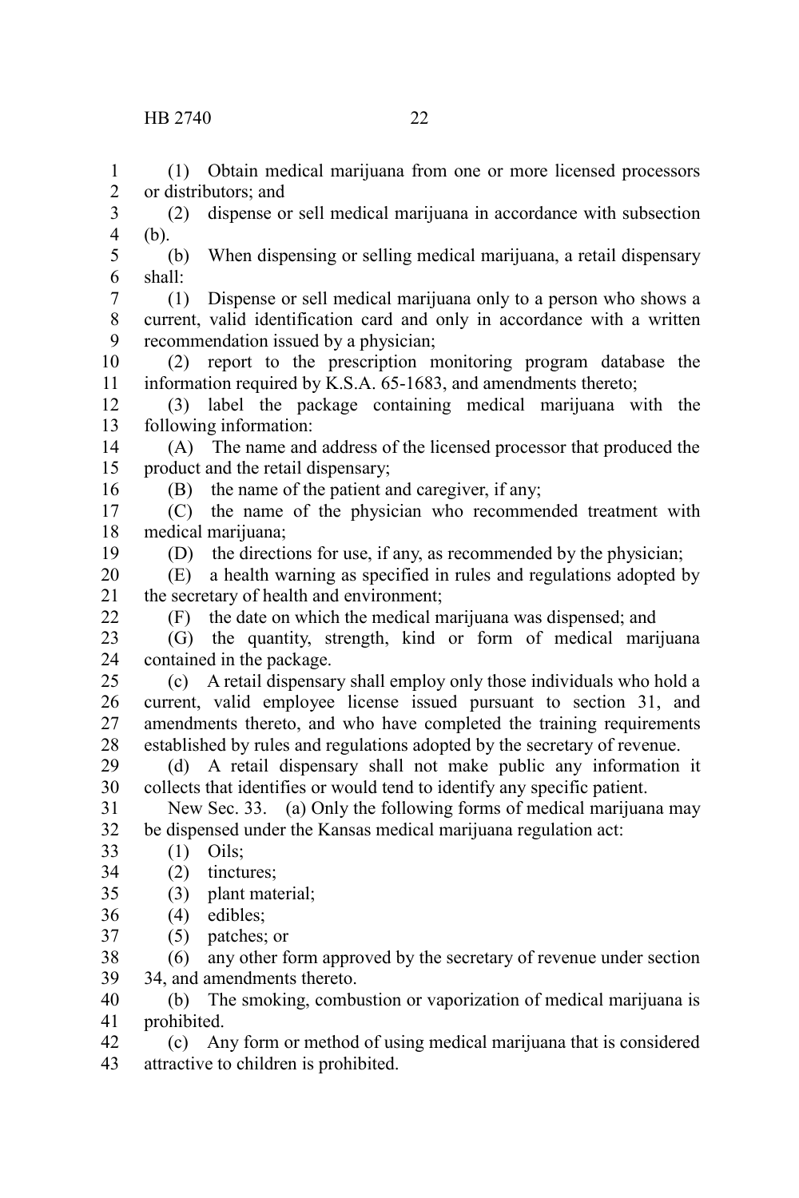(1) Obtain medical marijuana from one or more licensed processors or distributors; and

(2) dispense or sell medical marijuana in accordance with subsection (b).

(b) When dispensing or selling medical marijuana, a retail dispensary shall:

(1) Dispense or sell medical marijuana only to a person who shows a current, valid identification card and only in accordance with a written recommendation issued by a physician;

(2) report to the prescription monitoring program database the information required by K.S.A. 65-1683, and amendments thereto;

(3) label the package containing medical marijuana with the following information:

(A) The name and address of the licensed processor that produced the product and the retail dispensary;

(B) the name of the patient and caregiver, if any;

(C) the name of the physician who recommended treatment with medical marijuana;

(D) the directions for use, if any, as recommended by the physician;

(E) a health warning as specified in rules and regulations adopted by the secretary of health and environment;

(F) the date on which the medical marijuana was dispensed; and

(G) the quantity, strength, kind or form of medical marijuana contained in the package.

(c) A retail dispensary shall employ only those individuals who hold a current, valid employee license issued pursuant to section 31, and amendments thereto, and who have completed the training requirements established by rules and regulations adopted by the secretary of revenue.

(d) A retail dispensary shall not make public any information it collects that identifies or would tend to identify any specific patient.

New Sec. 33. (a) Only the following forms of medical marijuana may be dispensed under the Kansas medical marijuana regulation act:

(1) Oils;

(2) tinctures;

(3) plant material;

(4) edibles;

(5) patches; or

(6) any other form approved by the secretary of revenue under section 34, and amendments thereto.

(b) The smoking, combustion or vaporization of medical marijuana is prohibited.

(c) Any form or method of using medical marijuana that is considered attractive to children is prohibited.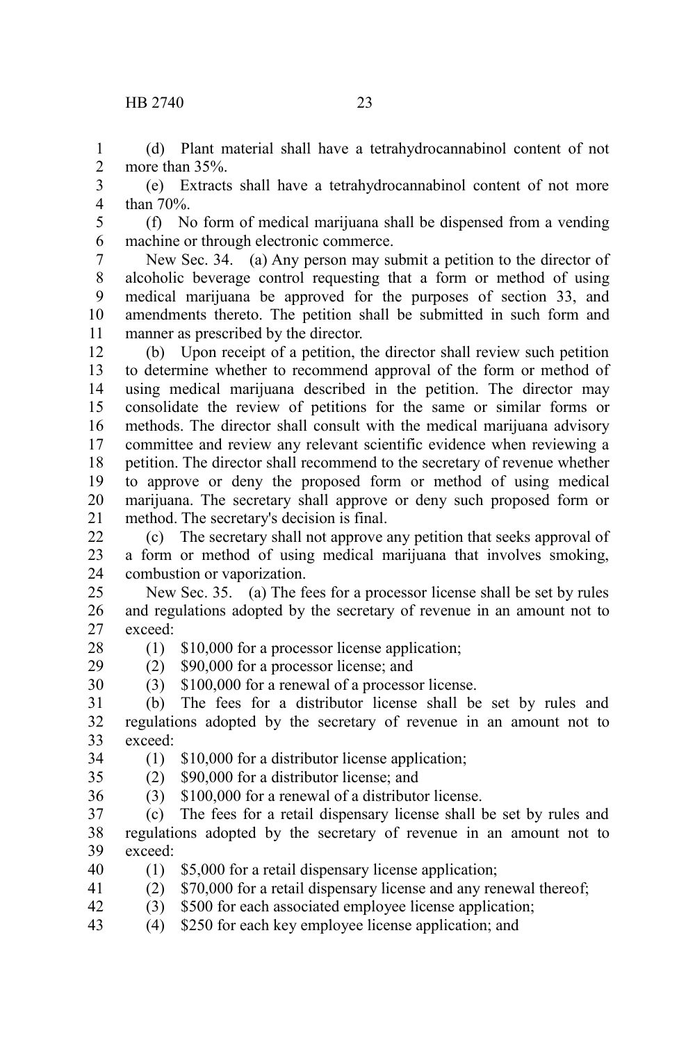(d) Plant material shall have a tetrahydrocannabinol content of not more than 35%.

(e) Extracts shall have a tetrahydrocannabinol content of not more than 70%.

(f) No form of medical marijuana shall be dispensed from a vending machine or through electronic commerce.

New Sec. 34. (a) Any person may submit a petition to the director of alcoholic beverage control requesting that a form or method of using medical marijuana be approved for the purposes of section 33, and amendments thereto. The petition shall be submitted in such form and manner as prescribed by the director.

(b) Upon receipt of a petition, the director shall review such petition to determine whether to recommend approval of the form or method of using medical marijuana described in the petition. The director may consolidate the review of petitions for the same or similar forms or methods. The director shall consult with the medical marijuana advisory committee and review any relevant scientific evidence when reviewing a petition. The director shall recommend to the secretary of revenue whether to approve or deny the proposed form or method of using medical marijuana. The secretary shall approve or deny such proposed form or method. The secretary's decision is final.

(c) The secretary shall not approve any petition that seeks approval of a form or method of using medical marijuana that involves smoking, combustion or vaporization.

New Sec. 35. (a) The fees for a processor license shall be set by rules and regulations adopted by the secretary of revenue in an amount not to exceed:

(1) $10,000 for a processor license application;

(2) $90,000 for a processor license; and

(3) $100,000 for a renewal of a processor license.

(b) The fees for a distributor license shall be set by rules and regulations adopted by the secretary of revenue in an amount not to exceed:

(1) $10,000 for a distributor license application;

(2) $90,000 for a distributor license; and

(3) $100,000 for a renewal of a distributor license.

(c) The fees for a retail dispensary license shall be set by rules and regulations adopted by the secretary of revenue in an amount not to exceed:

(1) $5,000 for a retail dispensary license application;

(2) $70,000 for a retail dispensary license and any renewal thereof;

(3) $500 for each associated employee license application;

(4) $250 for each key employee license application; and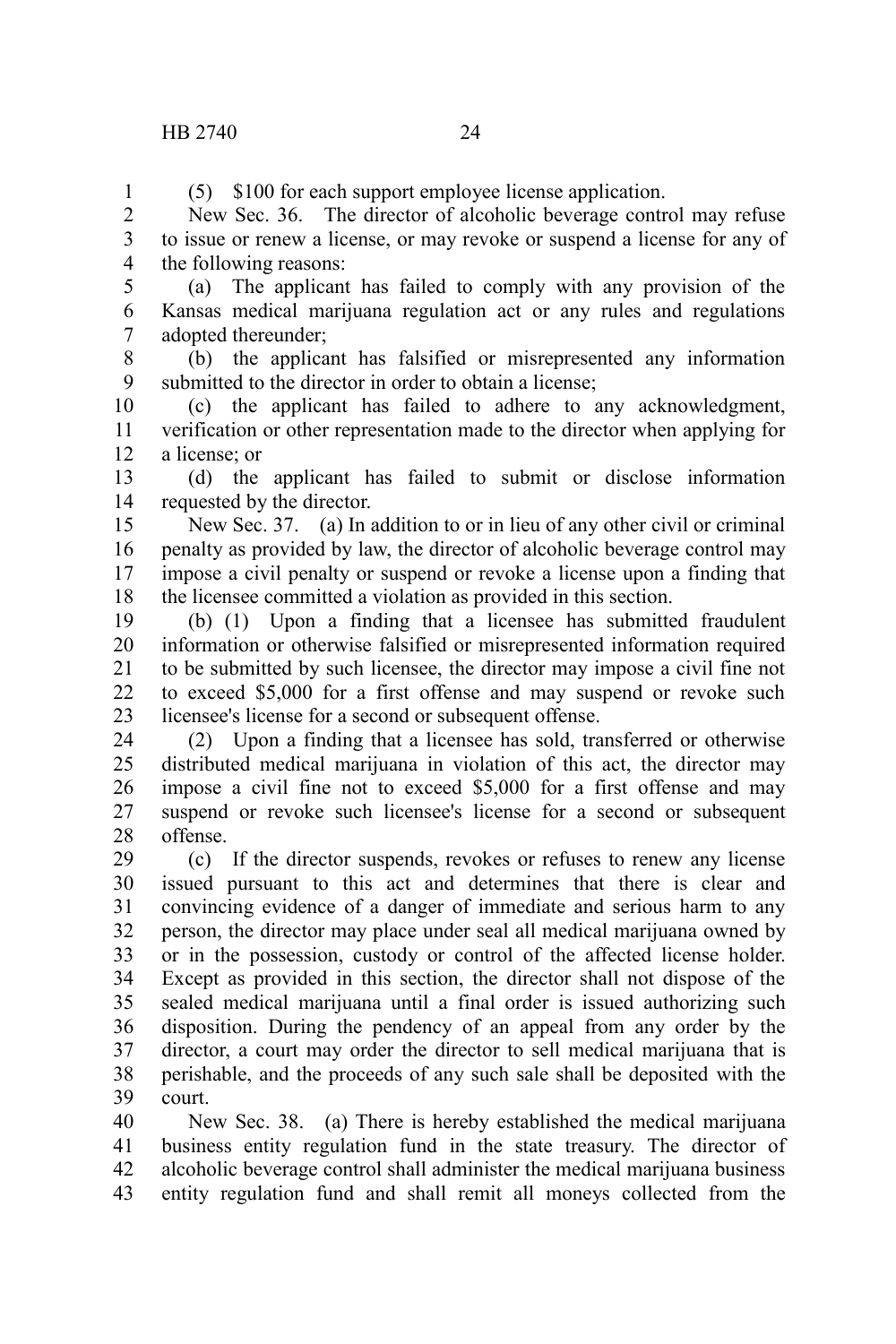(5) $100 for each support employee license application.

New Sec. 36. The director of alcoholic beverage control may refuse to issue or renew a license, or may revoke or suspend a license for any of the following reasons:

(a) The applicant has failed to comply with any provision of the Kansas medical marijuana regulation act or any rules and regulations adopted thereunder;

(b) the applicant has falsified or misrepresented any information submitted to the director in order to obtain a license;

(c) the applicant has failed to adhere to any acknowledgment, verification or other representation made to the director when applying for a license; or

(d) the applicant has failed to submit or disclose information requested by the director.

New Sec. 37. (a) In addition to or in lieu of any other civil or criminal penalty as provided by law, the director of alcoholic beverage control may impose a civil penalty or suspend or revoke a license upon a finding that the licensee committed a violation as provided in this section.

(b) (1) Upon a finding that a licensee has submitted fraudulent information or otherwise falsified or misrepresented information required to be submitted by such licensee, the director may impose a civil fine not to exceed $5,000 for a first offense and may suspend or revoke such licensee's license for a second or subsequent offense.

(2) Upon a finding that a licensee has sold, transferred or otherwise distributed medical marijuana in violation of this act, the director may impose a civil fine not to exceed $5,000 for a first offense and may suspend or revoke such licensee's license for a second or subsequent offense.

(c) If the director suspends, revokes or refuses to renew any license issued pursuant to this act and determines that there is clear and convincing evidence of a danger of immediate and serious harm to any person, the director may place under seal all medical marijuana owned by or in the possession, custody or control of the affected license holder. Except as provided in this section, the director shall not dispose of the sealed medical marijuana until a final order is issued authorizing such disposition. During the pendency of an appeal from any order by the director, a court may order the director to sell medical marijuana that is perishable, and the proceeds of any such sale shall be deposited with the court.

New Sec. 38. (a) There is hereby established the medical marijuana business entity regulation fund in the state treasury. The director of alcoholic beverage control shall administer the medical marijuana business entity regulation fund and shall remit all moneys collected from the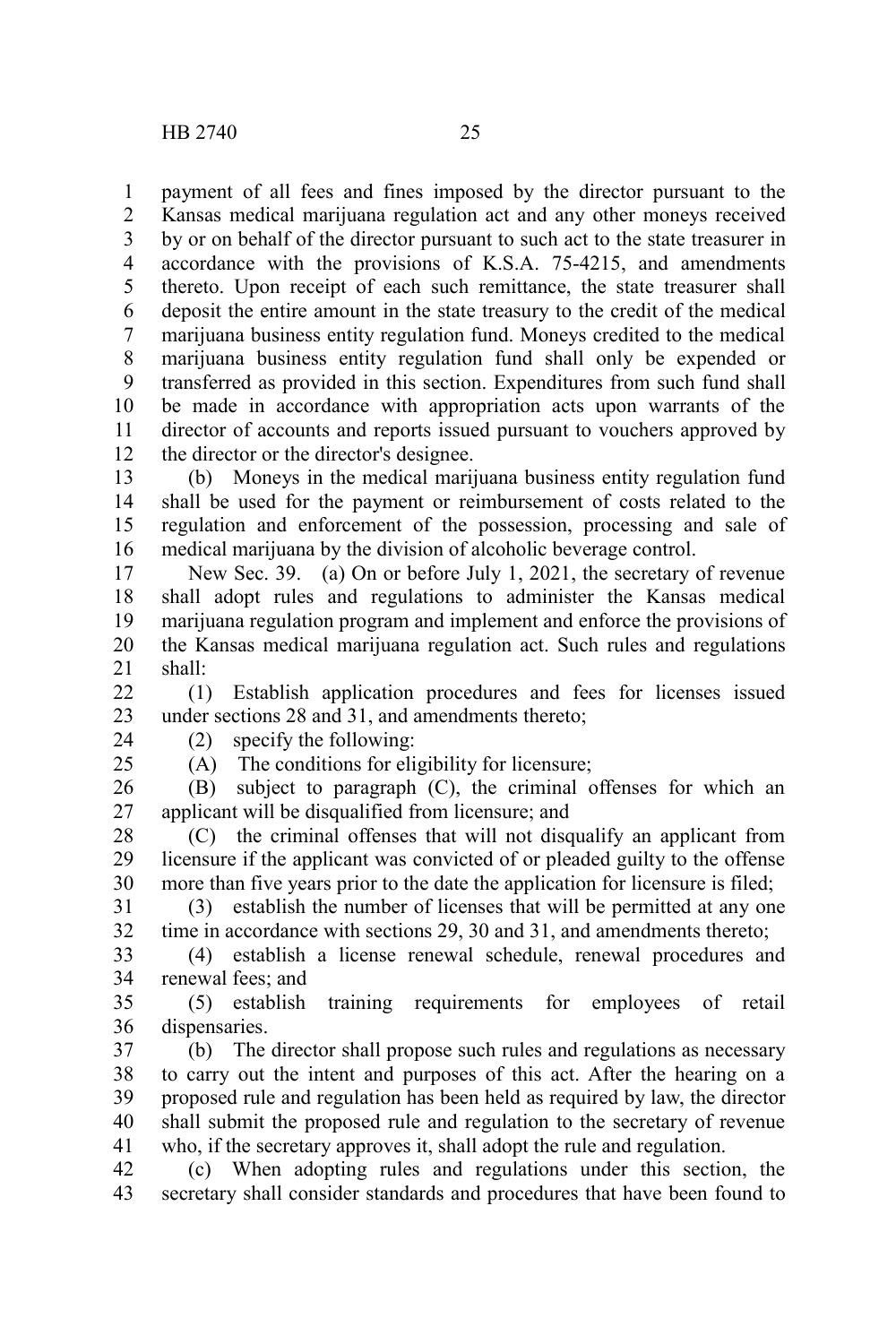payment of all fees and fines imposed by the director pursuant to the Kansas medical marijuana regulation act and any other moneys received by or on behalf of the director pursuant to such act to the state treasurer in accordance with the provisions of K.S.A. 75-4215, and amendments thereto. Upon receipt of each such remittance, the state treasurer shall deposit the entire amount in the state treasury to the credit of the medical marijuana business entity regulation fund. Moneys credited to the medical marijuana business entity regulation fund shall only be expended or transferred as provided in this section. Expenditures from such fund shall be made in accordance with appropriation acts upon warrants of the director of accounts and reports issued pursuant to vouchers approved by the director or the director's designee.

(b) Moneys in the medical marijuana business entity regulation fund shall be used for the payment or reimbursement of costs related to the regulation and enforcement of the possession, processing and sale of medical marijuana by the division of alcoholic beverage control.

New Sec. 39. (a) On or before July 1, 2021, the secretary of revenue shall adopt rules and regulations to administer the Kansas medical marijuana regulation program and implement and enforce the provisions of the Kansas medical marijuana regulation act. Such rules and regulations shall:

(1) Establish application procedures and fees for licenses issued under sections 28 and 31, and amendments thereto;

(2) specify the following:

(A) The conditions for eligibility for licensure;

(B) subject to paragraph (C), the criminal offenses for which an applicant will be disqualified from licensure; and

(C) the criminal offenses that will not disqualify an applicant from licensure if the applicant was convicted of or pleaded guilty to the offense more than five years prior to the date the application for licensure is filed;

(3) establish the number of licenses that will be permitted at any one time in accordance with sections 29, 30 and 31, and amendments thereto;

(4) establish a license renewal schedule, renewal procedures and renewal fees; and

(5) establish training requirements for employees of retail dispensaries.

(b) The director shall propose such rules and regulations as necessary to carry out the intent and purposes of this act. After the hearing on a proposed rule and regulation has been held as required by law, the director shall submit the proposed rule and regulation to the secretary of revenue who, if the secretary approves it, shall adopt the rule and regulation.

(c) When adopting rules and regulations under this section, the secretary shall consider standards and procedures that have been found to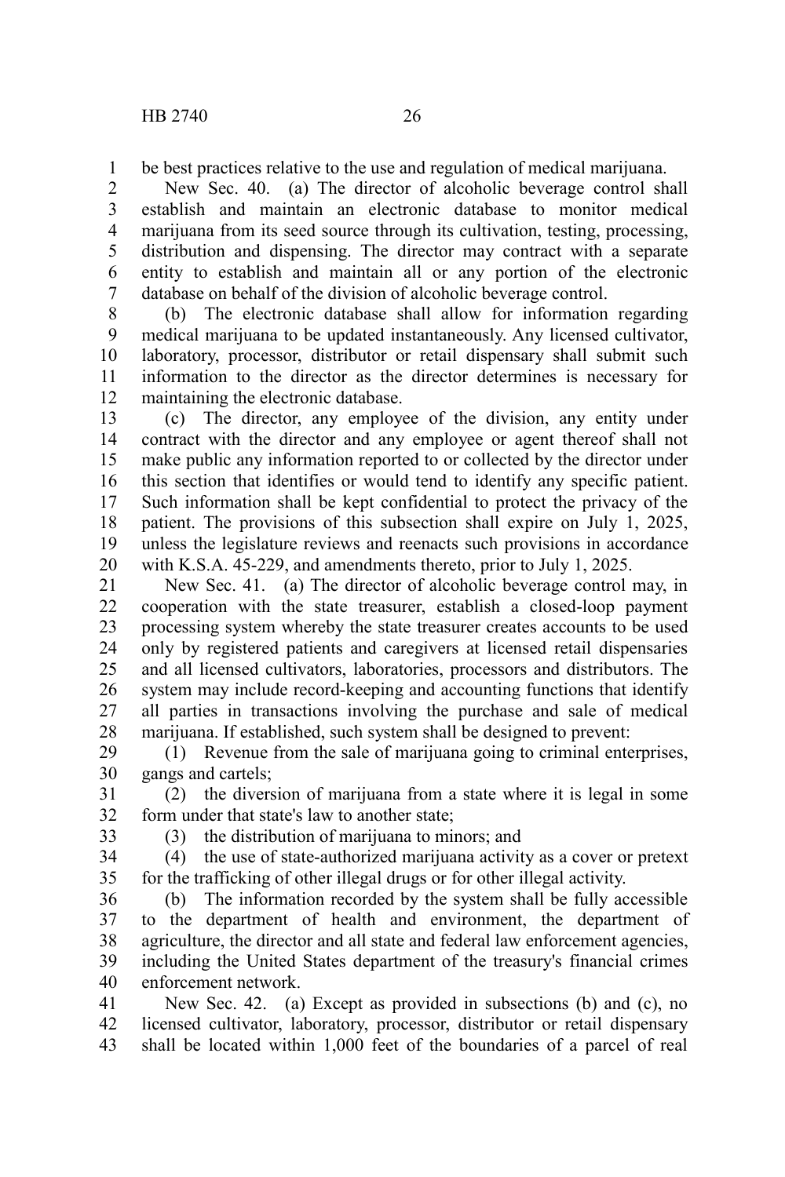be best practices relative to the use and regulation of medical marijuana.

New Sec. 40. (a) The director of alcoholic beverage control shall establish and maintain an electronic database to monitor medical marijuana from its seed source through its cultivation, testing, processing, distribution and dispensing. The director may contract with a separate entity to establish and maintain all or any portion of the electronic database on behalf of the division of alcoholic beverage control.

(b) The electronic database shall allow for information regarding medical marijuana to be updated instantaneously. Any licensed cultivator, laboratory, processor, distributor or retail dispensary shall submit such information to the director as the director determines is necessary for maintaining the electronic database.

(c) The director, any employee of the division, any entity under contract with the director and any employee or agent thereof shall not make public any information reported to or collected by the director under this section that identifies or would tend to identify any specific patient. Such information shall be kept confidential to protect the privacy of the patient. The provisions of this subsection shall expire on July 1, 2025, unless the legislature reviews and reenacts such provisions in accordance with K.S.A. 45-229, and amendments thereto, prior to July 1, 2025.

New Sec. 41. (a) The director of alcoholic beverage control may, in cooperation with the state treasurer, establish a closed-loop payment processing system whereby the state treasurer creates accounts to be used only by registered patients and caregivers at licensed retail dispensaries and all licensed cultivators, laboratories, processors and distributors. The system may include record-keeping and accounting functions that identify all parties in transactions involving the purchase and sale of medical marijuana. If established, such system shall be designed to prevent:

(1) Revenue from the sale of marijuana going to criminal enterprises, gangs and cartels;

(2) the diversion of marijuana from a state where it is legal in some form under that state's law to another state;

(3) the distribution of marijuana to minors; and

(4) the use of state-authorized marijuana activity as a cover or pretext for the trafficking of other illegal drugs or for other illegal activity.

(b) The information recorded by the system shall be fully accessible to the department of health and environment, the department of agriculture, the director and all state and federal law enforcement agencies, including the United States department of the treasury's financial crimes enforcement network.

New Sec. 42. (a) Except as provided in subsections (b) and (c), no licensed cultivator, laboratory, processor, distributor or retail dispensary shall be located within 1,000 feet of the boundaries of a parcel of real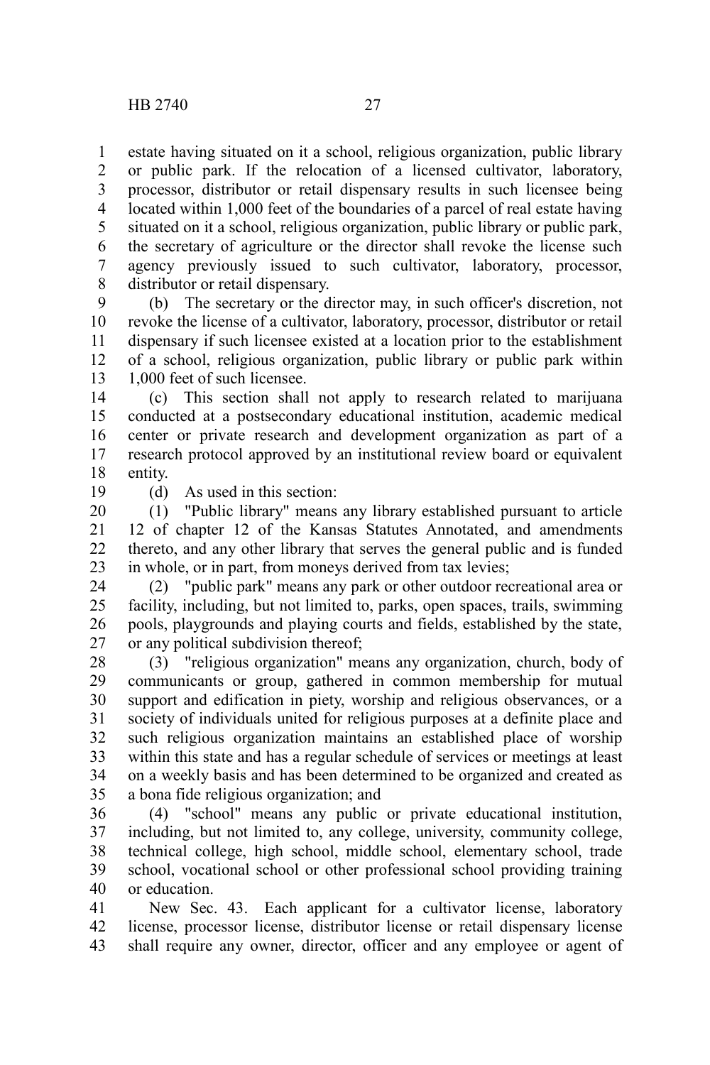estate having situated on it a school, religious organization, public library or public park. If the relocation of a licensed cultivator, laboratory, processor, distributor or retail dispensary results in such licensee being located within 1,000 feet of the boundaries of a parcel of real estate having situated on it a school, religious organization, public library or public park, the secretary of agriculture or the director shall revoke the license such agency previously issued to such cultivator, laboratory, processor, distributor or retail dispensary.

(b) The secretary or the director may, in such officer's discretion, not revoke the license of a cultivator, laboratory, processor, distributor or retail dispensary if such licensee existed at a location prior to the establishment of a school, religious organization, public library or public park within 1,000 feet of such licensee.

(c) This section shall not apply to research related to marijuana conducted at a postsecondary educational institution, academic medical center or private research and development organization as part of a research protocol approved by an institutional review board or equivalent entity.

(d) As used in this section:

(1) "Public library" means any library established pursuant to article 12 of chapter 12 of the Kansas Statutes Annotated, and amendments thereto, and any other library that serves the general public and is funded in whole, or in part, from moneys derived from tax levies;

(2) "public park" means any park or other outdoor recreational area or facility, including, but not limited to, parks, open spaces, trails, swimming pools, playgrounds and playing courts and fields, established by the state, or any political subdivision thereof;

(3) "religious organization" means any organization, church, body of communicants or group, gathered in common membership for mutual support and edification in piety, worship and religious observances, or a society of individuals united for religious purposes at a definite place and such religious organization maintains an established place of worship within this state and has a regular schedule of services or meetings at least on a weekly basis and has been determined to be organized and created as a bona fide religious organization; and

(4) "school" means any public or private educational institution, including, but not limited to, any college, university, community college, technical college, high school, middle school, elementary school, trade school, vocational school or other professional school providing training or education.

New Sec. 43. Each applicant for a cultivator license, laboratory license, processor license, distributor license or retail dispensary license shall require any owner, director, officer and any employee or agent of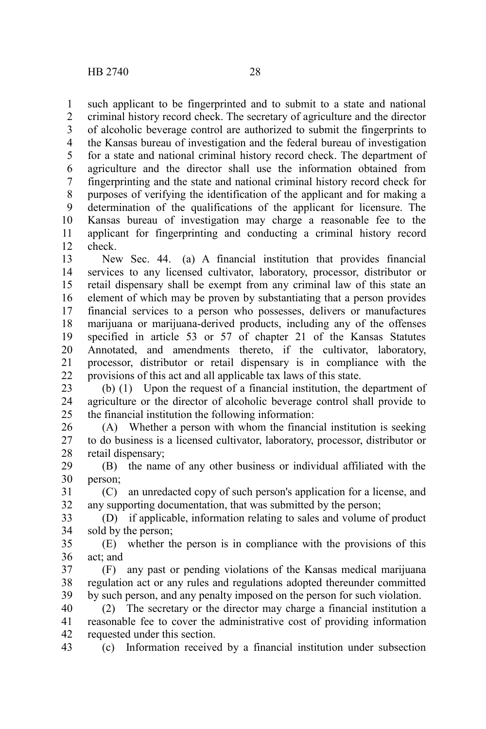such applicant to be fingerprinted and to submit to a state and national criminal history record check. The secretary of agriculture and the director of alcoholic beverage control are authorized to submit the fingerprints to the Kansas bureau of investigation and the federal bureau of investigation for a state and national criminal history record check. The department of agriculture and the director shall use the information obtained from fingerprinting and the state and national criminal history record check for purposes of verifying the identification of the applicant and for making a determination of the qualifications of the applicant for licensure. The Kansas bureau of investigation may charge a reasonable fee to the applicant for fingerprinting and conducting a criminal history record check.

New Sec. 44. (a) A financial institution that provides financial services to any licensed cultivator, laboratory, processor, distributor or retail dispensary shall be exempt from any criminal law of this state an element of which may be proven by substantiating that a person provides financial services to a person who possesses, delivers or manufactures marijuana or marijuana-derived products, including any of the offenses specified in article 53 or 57 of chapter 21 of the Kansas Statutes Annotated, and amendments thereto, if the cultivator, laboratory, processor, distributor or retail dispensary is in compliance with the provisions of this act and all applicable tax laws of this state.

(b) (1) Upon the request of a financial institution, the department of agriculture or the director of alcoholic beverage control shall provide to the financial institution the following information:

(A) Whether a person with whom the financial institution is seeking to do business is a licensed cultivator, laboratory, processor, distributor or retail dispensary;

(B) the name of any other business or individual affiliated with the person;

(C) an unredacted copy of such person's application for a license, and any supporting documentation, that was submitted by the person;

(D) if applicable, information relating to sales and volume of product sold by the person;

(E) whether the person is in compliance with the provisions of this act; and

(F) any past or pending violations of the Kansas medical marijuana regulation act or any rules and regulations adopted thereunder committed by such person, and any penalty imposed on the person for such violation.

(2) The secretary or the director may charge a financial institution a reasonable fee to cover the administrative cost of providing information requested under this section.

(c) Information received by a financial institution under subsection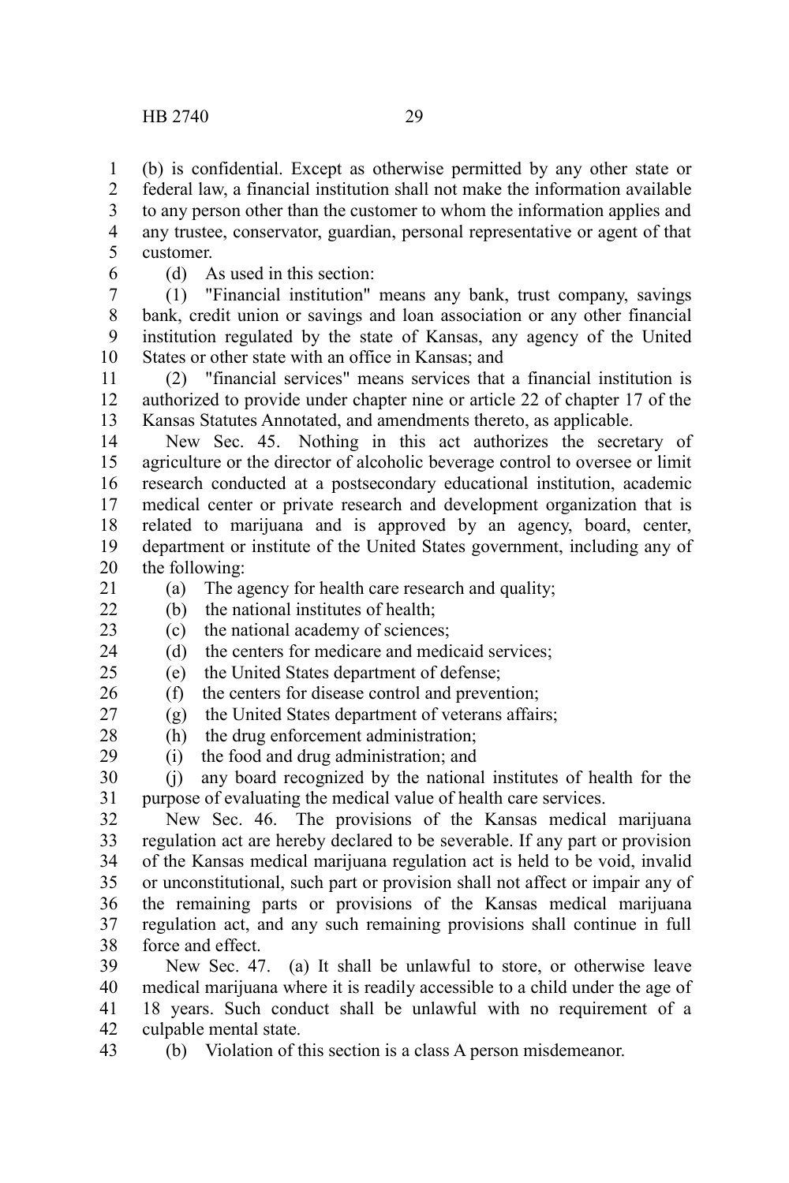(b) is confidential. Except as otherwise permitted by any other state or federal law, a financial institution shall not make the information available to any person other than the customer to whom the information applies and any trustee, conservator, guardian, personal representative or agent of that customer.

(d) As used in this section:

(1) "Financial institution" means any bank, trust company, savings bank, credit union or savings and loan association or any other financial institution regulated by the state of Kansas, any agency of the United States or other state with an office in Kansas; and

(2) "financial services" means services that a financial institution is authorized to provide under chapter nine or article 22 of chapter 17 of the Kansas Statutes Annotated, and amendments thereto, as applicable.

New Sec. 45. Nothing in this act authorizes the secretary of agriculture or the director of alcoholic beverage control to oversee or limit research conducted at a postsecondary educational institution, academic medical center or private research and development organization that is related to marijuana and is approved by an agency, board, center, department or institute of the United States government, including any of the following:

(a) The agency for health care research and quality;

(b) the national institutes of health;

(c) the national academy of sciences;

(d) the centers for medicare and medicaid services;

(e) the United States department of defense;

(f) the centers for disease control and prevention;

(g) the United States department of veterans affairs;

(h) the drug enforcement administration;

(i) the food and drug administration; and

(j) any board recognized by the national institutes of health for the purpose of evaluating the medical value of health care services.

New Sec. 46. The provisions of the Kansas medical marijuana regulation act are hereby declared to be severable. If any part or provision of the Kansas medical marijuana regulation act is held to be void, invalid or unconstitutional, such part or provision shall not affect or impair any of the remaining parts or provisions of the Kansas medical marijuana regulation act, and any such remaining provisions shall continue in full force and effect.

New Sec. 47. (a) It shall be unlawful to store, or otherwise leave medical marijuana where it is readily accessible to a child under the age of 18 years. Such conduct shall be unlawful with no requirement of a culpable mental state.

(b) Violation of this section is a class A person misdemeanor.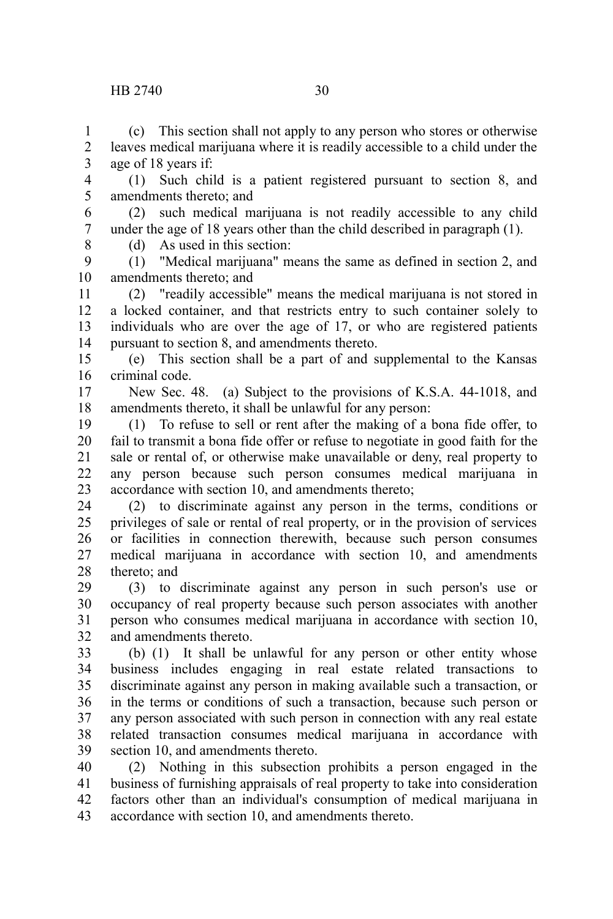(c) This section shall not apply to any person who stores or otherwise leaves medical marijuana where it is readily accessible to a child under the age of 18 years if:

(1) Such child is a patient registered pursuant to section 8, and amendments thereto; and

(2) such medical marijuana is not readily accessible to any child under the age of 18 years other than the child described in paragraph (1).

(d) As used in this section:

(1) "Medical marijuana" means the same as defined in section 2, and amendments thereto; and

(2) "readily accessible" means the medical marijuana is not stored in a locked container, and that restricts entry to such container solely to individuals who are over the age of 17, or who are registered patients pursuant to section 8, and amendments thereto.

(e) This section shall be a part of and supplemental to the Kansas criminal code.

New Sec. 48. (a) Subject to the provisions of K.S.A. 44-1018, and amendments thereto, it shall be unlawful for any person:

(1) To refuse to sell or rent after the making of a bona fide offer, to fail to transmit a bona fide offer or refuse to negotiate in good faith for the sale or rental of, or otherwise make unavailable or deny, real property to any person because such person consumes medical marijuana in accordance with section 10, and amendments thereto;

(2) to discriminate against any person in the terms, conditions or privileges of sale or rental of real property, or in the provision of services or facilities in connection therewith, because such person consumes medical marijuana in accordance with section 10, and amendments thereto; and

(3) to discriminate against any person in such person's use or occupancy of real property because such person associates with another person who consumes medical marijuana in accordance with section 10, and amendments thereto.

(b) (1) It shall be unlawful for any person or other entity whose business includes engaging in real estate related transactions to discriminate against any person in making available such a transaction, or in the terms or conditions of such a transaction, because such person or any person associated with such person in connection with any real estate related transaction consumes medical marijuana in accordance with section 10, and amendments thereto.

(2) Nothing in this subsection prohibits a person engaged in the business of furnishing appraisals of real property to take into consideration factors other than an individual's consumption of medical marijuana in accordance with section 10, and amendments thereto.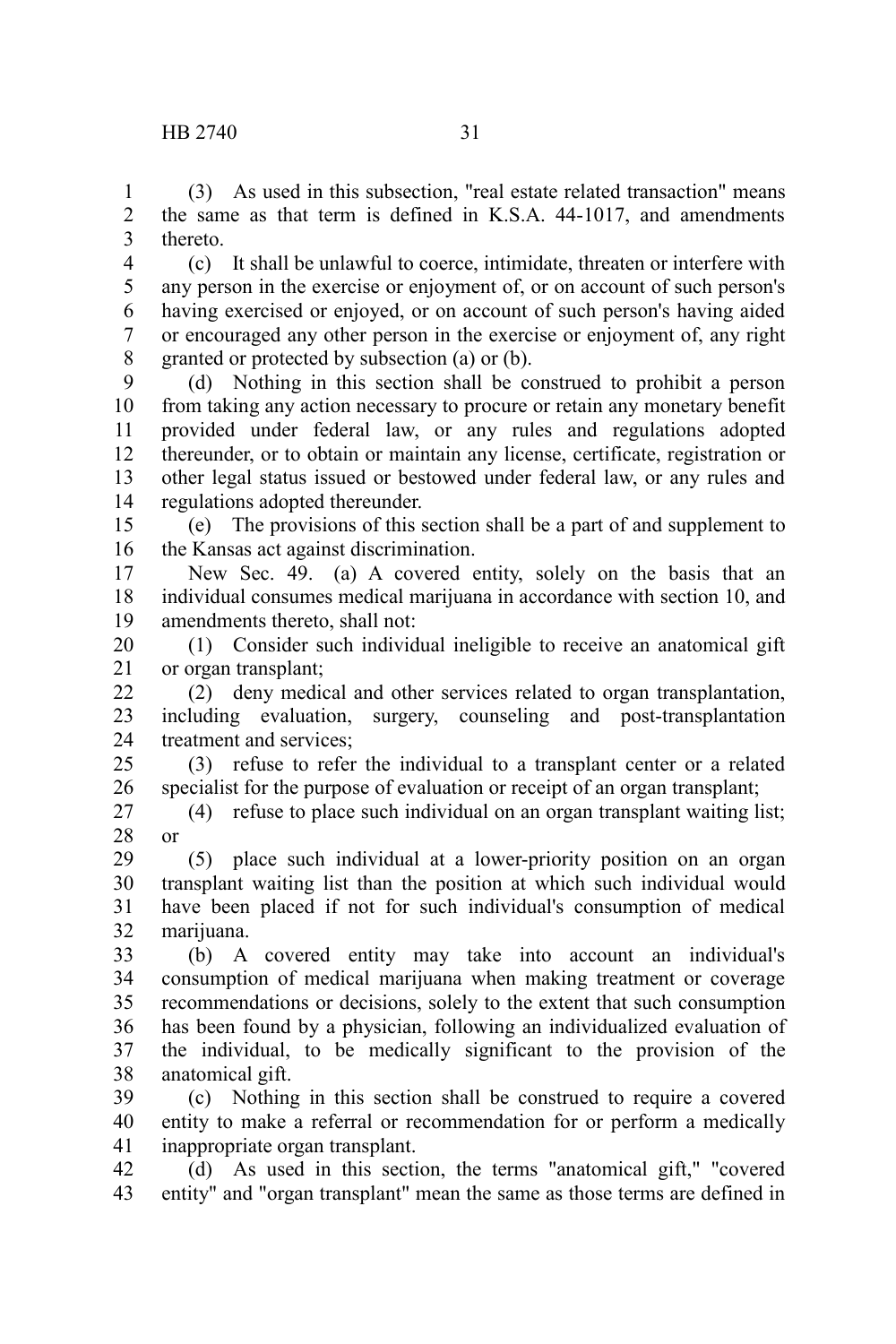(3) As used in this subsection, "real estate related transaction" means the same as that term is defined in K.S.A. 44-1017, and amendments thereto.

(c) It shall be unlawful to coerce, intimidate, threaten or interfere with any person in the exercise or enjoyment of, or on account of such person's having exercised or enjoyed, or on account of such person's having aided or encouraged any other person in the exercise or enjoyment of, any right granted or protected by subsection (a) or (b).

(d) Nothing in this section shall be construed to prohibit a person from taking any action necessary to procure or retain any monetary benefit provided under federal law, or any rules and regulations adopted thereunder, or to obtain or maintain any license, certificate, registration or other legal status issued or bestowed under federal law, or any rules and regulations adopted thereunder.

(e) The provisions of this section shall be a part of and supplement to the Kansas act against discrimination.

New Sec. 49. (a) A covered entity, solely on the basis that an individual consumes medical marijuana in accordance with section 10, and amendments thereto, shall not:

(1) Consider such individual ineligible to receive an anatomical gift or organ transplant;

(2) deny medical and other services related to organ transplantation, including evaluation, surgery, counseling and post-transplantation treatment and services;

(3) refuse to refer the individual to a transplant center or a related specialist for the purpose of evaluation or receipt of an organ transplant;

(4) refuse to place such individual on an organ transplant waiting list; or

(5) place such individual at a lower-priority position on an organ transplant waiting list than the position at which such individual would have been placed if not for such individual's consumption of medical marijuana.

(b) A covered entity may take into account an individual's consumption of medical marijuana when making treatment or coverage recommendations or decisions, solely to the extent that such consumption has been found by a physician, following an individualized evaluation of the individual, to be medically significant to the provision of the anatomical gift.

(c) Nothing in this section shall be construed to require a covered entity to make a referral or recommendation for or perform a medically inappropriate organ transplant.

(d) As used in this section, the terms "anatomical gift," "covered entity" and "organ transplant" mean the same as those terms are defined in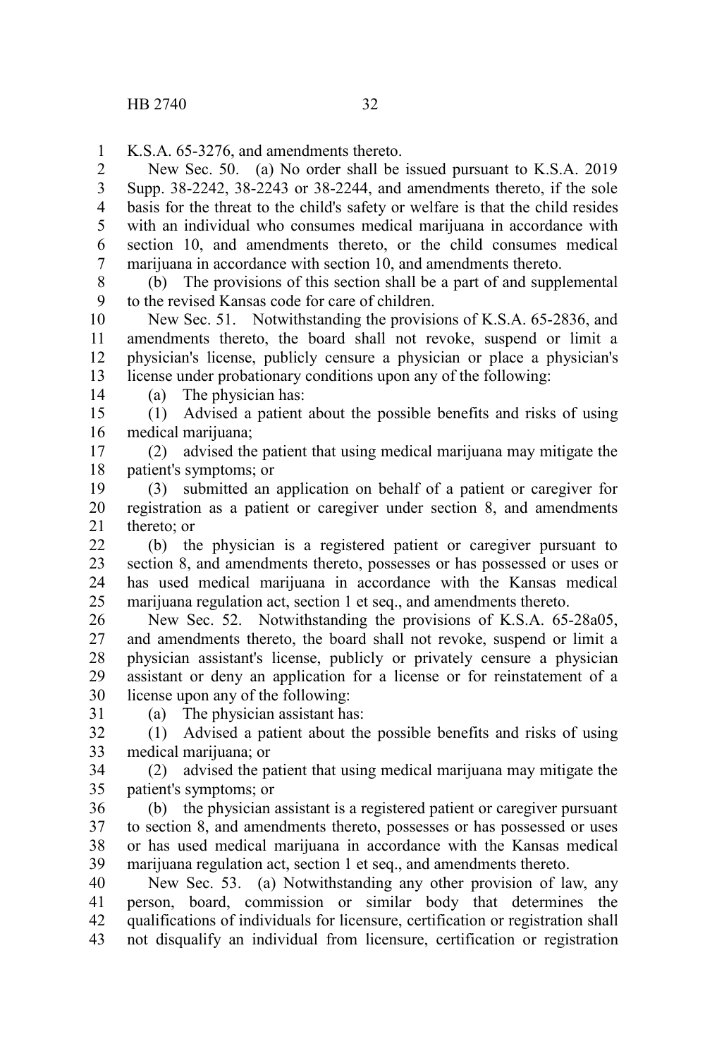K.S.A. 65-3276, and amendments thereto.

New Sec. 50. (a) No order shall be issued pursuant to K.S.A. 2019 Supp. 38-2242, 38-2243 or 38-2244, and amendments thereto, if the sole basis for the threat to the child's safety or welfare is that the child resides with an individual who consumes medical marijuana in accordance with section 10, and amendments thereto, or the child consumes medical marijuana in accordance with section 10, and amendments thereto.

(b) The provisions of this section shall be a part of and supplemental to the revised Kansas code for care of children.

New Sec. 51. Notwithstanding the provisions of K.S.A. 65-2836, and amendments thereto, the board shall not revoke, suspend or limit a physician's license, publicly censure a physician or place a physician's license under probationary conditions upon any of the following:

(a) The physician has:

(1) Advised a patient about the possible benefits and risks of using medical marijuana;

(2) advised the patient that using medical marijuana may mitigate the patient's symptoms; or

(3) submitted an application on behalf of a patient or caregiver for registration as a patient or caregiver under section 8, and amendments thereto; or

(b) the physician is a registered patient or caregiver pursuant to section 8, and amendments thereto, possesses or has possessed or uses or has used medical marijuana in accordance with the Kansas medical marijuana regulation act, section 1 et seq., and amendments thereto.

New Sec. 52. Notwithstanding the provisions of K.S.A. 65-28a05, and amendments thereto, the board shall not revoke, suspend or limit a physician assistant's license, publicly or privately censure a physician assistant or deny an application for a license or for reinstatement of a license upon any of the following:

(a) The physician assistant has:

(1) Advised a patient about the possible benefits and risks of using medical marijuana; or

(2) advised the patient that using medical marijuana may mitigate the patient's symptoms; or

(b) the physician assistant is a registered patient or caregiver pursuant to section 8, and amendments thereto, possesses or has possessed or uses or has used medical marijuana in accordance with the Kansas medical marijuana regulation act, section 1 et seq., and amendments thereto.

New Sec. 53. (a) Notwithstanding any other provision of law, any person, board, commission or similar body that determines the qualifications of individuals for licensure, certification or registration shall not disqualify an individual from licensure, certification or registration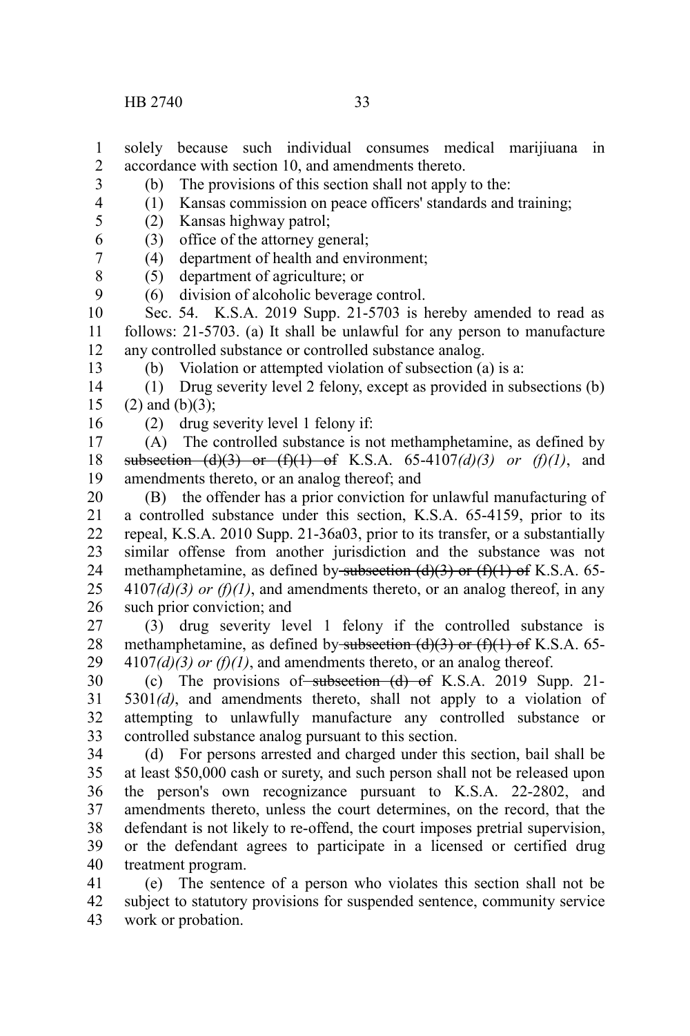solely because such individual consumes medical marijiuana in accordance with section 10, and amendments thereto.

(b) The provisions of this section shall not apply to the:

(1) Kansas commission on peace officers' standards and training;

(2) Kansas highway patrol;

(3) office of the attorney general;

(4) department of health and environment;

(5) department of agriculture; or

(6) division of alcoholic beverage control.

Sec. 54. K.S.A. 2019 Supp. 21-5703 is hereby amended to read as follows: 21-5703. (a) It shall be unlawful for any person to manufacture any controlled substance or controlled substance analog.

(b) Violation or attempted violation of subsection (a) is a:

(1) Drug severity level 2 felony, except as provided in subsections (b)(2) and (b)(3);

(2) drug severity level 1 felony if:

(A) The controlled substance is not methamphetamine, as defined by ~~subsection (d)(3) or (f)(1) of~~ K.S.A. 65-4107*(d)(3) or (f)(1)*, and amendments thereto, or an analog thereof; and

(B) the offender has a prior conviction for unlawful manufacturing of a controlled substance under this section, K.S.A. 65-4159, prior to its repeal, K.S.A. 2010 Supp. 21-36a03, prior to its transfer, or a substantially similar offense from another jurisdiction and the substance was not methamphetamine, as defined by ~~subsection (d)(3) or (f)(1) of~~ K.S.A. 65-4107*(d)(3) or (f)(1)*, and amendments thereto, or an analog thereof, in any such prior conviction; and

(3) drug severity level 1 felony if the controlled substance is methamphetamine, as defined by ~~subsection (d)(3) or (f)(1) of~~ K.S.A. 65-4107*(d)(3) or (f)(1)*, and amendments thereto, or an analog thereof.

(c) The provisions of ~~subsection (d) of~~ K.S.A. 2019 Supp. 21-5301*(d)*, and amendments thereto, shall not apply to a violation of attempting to unlawfully manufacture any controlled substance or controlled substance analog pursuant to this section.

(d) For persons arrested and charged under this section, bail shall be at least $50,000 cash or surety, and such person shall not be released upon the person's own recognizance pursuant to K.S.A. 22-2802, and amendments thereto, unless the court determines, on the record, that the defendant is not likely to re-offend, the court imposes pretrial supervision, or the defendant agrees to participate in a licensed or certified drug treatment program.

(e) The sentence of a person who violates this section shall not be subject to statutory provisions for suspended sentence, community service work or probation.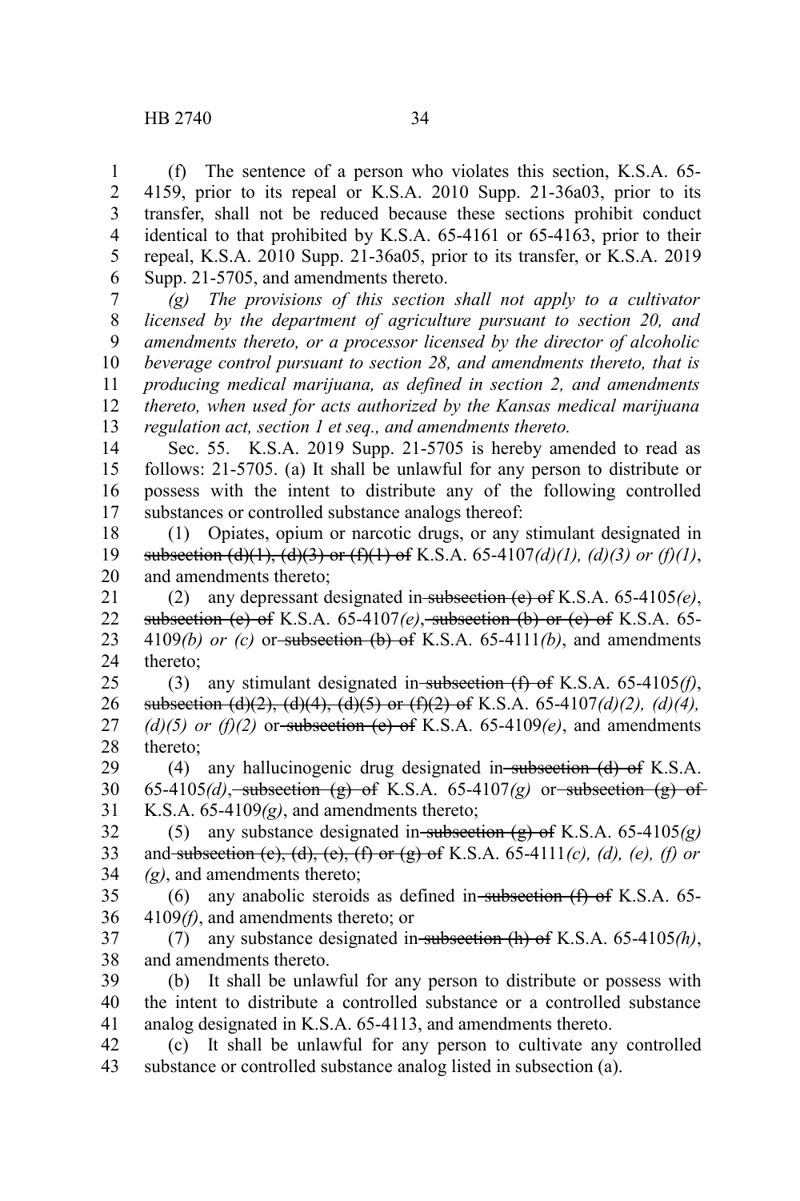(f) The sentence of a person who violates this section, K.S.A. 65-4159, prior to its repeal or K.S.A. 2010 Supp. 21-36a03, prior to its transfer, shall not be reduced because these sections prohibit conduct identical to that prohibited by K.S.A. 65-4161 or 65-4163, prior to their repeal, K.S.A. 2010 Supp. 21-36a05, prior to its transfer, or K.S.A. 2019 Supp. 21-5705, and amendments thereto.

*(g) The provisions of this section shall not apply to a cultivator licensed by the department of agriculture pursuant to section 20, and amendments thereto, or a processor licensed by the director of alcoholic beverage control pursuant to section 28, and amendments thereto, that is producing medical marijuana, as defined in section 2, and amendments thereto, when used for acts authorized by the Kansas medical marijuana regulation act, section 1 et seq., and amendments thereto.*

Sec. 55. K.S.A. 2019 Supp. 21-5705 is hereby amended to read as follows: 21-5705. (a) It shall be unlawful for any person to distribute or possess with the intent to distribute any of the following controlled substances or controlled substance analogs thereof:

(1) Opiates, opium or narcotic drugs, or any stimulant designated in ~~subsection (d)(1), (d)(3) or (f)(1) of~~ K.S.A. 65-4107*(d)(1), (d)(3) or (f)(1)*, and amendments thereto;

(2) any depressant designated in ~~subsection (e) of~~ K.S.A. 65-4105*(e)*, ~~subsection (e) of~~ K.S.A. 65-4107*(e)*, ~~subsection (b) or (c) of~~ K.S.A. 65-4109*(b) or (c)* or ~~subsection (b) of~~ K.S.A. 65-4111*(b)*, and amendments thereto;

(3) any stimulant designated in ~~subsection (f) of~~ K.S.A. 65-4105*(f)*, ~~subsection (d)(2), (d)(4), (d)(5) or (f)(2) of~~ K.S.A. 65-4107*(d)(2), (d)(4), (d)(5) or (f)(2)* or ~~subsection (e) of~~ K.S.A. 65-4109*(e)*, and amendments thereto;

(4) any hallucinogenic drug designated in ~~subsection (d) of~~ K.S.A. 65-4105*(d)*, ~~subsection (g) of~~ K.S.A. 65-4107*(g)* or ~~subsection (g) of~~ K.S.A. 65-4109*(g)*, and amendments thereto;

(5) any substance designated in ~~subsection (g) of~~ K.S.A. 65-4105*(g)* and ~~subsection (c), (d), (e), (f) or (g) of~~ K.S.A. 65-4111*(c), (d), (e), (f) or (g)*, and amendments thereto;

(6) any anabolic steroids as defined in ~~subsection (f) of~~ K.S.A. 65-4109*(f)*, and amendments thereto; or

(7) any substance designated in ~~subsection (h) of~~ K.S.A. 65-4105*(h)*, and amendments thereto.

(b) It shall be unlawful for any person to distribute or possess with the intent to distribute a controlled substance or a controlled substance analog designated in K.S.A. 65-4113, and amendments thereto.

(c) It shall be unlawful for any person to cultivate any controlled substance or controlled substance analog listed in subsection (a).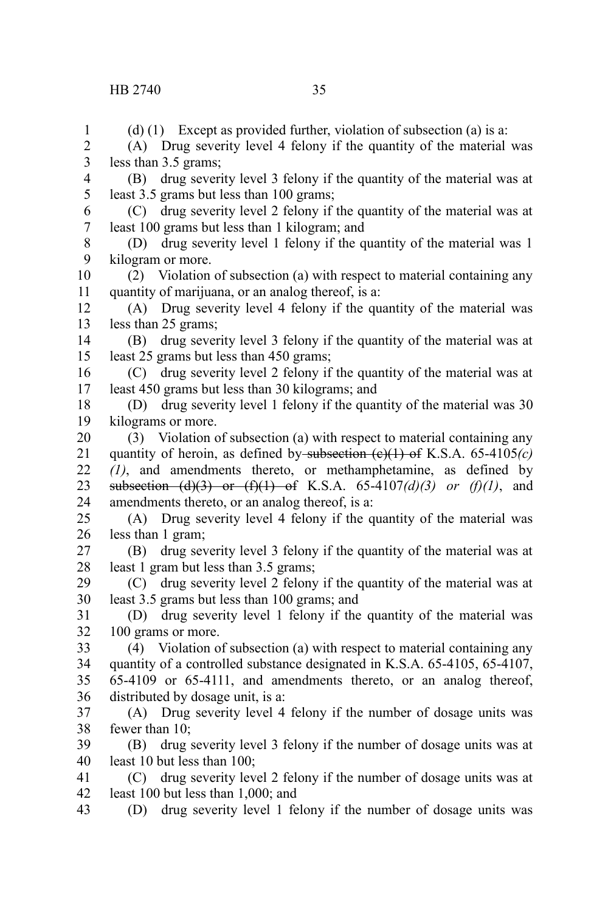(d) (1) Except as provided further, violation of subsection (a) is a:

(A) Drug severity level 4 felony if the quantity of the material was less than 3.5 grams;

(B) drug severity level 3 felony if the quantity of the material was at least 3.5 grams but less than 100 grams;

(C) drug severity level 2 felony if the quantity of the material was at least 100 grams but less than 1 kilogram; and

(D) drug severity level 1 felony if the quantity of the material was 1 kilogram or more.

(2) Violation of subsection (a) with respect to material containing any quantity of marijuana, or an analog thereof, is a:

(A) Drug severity level 4 felony if the quantity of the material was less than 25 grams;

(B) drug severity level 3 felony if the quantity of the material was at least 25 grams but less than 450 grams;

(C) drug severity level 2 felony if the quantity of the material was at least 450 grams but less than 30 kilograms; and

(D) drug severity level 1 felony if the quantity of the material was 30 kilograms or more.

(3) Violation of subsection (a) with respect to material containing any quantity of heroin, as defined by ~~subsection (c)(1) of~~ K.S.A. 65-4105*(c)(1)*, and amendments thereto, or methamphetamine, as defined by ~~subsection (d)(3) or (f)(1) of~~ K.S.A. 65-4107*(d)(3) or (f)(1)*, and amendments thereto, or an analog thereof, is a:

(A) Drug severity level 4 felony if the quantity of the material was less than 1 gram;

(B) drug severity level 3 felony if the quantity of the material was at least 1 gram but less than 3.5 grams;

(C) drug severity level 2 felony if the quantity of the material was at least 3.5 grams but less than 100 grams; and

(D) drug severity level 1 felony if the quantity of the material was 100 grams or more.

(4) Violation of subsection (a) with respect to material containing any quantity of a controlled substance designated in K.S.A. 65-4105, 65-4107, 65-4109 or 65-4111, and amendments thereto, or an analog thereof, distributed by dosage unit, is a:

(A) Drug severity level 4 felony if the number of dosage units was fewer than 10;

(B) drug severity level 3 felony if the number of dosage units was at least 10 but less than 100;

(C) drug severity level 2 felony if the number of dosage units was at least 100 but less than 1,000; and

(D) drug severity level 1 felony if the number of dosage units was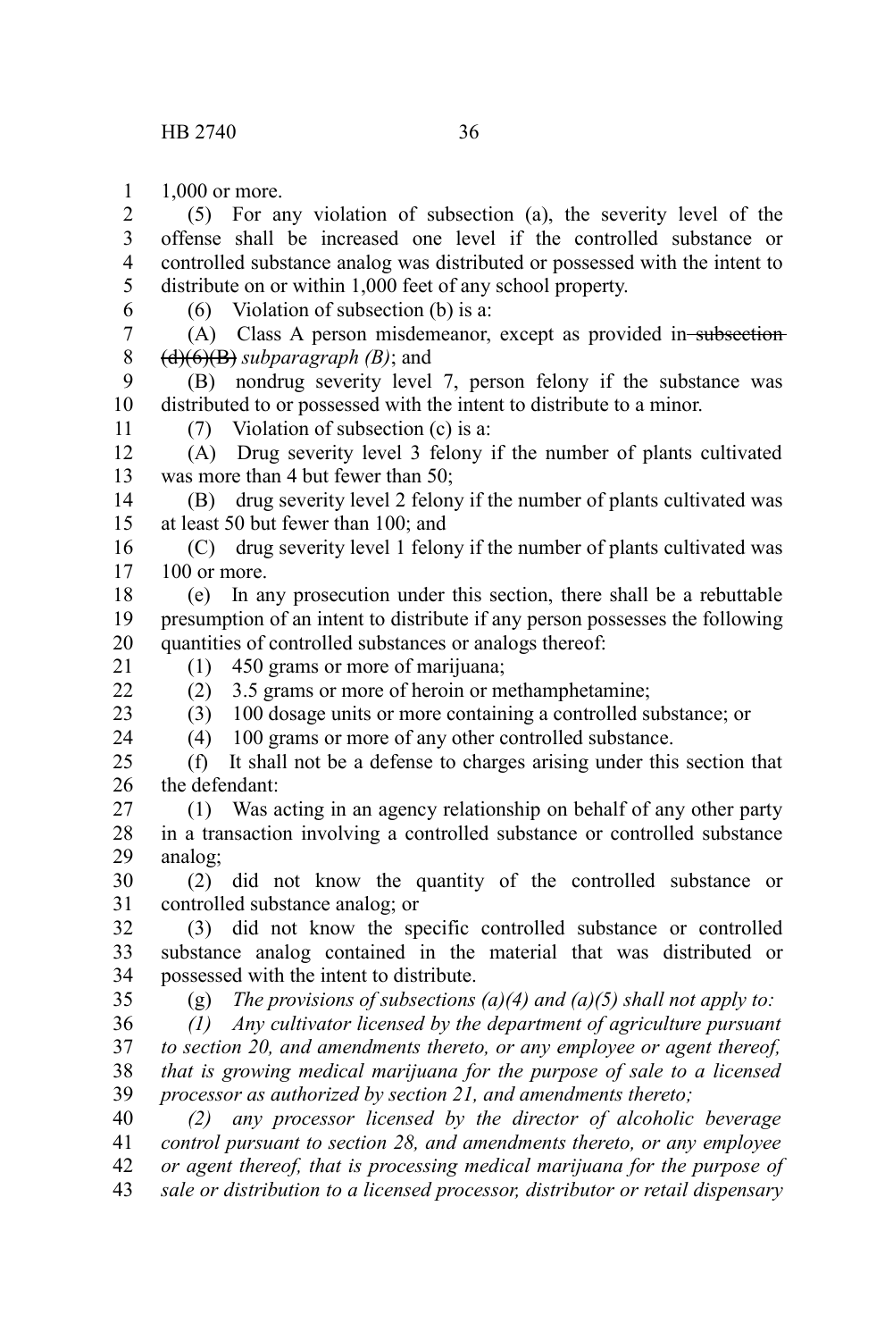1,000 or more.

(5) For any violation of subsection (a), the severity level of the offense shall be increased one level if the controlled substance or controlled substance analog was distributed or possessed with the intent to distribute on or within 1,000 feet of any school property.

(6) Violation of subsection (b) is a:

(A) Class A person misdemeanor, except as provided in ~~subsection (d)(6)(B)~~ *subparagraph (B)*; and

(B) nondrug severity level 7, person felony if the substance was distributed to or possessed with the intent to distribute to a minor.

(7) Violation of subsection (c) is a:

(A) Drug severity level 3 felony if the number of plants cultivated was more than 4 but fewer than 50;

(B) drug severity level 2 felony if the number of plants cultivated was at least 50 but fewer than 100; and

(C) drug severity level 1 felony if the number of plants cultivated was 100 or more.

(e) In any prosecution under this section, there shall be a rebuttable presumption of an intent to distribute if any person possesses the following quantities of controlled substances or analogs thereof:

(1) 450 grams or more of marijuana;

(2) 3.5 grams or more of heroin or methamphetamine;

(3) 100 dosage units or more containing a controlled substance; or

(4) 100 grams or more of any other controlled substance.

(f) It shall not be a defense to charges arising under this section that the defendant:

(1) Was acting in an agency relationship on behalf of any other party in a transaction involving a controlled substance or controlled substance analog;

(2) did not know the quantity of the controlled substance or controlled substance analog; or

(3) did not know the specific controlled substance or controlled substance analog contained in the material that was distributed or possessed with the intent to distribute.

(g) *The provisions of subsections (a)(4) and (a)(5) shall not apply to:*

*(1) Any cultivator licensed by the department of agriculture pursuant to section 20, and amendments thereto, or any employee or agent thereof, that is growing medical marijuana for the purpose of sale to a licensed processor as authorized by section 21, and amendments thereto;*

*(2) any processor licensed by the director of alcoholic beverage control pursuant to section 28, and amendments thereto, or any employee or agent thereof, that is processing medical marijuana for the purpose of sale or distribution to a licensed processor, distributor or retail dispensary*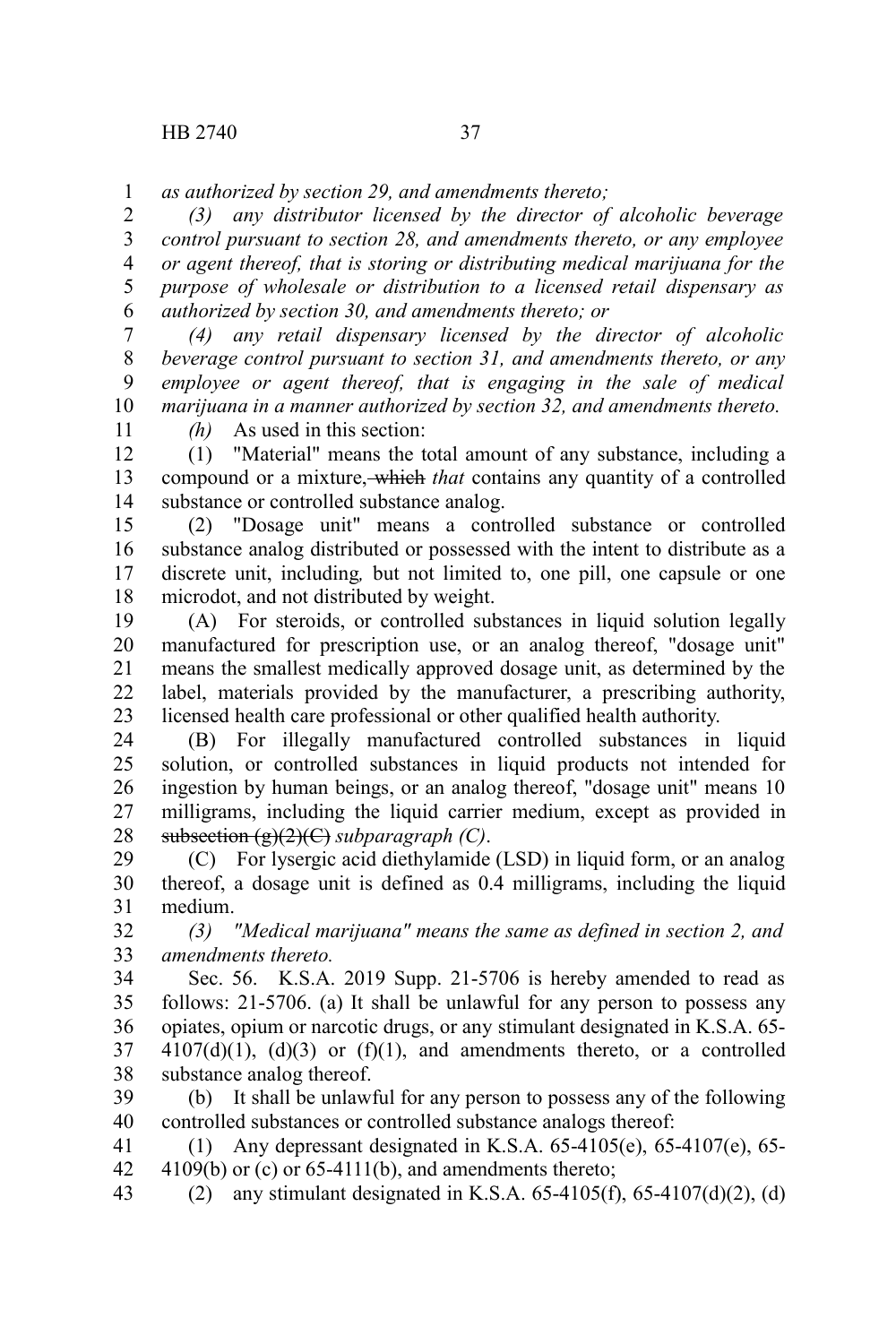*as authorized by section 29, and amendments thereto;*

*(3) any distributor licensed by the director of alcoholic beverage control pursuant to section 28, and amendments thereto, or any employee or agent thereof, that is storing or distributing medical marijuana for the purpose of wholesale or distribution to a licensed retail dispensary as authorized by section 30, and amendments thereto; or*

*(4) any retail dispensary licensed by the director of alcoholic beverage control pursuant to section 31, and amendments thereto, or any employee or agent thereof, that is engaging in the sale of medical marijuana in a manner authorized by section 32, and amendments thereto.*

*(h)* As used in this section:

(1) "Material" means the total amount of any substance, including a compound or a mixture, ~~which~~ *that* contains any quantity of a controlled substance or controlled substance analog.

(2) "Dosage unit" means a controlled substance or controlled substance analog distributed or possessed with the intent to distribute as a discrete unit, including, but not limited to, one pill, one capsule or one microdot, and not distributed by weight.

(A) For steroids, or controlled substances in liquid solution legally manufactured for prescription use, or an analog thereof, "dosage unit" means the smallest medically approved dosage unit, as determined by the label, materials provided by the manufacturer, a prescribing authority, licensed health care professional or other qualified health authority.

(B) For illegally manufactured controlled substances in liquid solution, or controlled substances in liquid products not intended for ingestion by human beings, or an analog thereof, "dosage unit" means 10 milligrams, including the liquid carrier medium, except as provided in ~~subsection (g)(2)(C)~~ *subparagraph (C)*.

(C) For lysergic acid diethylamide (LSD) in liquid form, or an analog thereof, a dosage unit is defined as 0.4 milligrams, including the liquid medium.

*(3) "Medical marijuana" means the same as defined in section 2, and amendments thereto.*

Sec. 56. K.S.A. 2019 Supp. 21-5706 is hereby amended to read as follows: 21-5706. (a) It shall be unlawful for any person to possess any opiates, opium or narcotic drugs, or any stimulant designated in K.S.A. 65-4107(d)(1), (d)(3) or (f)(1), and amendments thereto, or a controlled substance analog thereof.

(b) It shall be unlawful for any person to possess any of the following controlled substances or controlled substance analogs thereof:

(1) Any depressant designated in K.S.A. 65-4105(e), 65-4107(e), 65-4109(b) or (c) or 65-4111(b), and amendments thereto;

(2) any stimulant designated in K.S.A. 65-4105(f), 65-4107(d)(2), (d)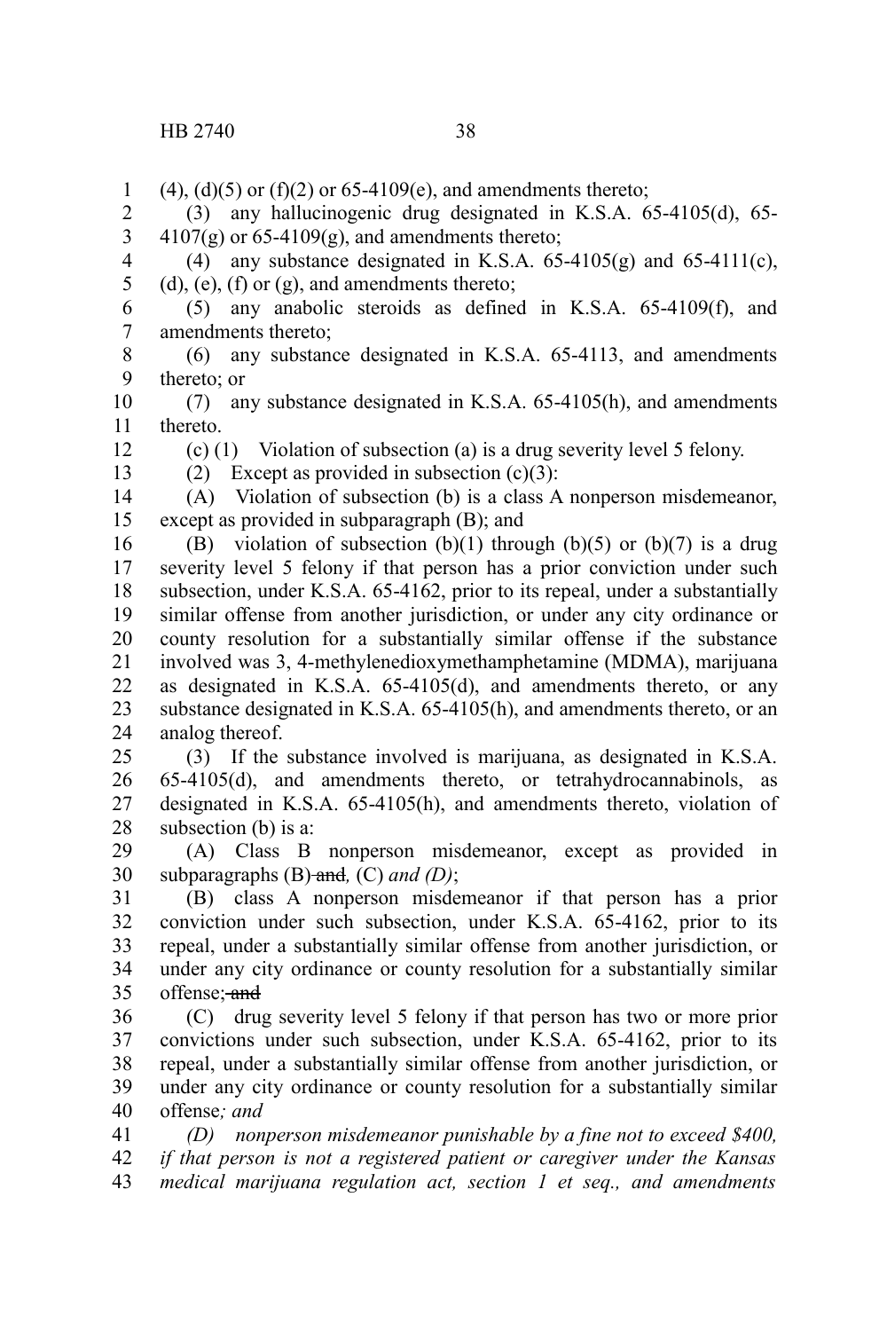(4), (d)(5) or (f)(2) or 65-4109(e), and amendments thereto;

(3) any hallucinogenic drug designated in K.S.A. 65-4105(d), 65-4107(g) or 65-4109(g), and amendments thereto;

(4) any substance designated in K.S.A. 65-4105(g) and 65-4111(c), (d), (e), (f) or (g), and amendments thereto;

(5) any anabolic steroids as defined in K.S.A. 65-4109(f), and amendments thereto;

(6) any substance designated in K.S.A. 65-4113, and amendments thereto; or

(7) any substance designated in K.S.A. 65-4105(h), and amendments thereto.

(c) (1) Violation of subsection (a) is a drug severity level 5 felony.

(2) Except as provided in subsection (c)(3):

(A) Violation of subsection (b) is a class A nonperson misdemeanor, except as provided in subparagraph (B); and

(B) violation of subsection (b)(1) through (b)(5) or (b)(7) is a drug severity level 5 felony if that person has a prior conviction under such subsection, under K.S.A. 65-4162, prior to its repeal, under a substantially similar offense from another jurisdiction, or under any city ordinance or county resolution for a substantially similar offense if the substance involved was 3, 4-methylenedioxymethamphetamine (MDMA), marijuana as designated in K.S.A. 65-4105(d), and amendments thereto, or any substance designated in K.S.A. 65-4105(h), and amendments thereto, or an analog thereof.

(3) If the substance involved is marijuana, as designated in K.S.A. 65-4105(d), and amendments thereto, or tetrahydrocannabinols, as designated in K.S.A. 65-4105(h), and amendments thereto, violation of subsection (b) is a:

(A) Class B nonperson misdemeanor, except as provided in subparagraphs (B) ~~and~~*,* (C) *and (D)*;

(B) class A nonperson misdemeanor if that person has a prior conviction under such subsection, under K.S.A. 65-4162, prior to its repeal, under a substantially similar offense from another jurisdiction, or under any city ordinance or county resolution for a substantially similar offense; ~~and~~

(C) drug severity level 5 felony if that person has two or more prior convictions under such subsection, under K.S.A. 65-4162, prior to its repeal, under a substantially similar offense from another jurisdiction, or under any city ordinance or county resolution for a substantially similar offense*; and*

*(D) nonperson misdemeanor punishable by a fine not to exceed $400, if that person is not a registered patient or caregiver under the Kansas medical marijuana regulation act, section 1 et seq., and amendments*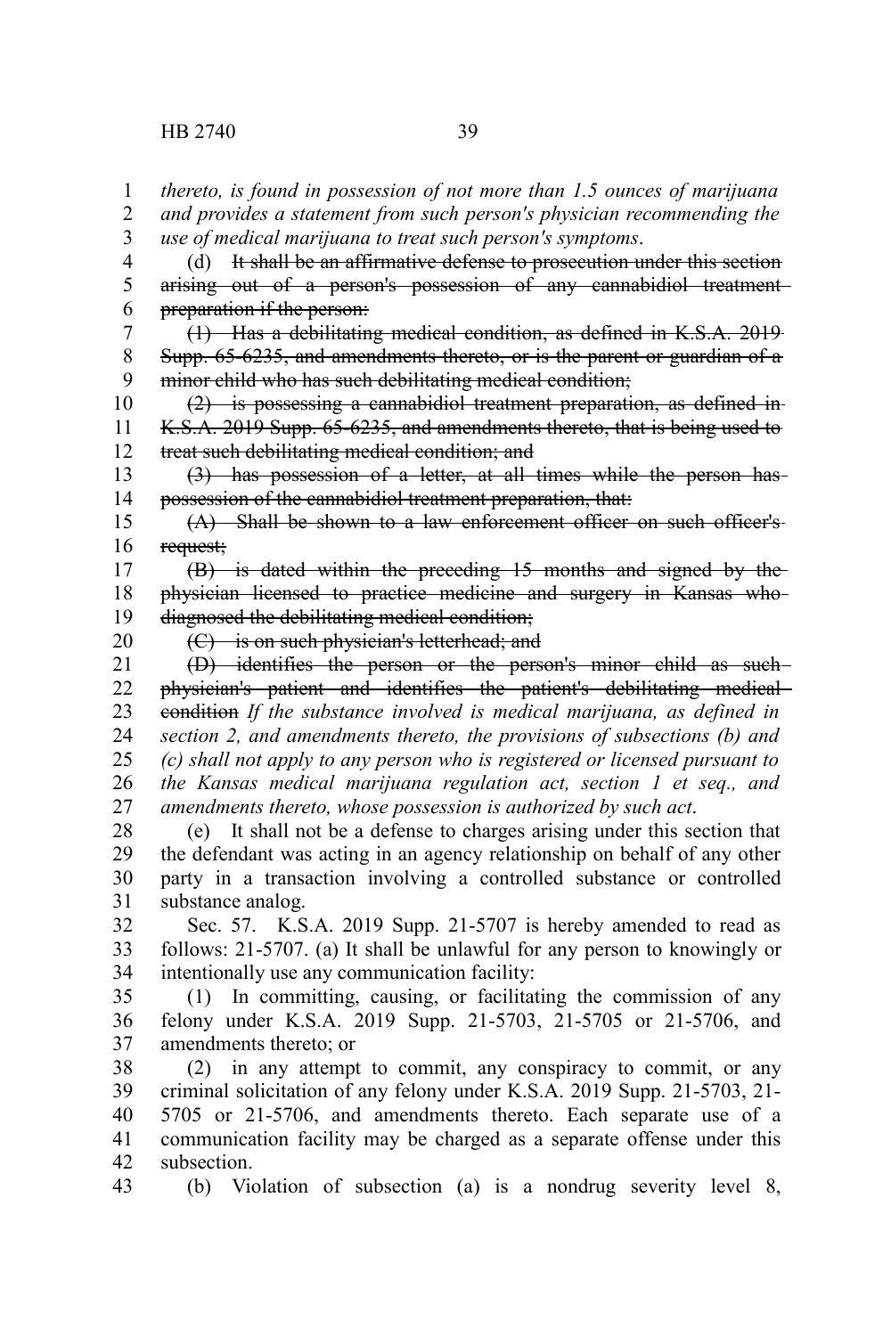*thereto, is found in possession of not more than 1.5 ounces of marijuana and provides a statement from such person's physician recommending the use of medical marijuana to treat such person's symptoms*.

(d) ~~It shall be an affirmative defense to prosecution under this section arising out of a person's possession of any cannabidiol treatment preparation if the person:~~

~~(1) Has a debilitating medical condition, as defined in K.S.A. 2019 Supp. 65-6235, and amendments thereto, or is the parent or guardian of a minor child who has such debilitating medical condition;~~

~~(2) is possessing a cannabidiol treatment preparation, as defined in K.S.A. 2019 Supp. 65-6235, and amendments thereto, that is being used to treat such debilitating medical condition; and~~

~~(3) has possession of a letter, at all times while the person has possession of the cannabidiol treatment preparation, that:~~

~~(A) Shall be shown to a law enforcement officer on such officer's request;~~

~~(B) is dated within the preceding 15 months and signed by the physician licensed to practice medicine and surgery in Kansas who diagnosed the debilitating medical condition;~~

~~(C) is on such physician's letterhead; and~~

~~(D) identifies the person or the person's minor child as such physician's patient and identifies the patient's debilitating medical condition~~ *If the substance involved is medical marijuana, as defined in section 2, and amendments thereto, the provisions of subsections (b) and (c) shall not apply to any person who is registered or licensed pursuant to the Kansas medical marijuana regulation act, section 1 et seq., and amendments thereto, whose possession is authorized by such act*.

(e) It shall not be a defense to charges arising under this section that the defendant was acting in an agency relationship on behalf of any other party in a transaction involving a controlled substance or controlled substance analog.

Sec. 57. K.S.A. 2019 Supp. 21-5707 is hereby amended to read as follows: 21-5707. (a) It shall be unlawful for any person to knowingly or intentionally use any communication facility:

(1) In committing, causing, or facilitating the commission of any felony under K.S.A. 2019 Supp. 21-5703, 21-5705 or 21-5706, and amendments thereto; or

(2) in any attempt to commit, any conspiracy to commit, or any criminal solicitation of any felony under K.S.A. 2019 Supp. 21-5703, 21-5705 or 21-5706, and amendments thereto. Each separate use of a communication facility may be charged as a separate offense under this subsection.

(b) Violation of subsection (a) is a nondrug severity level 8,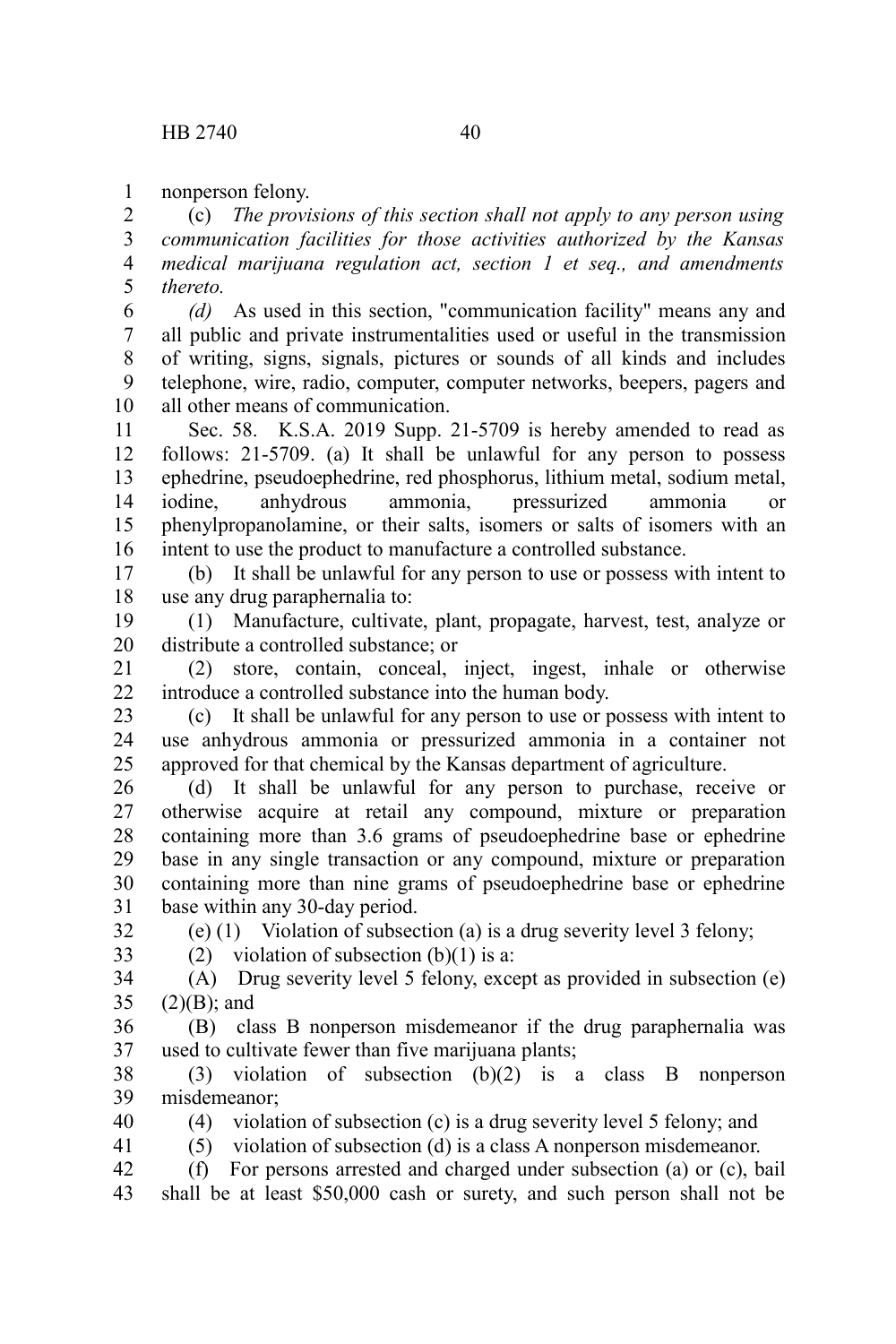nonperson felony.

(c) *The provisions of this section shall not apply to any person using communication facilities for those activities authorized by the Kansas medical marijuana regulation act, section 1 et seq., and amendments thereto.*

*(d)* As used in this section, "communication facility" means any and all public and private instrumentalities used or useful in the transmission of writing, signs, signals, pictures or sounds of all kinds and includes telephone, wire, radio, computer, computer networks, beepers, pagers and all other means of communication.

Sec. 58. K.S.A. 2019 Supp. 21-5709 is hereby amended to read as follows: 21-5709. (a) It shall be unlawful for any person to possess ephedrine, pseudoephedrine, red phosphorus, lithium metal, sodium metal, iodine, anhydrous ammonia, pressurized ammonia or phenylpropanolamine, or their salts, isomers or salts of isomers with an intent to use the product to manufacture a controlled substance.

(b) It shall be unlawful for any person to use or possess with intent to use any drug paraphernalia to:

(1) Manufacture, cultivate, plant, propagate, harvest, test, analyze or distribute a controlled substance; or

(2) store, contain, conceal, inject, ingest, inhale or otherwise introduce a controlled substance into the human body.

(c) It shall be unlawful for any person to use or possess with intent to use anhydrous ammonia or pressurized ammonia in a container not approved for that chemical by the Kansas department of agriculture.

(d) It shall be unlawful for any person to purchase, receive or otherwise acquire at retail any compound, mixture or preparation containing more than 3.6 grams of pseudoephedrine base or ephedrine base in any single transaction or any compound, mixture or preparation containing more than nine grams of pseudoephedrine base or ephedrine base within any 30-day period.

(e) (1) Violation of subsection (a) is a drug severity level 3 felony;

(2) violation of subsection (b)(1) is a:

(A) Drug severity level 5 felony, except as provided in subsection (e)(2)(B); and

(B) class B nonperson misdemeanor if the drug paraphernalia was used to cultivate fewer than five marijuana plants;

(3) violation of subsection (b)(2) is a class B nonperson misdemeanor;

(4) violation of subsection (c) is a drug severity level 5 felony; and

(5) violation of subsection (d) is a class A nonperson misdemeanor.

(f) For persons arrested and charged under subsection (a) or (c), bail shall be at least $50,000 cash or surety, and such person shall not be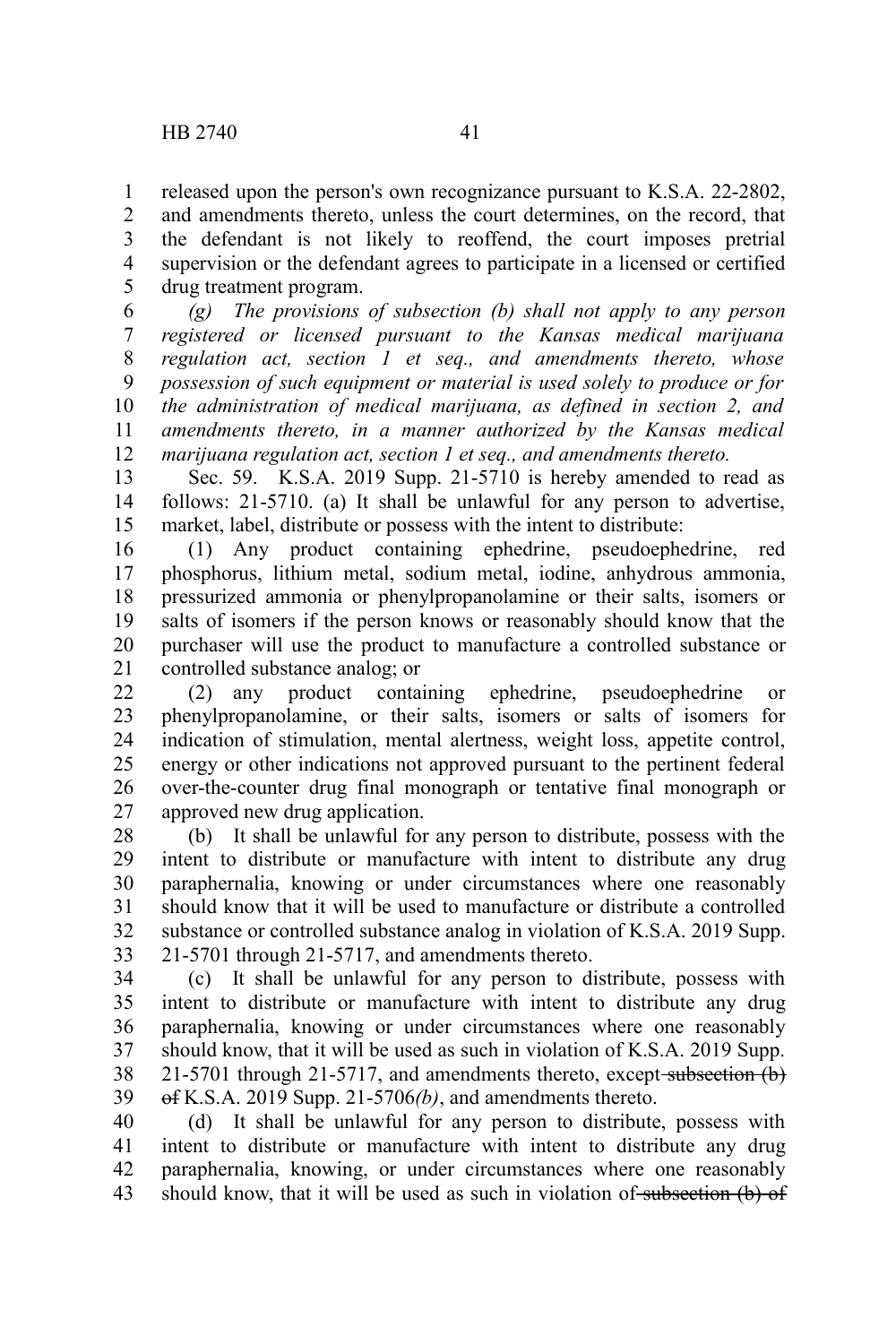released upon the person's own recognizance pursuant to K.S.A. 22-2802, and amendments thereto, unless the court determines, on the record, that the defendant is not likely to reoffend, the court imposes pretrial supervision or the defendant agrees to participate in a licensed or certified drug treatment program.

*(g) The provisions of subsection (b) shall not apply to any person registered or licensed pursuant to the Kansas medical marijuana regulation act, section 1 et seq., and amendments thereto, whose possession of such equipment or material is used solely to produce or for the administration of medical marijuana, as defined in section 2, and amendments thereto, in a manner authorized by the Kansas medical marijuana regulation act, section 1 et seq., and amendments thereto.*

Sec. 59. K.S.A. 2019 Supp. 21-5710 is hereby amended to read as follows: 21-5710. (a) It shall be unlawful for any person to advertise, market, label, distribute or possess with the intent to distribute:

(1) Any product containing ephedrine, pseudoephedrine, red phosphorus, lithium metal, sodium metal, iodine, anhydrous ammonia, pressurized ammonia or phenylpropanolamine or their salts, isomers or salts of isomers if the person knows or reasonably should know that the purchaser will use the product to manufacture a controlled substance or controlled substance analog; or

(2) any product containing ephedrine, pseudoephedrine or phenylpropanolamine, or their salts, isomers or salts of isomers for indication of stimulation, mental alertness, weight loss, appetite control, energy or other indications not approved pursuant to the pertinent federal over-the-counter drug final monograph or tentative final monograph or approved new drug application.

(b) It shall be unlawful for any person to distribute, possess with the intent to distribute or manufacture with intent to distribute any drug paraphernalia, knowing or under circumstances where one reasonably should know that it will be used to manufacture or distribute a controlled substance or controlled substance analog in violation of K.S.A. 2019 Supp. 21-5701 through 21-5717, and amendments thereto.

(c) It shall be unlawful for any person to distribute, possess with intent to distribute or manufacture with intent to distribute any drug paraphernalia, knowing or under circumstances where one reasonably should know, that it will be used as such in violation of K.S.A. 2019 Supp. 21-5701 through 21-5717, and amendments thereto, except ~~subsection (b) of~~ K.S.A. 2019 Supp. 21-5706*(b)*, and amendments thereto.

(d) It shall be unlawful for any person to distribute, possess with intent to distribute or manufacture with intent to distribute any drug paraphernalia, knowing, or under circumstances where one reasonably should know, that it will be used as such in violation of ~~subsection (b) of~~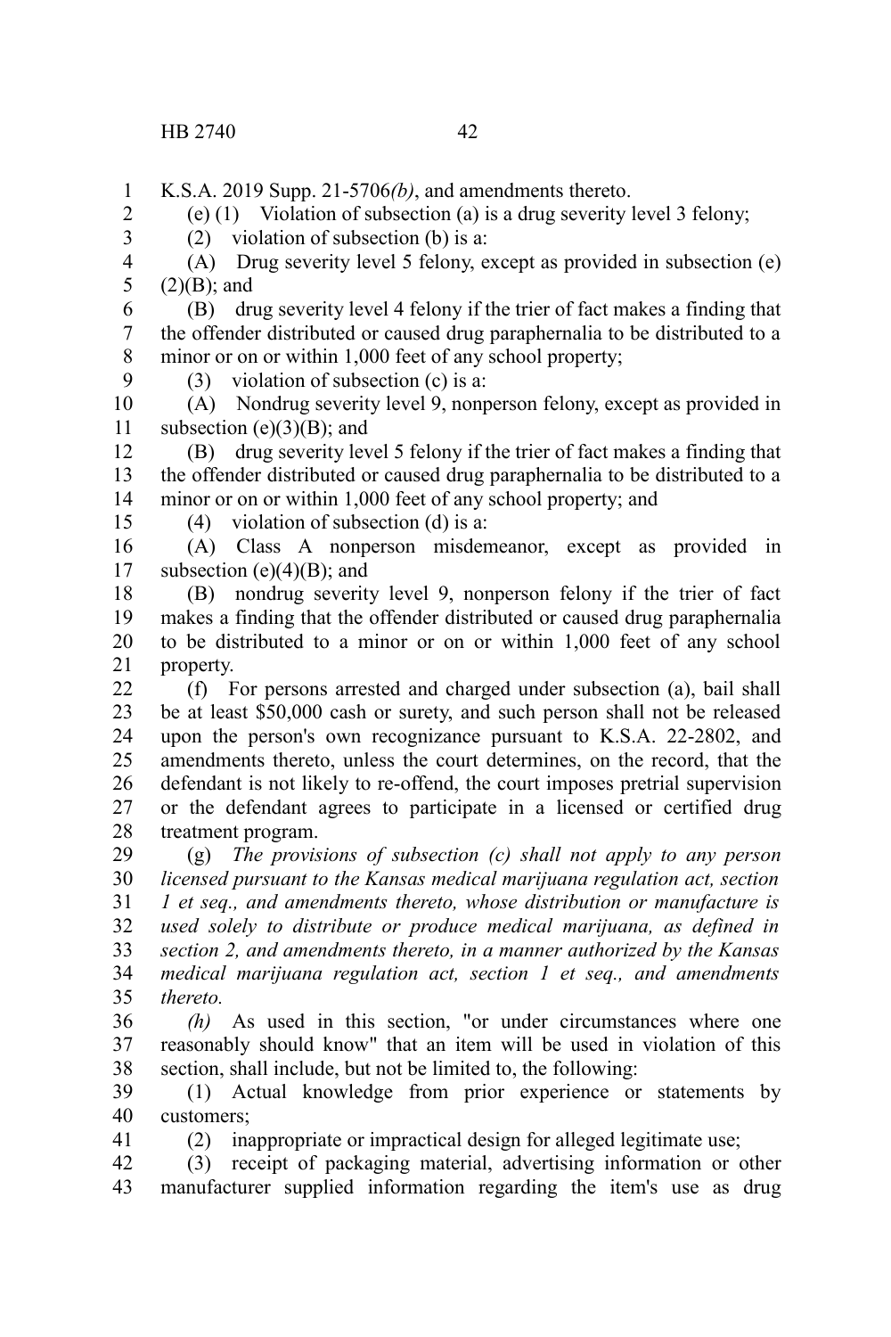K.S.A. 2019 Supp. 21-5706*(b)*, and amendments thereto.

(e) (1) Violation of subsection (a) is a drug severity level 3 felony;

(2) violation of subsection (b) is a:

(A) Drug severity level 5 felony, except as provided in subsection (e)(2)(B); and

(B) drug severity level 4 felony if the trier of fact makes a finding that the offender distributed or caused drug paraphernalia to be distributed to a minor or on or within 1,000 feet of any school property;

(3) violation of subsection (c) is a:

(A) Nondrug severity level 9, nonperson felony, except as provided in subsection (e)(3)(B); and

(B) drug severity level 5 felony if the trier of fact makes a finding that the offender distributed or caused drug paraphernalia to be distributed to a minor or on or within 1,000 feet of any school property; and

(4) violation of subsection (d) is a:

(A) Class A nonperson misdemeanor, except as provided in subsection (e)(4)(B); and

(B) nondrug severity level 9, nonperson felony if the trier of fact makes a finding that the offender distributed or caused drug paraphernalia to be distributed to a minor or on or within 1,000 feet of any school property.

(f) For persons arrested and charged under subsection (a), bail shall be at least $50,000 cash or surety, and such person shall not be released upon the person's own recognizance pursuant to K.S.A. 22-2802, and amendments thereto, unless the court determines, on the record, that the defendant is not likely to re-offend, the court imposes pretrial supervision or the defendant agrees to participate in a licensed or certified drug treatment program.

*(g) The provisions of subsection (c) shall not apply to any person licensed pursuant to the Kansas medical marijuana regulation act, section 1 et seq., and amendments thereto, whose distribution or manufacture is used solely to distribute or produce medical marijuana, as defined in section 2, and amendments thereto, in a manner authorized by the Kansas medical marijuana regulation act, section 1 et seq., and amendments thereto.*

*(h)* As used in this section, "or under circumstances where one reasonably should know" that an item will be used in violation of this section, shall include, but not be limited to, the following:

(1) Actual knowledge from prior experience or statements by customers;

(2) inappropriate or impractical design for alleged legitimate use;

(3) receipt of packaging material, advertising information or other manufacturer supplied information regarding the item's use as drug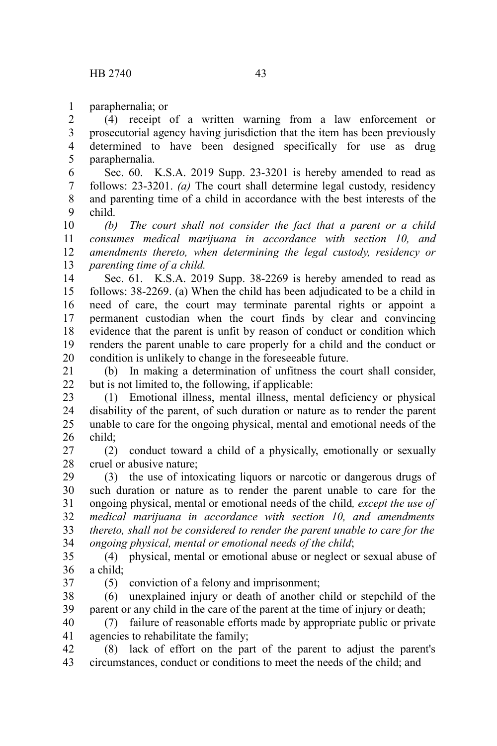paraphernalia; or

(4) receipt of a written warning from a law enforcement or prosecutorial agency having jurisdiction that the item has been previously determined to have been designed specifically for use as drug paraphernalia.

Sec. 60. K.S.A. 2019 Supp. 23-3201 is hereby amended to read as follows: 23-3201. *(a)* The court shall determine legal custody, residency and parenting time of a child in accordance with the best interests of the child.

*(b) The court shall not consider the fact that a parent or a child consumes medical marijuana in accordance with section 10, and amendments thereto, when determining the legal custody, residency or parenting time of a child.*

Sec. 61. K.S.A. 2019 Supp. 38-2269 is hereby amended to read as follows: 38-2269. (a) When the child has been adjudicated to be a child in need of care, the court may terminate parental rights or appoint a permanent custodian when the court finds by clear and convincing evidence that the parent is unfit by reason of conduct or condition which renders the parent unable to care properly for a child and the conduct or condition is unlikely to change in the foreseeable future.

(b) In making a determination of unfitness the court shall consider, but is not limited to, the following, if applicable:

(1) Emotional illness, mental illness, mental deficiency or physical disability of the parent, of such duration or nature as to render the parent unable to care for the ongoing physical, mental and emotional needs of the child;

(2) conduct toward a child of a physically, emotionally or sexually cruel or abusive nature;

(3) the use of intoxicating liquors or narcotic or dangerous drugs of such duration or nature as to render the parent unable to care for the ongoing physical, mental or emotional needs of the child*, except the use of medical marijuana in accordance with section 10, and amendments thereto, shall not be considered to render the parent unable to care for the ongoing physical, mental or emotional needs of the child*;

(4) physical, mental or emotional abuse or neglect or sexual abuse of a child;

(5) conviction of a felony and imprisonment;

(6) unexplained injury or death of another child or stepchild of the parent or any child in the care of the parent at the time of injury or death;

(7) failure of reasonable efforts made by appropriate public or private agencies to rehabilitate the family;

(8) lack of effort on the part of the parent to adjust the parent's circumstances, conduct or conditions to meet the needs of the child; and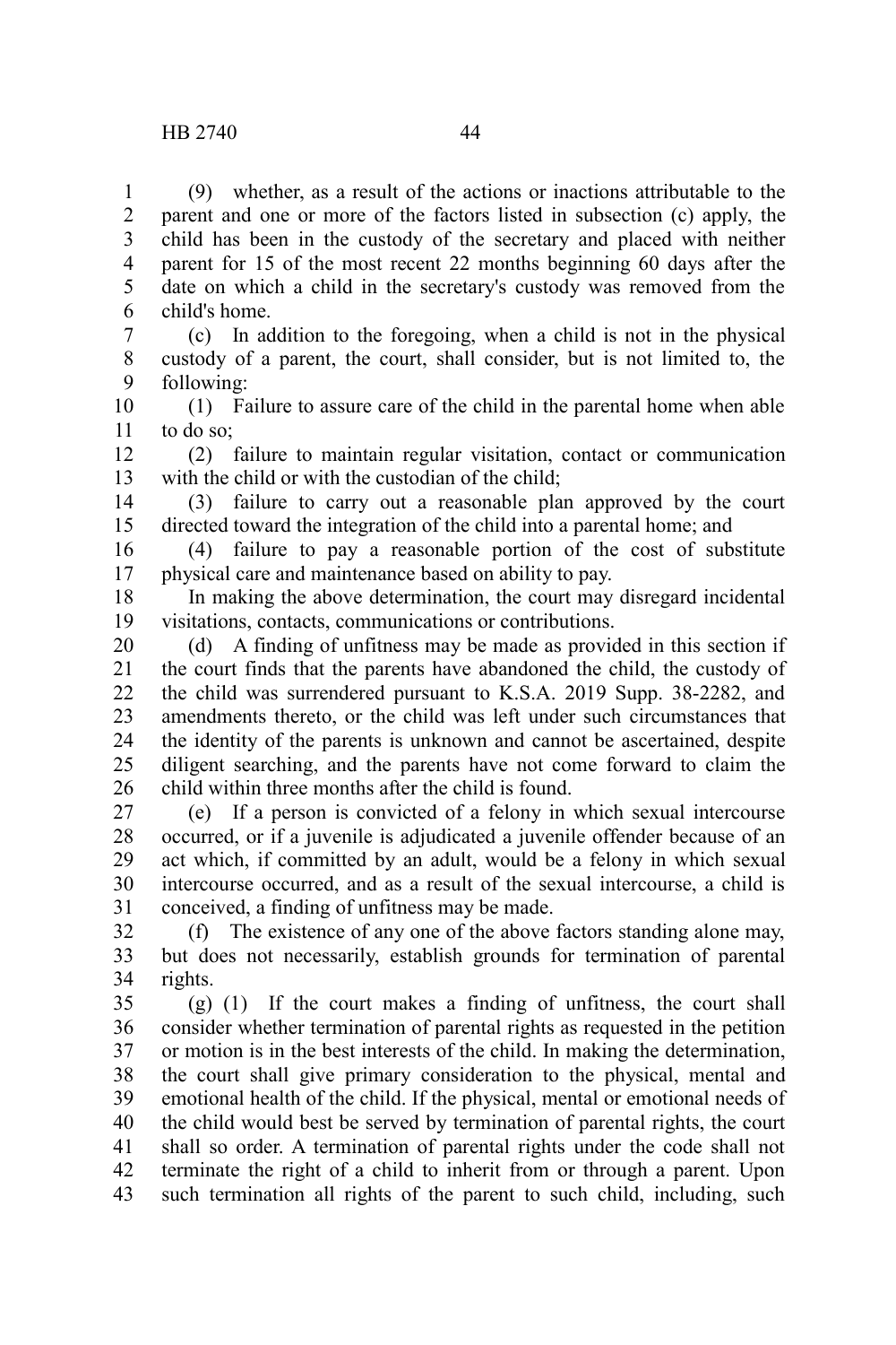(9) whether, as a result of the actions or inactions attributable to the parent and one or more of the factors listed in subsection (c) apply, the child has been in the custody of the secretary and placed with neither parent for 15 of the most recent 22 months beginning 60 days after the date on which a child in the secretary's custody was removed from the child's home.

(c) In addition to the foregoing, when a child is not in the physical custody of a parent, the court, shall consider, but is not limited to, the following:

(1) Failure to assure care of the child in the parental home when able to do so;

(2) failure to maintain regular visitation, contact or communication with the child or with the custodian of the child;

(3) failure to carry out a reasonable plan approved by the court directed toward the integration of the child into a parental home; and

(4) failure to pay a reasonable portion of the cost of substitute physical care and maintenance based on ability to pay.

In making the above determination, the court may disregard incidental visitations, contacts, communications or contributions.

(d) A finding of unfitness may be made as provided in this section if the court finds that the parents have abandoned the child, the custody of the child was surrendered pursuant to K.S.A. 2019 Supp. 38-2282, and amendments thereto, or the child was left under such circumstances that the identity of the parents is unknown and cannot be ascertained, despite diligent searching, and the parents have not come forward to claim the child within three months after the child is found.

(e) If a person is convicted of a felony in which sexual intercourse occurred, or if a juvenile is adjudicated a juvenile offender because of an act which, if committed by an adult, would be a felony in which sexual intercourse occurred, and as a result of the sexual intercourse, a child is conceived, a finding of unfitness may be made.

(f) The existence of any one of the above factors standing alone may, but does not necessarily, establish grounds for termination of parental rights.

(g) (1) If the court makes a finding of unfitness, the court shall consider whether termination of parental rights as requested in the petition or motion is in the best interests of the child. In making the determination, the court shall give primary consideration to the physical, mental and emotional health of the child. If the physical, mental or emotional needs of the child would best be served by termination of parental rights, the court shall so order. A termination of parental rights under the code shall not terminate the right of a child to inherit from or through a parent. Upon such termination all rights of the parent to such child, including, such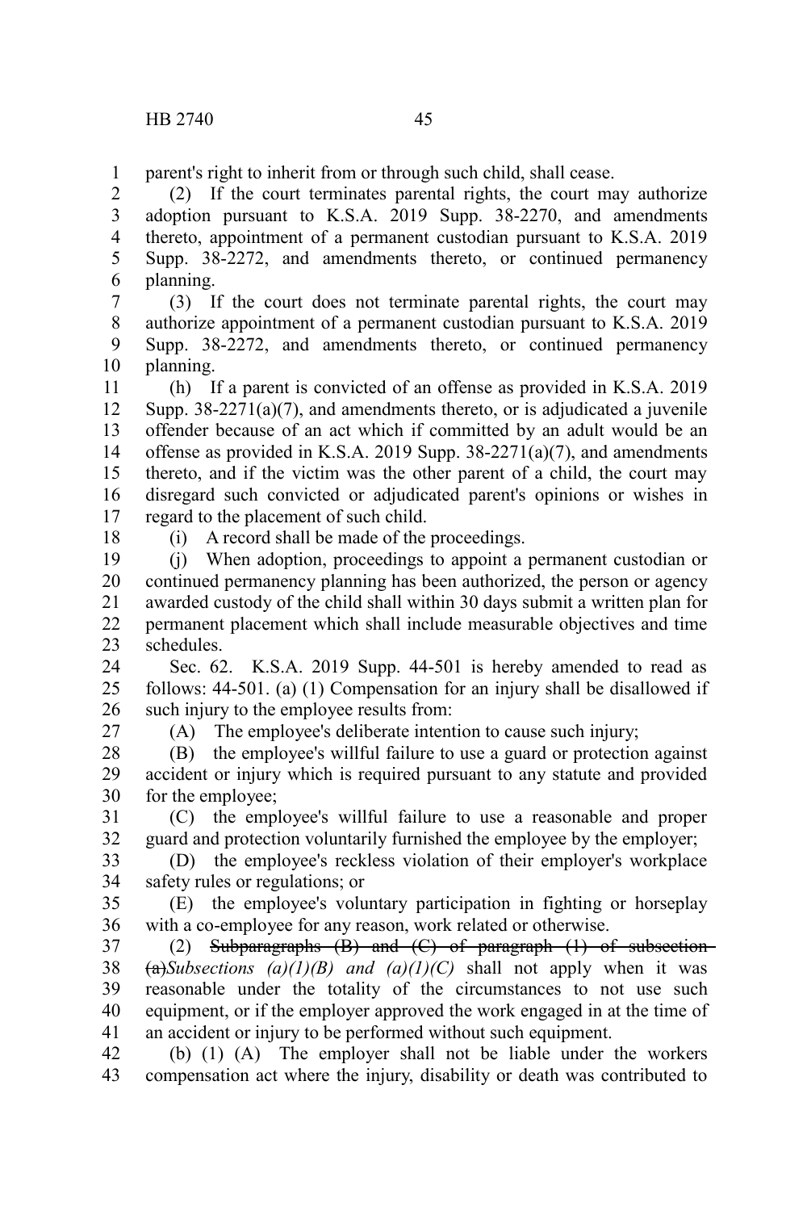parent's right to inherit from or through such child, shall cease.

(2) If the court terminates parental rights, the court may authorize adoption pursuant to K.S.A. 2019 Supp. 38-2270, and amendments thereto, appointment of a permanent custodian pursuant to K.S.A. 2019 Supp. 38-2272, and amendments thereto, or continued permanency planning.

(3) If the court does not terminate parental rights, the court may authorize appointment of a permanent custodian pursuant to K.S.A. 2019 Supp. 38-2272, and amendments thereto, or continued permanency planning.

(h) If a parent is convicted of an offense as provided in K.S.A. 2019 Supp. 38-2271(a)(7), and amendments thereto, or is adjudicated a juvenile offender because of an act which if committed by an adult would be an offense as provided in K.S.A. 2019 Supp. 38-2271(a)(7), and amendments thereto, and if the victim was the other parent of a child, the court may disregard such convicted or adjudicated parent's opinions or wishes in regard to the placement of such child.

(i) A record shall be made of the proceedings.

(j) When adoption, proceedings to appoint a permanent custodian or continued permanency planning has been authorized, the person or agency awarded custody of the child shall within 30 days submit a written plan for permanent placement which shall include measurable objectives and time schedules.

Sec. 62. K.S.A. 2019 Supp. 44-501 is hereby amended to read as follows: 44-501. (a) (1) Compensation for an injury shall be disallowed if such injury to the employee results from:

(A) The employee's deliberate intention to cause such injury;

(B) the employee's willful failure to use a guard or protection against accident or injury which is required pursuant to any statute and provided for the employee;

(C) the employee's willful failure to use a reasonable and proper guard and protection voluntarily furnished the employee by the employer;

(D) the employee's reckless violation of their employer's workplace safety rules or regulations; or

(E) the employee's voluntary participation in fighting or horseplay with a co-employee for any reason, work related or otherwise.

(2) ~~Subparagraphs (B) and (C) of paragraph (1) of subsection (a)~~*Subsections (a)(1)(B) and (a)(1)(C)* shall not apply when it was reasonable under the totality of the circumstances to not use such equipment, or if the employer approved the work engaged in at the time of an accident or injury to be performed without such equipment.

(b) (1) (A) The employer shall not be liable under the workers compensation act where the injury, disability or death was contributed to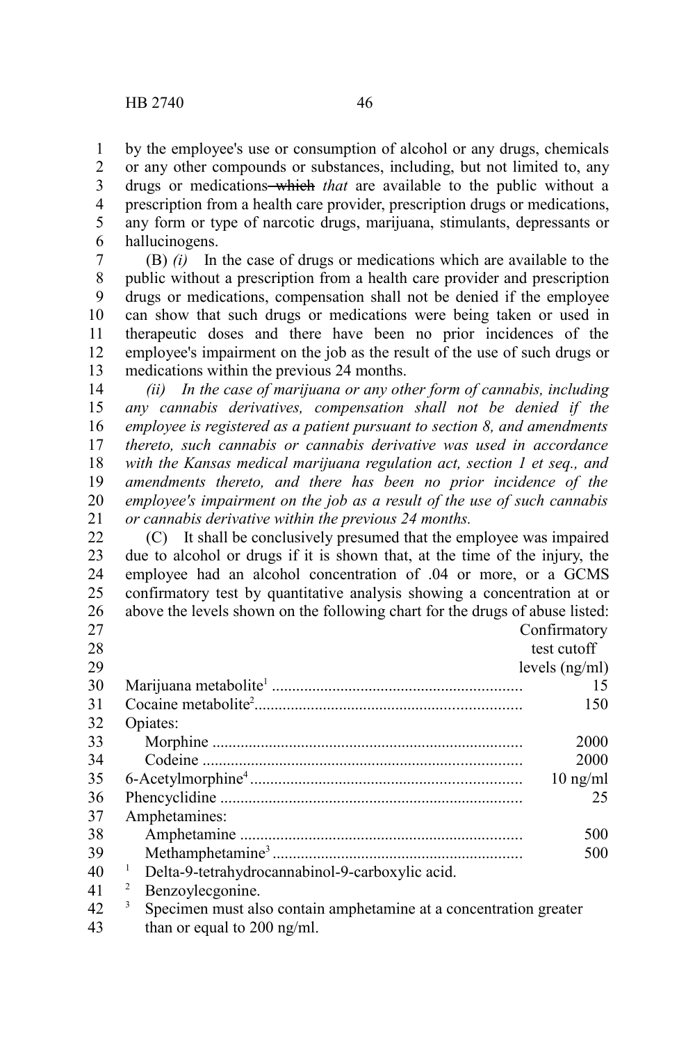by the employee's use or consumption of alcohol or any drugs, chemicals or any other compounds or substances, including, but not limited to, any drugs or medications ~~which~~ *that* are available to the public without a prescription from a health care provider, prescription drugs or medications, any form or type of narcotic drugs, marijuana, stimulants, depressants or hallucinogens.

(B) *(i)* In the case of drugs or medications which are available to the public without a prescription from a health care provider and prescription drugs or medications, compensation shall not be denied if the employee can show that such drugs or medications were being taken or used in therapeutic doses and there have been no prior incidences of the employee's impairment on the job as the result of the use of such drugs or medications within the previous 24 months.

*(ii) In the case of marijuana or any other form of cannabis, including any cannabis derivatives, compensation shall not be denied if the employee is registered as a patient pursuant to section 8, and amendments thereto, such cannabis or cannabis derivative was used in accordance with the Kansas medical marijuana regulation act, section 1 et seq., and amendments thereto, and there has been no prior incidence of the employee's impairment on the job as a result of the use of such cannabis or cannabis derivative within the previous 24 months.*

(C) It shall be conclusively presumed that the employee was impaired due to alcohol or drugs if it is shown that, at the time of the injury, the employee had an alcohol concentration of .04 or more, or a GCMS confirmatory test by quantitative analysis showing a concentration at or above the levels shown on the following chart for the drugs of abuse listed:

| | Confirmatory test cutoff levels (ng/ml) |
|---|---|
| Marijuana metabolite[1] | 15 |
| Cocaine metabolite[2] | 150 |
| Opiates: | |
| Morphine | 2000 |
| Codeine | 2000 |
| 6-Acetylmorphine[4] | 10 ng/ml |
| Phencyclidine | 25 |
| Amphetamines: | |
| Amphetamine | 500 |
| Methamphetamine[3] | 500 |

[1] Delta-9-tetrahydrocannabinol-9-carboxylic acid.

[2] Benzoylecgonine.

[3] Specimen must also contain amphetamine at a concentration greater than or equal to 200 ng/ml.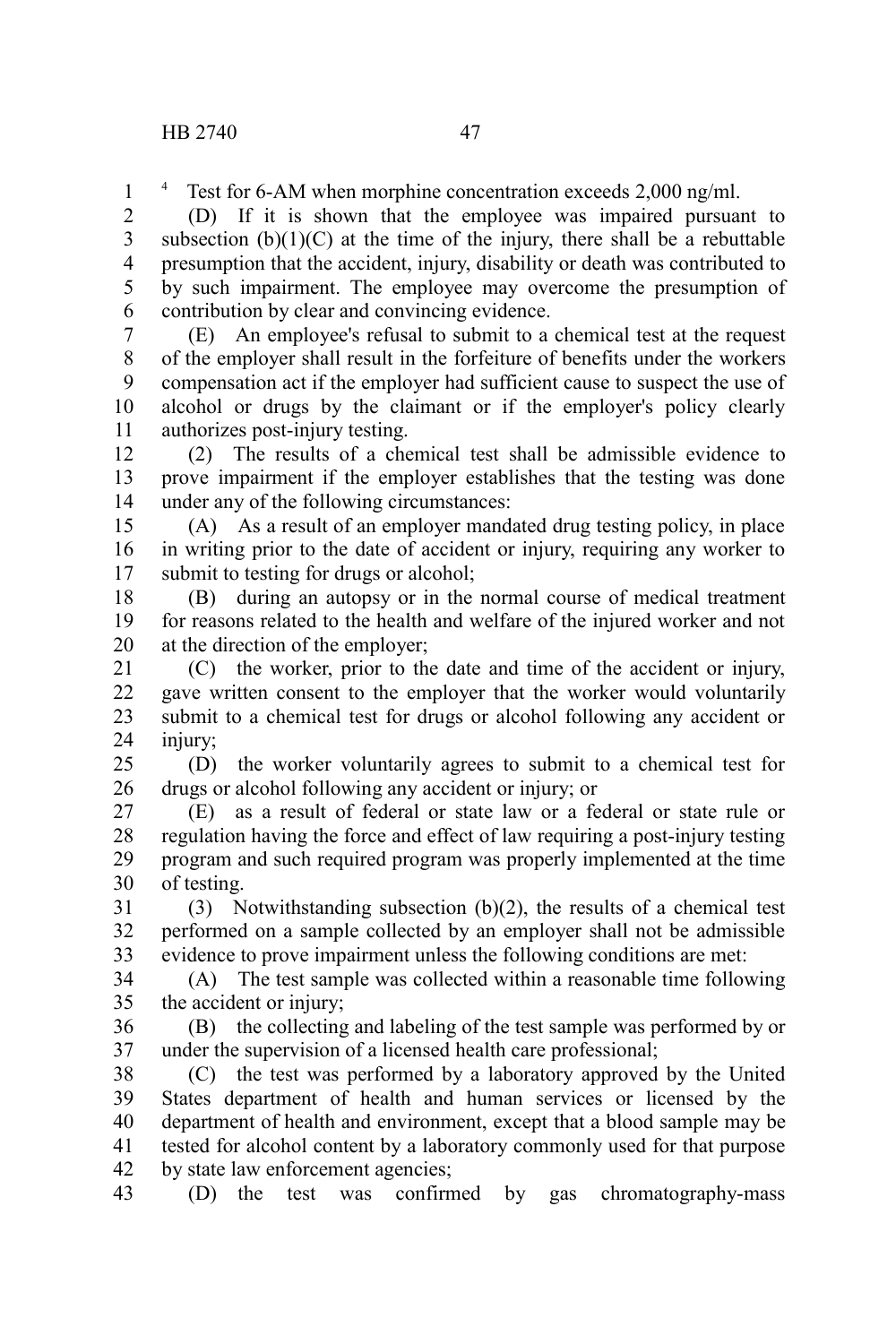[4] Test for 6-AM when morphine concentration exceeds 2,000 ng/ml.

(D) If it is shown that the employee was impaired pursuant to subsection (b)(1)(C) at the time of the injury, there shall be a rebuttable presumption that the accident, injury, disability or death was contributed to by such impairment. The employee may overcome the presumption of contribution by clear and convincing evidence.

(E) An employee's refusal to submit to a chemical test at the request of the employer shall result in the forfeiture of benefits under the workers compensation act if the employer had sufficient cause to suspect the use of alcohol or drugs by the claimant or if the employer's policy clearly authorizes post-injury testing.

(2) The results of a chemical test shall be admissible evidence to prove impairment if the employer establishes that the testing was done under any of the following circumstances:

(A) As a result of an employer mandated drug testing policy, in place in writing prior to the date of accident or injury, requiring any worker to submit to testing for drugs or alcohol;

(B) during an autopsy or in the normal course of medical treatment for reasons related to the health and welfare of the injured worker and not at the direction of the employer;

(C) the worker, prior to the date and time of the accident or injury, gave written consent to the employer that the worker would voluntarily submit to a chemical test for drugs or alcohol following any accident or injury;

(D) the worker voluntarily agrees to submit to a chemical test for drugs or alcohol following any accident or injury; or

(E) as a result of federal or state law or a federal or state rule or regulation having the force and effect of law requiring a post-injury testing program and such required program was properly implemented at the time of testing.

(3) Notwithstanding subsection (b)(2), the results of a chemical test performed on a sample collected by an employer shall not be admissible evidence to prove impairment unless the following conditions are met:

(A) The test sample was collected within a reasonable time following the accident or injury;

(B) the collecting and labeling of the test sample was performed by or under the supervision of a licensed health care professional;

(C) the test was performed by a laboratory approved by the United States department of health and human services or licensed by the department of health and environment, except that a blood sample may be tested for alcohol content by a laboratory commonly used for that purpose by state law enforcement agencies;

(D) the test was confirmed by gas chromatography-mass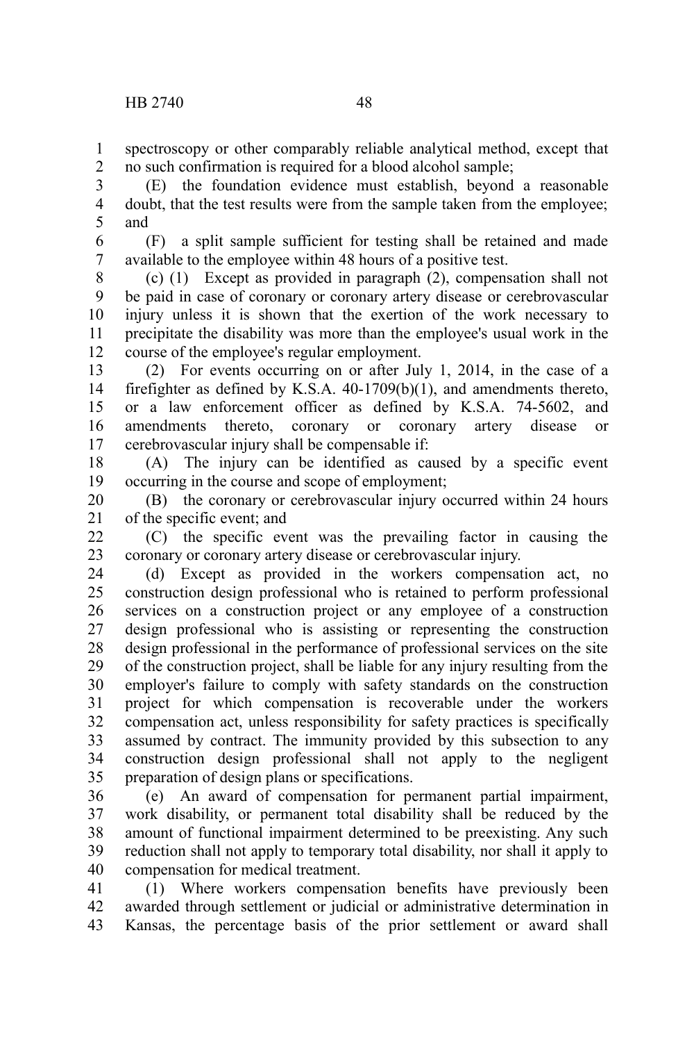spectroscopy or other comparably reliable analytical method, except that no such confirmation is required for a blood alcohol sample;

(E) the foundation evidence must establish, beyond a reasonable doubt, that the test results were from the sample taken from the employee; and

(F) a split sample sufficient for testing shall be retained and made available to the employee within 48 hours of a positive test.

(c) (1) Except as provided in paragraph (2), compensation shall not be paid in case of coronary or coronary artery disease or cerebrovascular injury unless it is shown that the exertion of the work necessary to precipitate the disability was more than the employee's usual work in the course of the employee's regular employment.

(2) For events occurring on or after July 1, 2014, in the case of a firefighter as defined by K.S.A. 40-1709(b)(1), and amendments thereto, or a law enforcement officer as defined by K.S.A. 74-5602, and amendments thereto, coronary or coronary artery disease or cerebrovascular injury shall be compensable if:

(A) The injury can be identified as caused by a specific event occurring in the course and scope of employment;

(B) the coronary or cerebrovascular injury occurred within 24 hours of the specific event; and

(C) the specific event was the prevailing factor in causing the coronary or coronary artery disease or cerebrovascular injury.

(d) Except as provided in the workers compensation act, no construction design professional who is retained to perform professional services on a construction project or any employee of a construction design professional who is assisting or representing the construction design professional in the performance of professional services on the site of the construction project, shall be liable for any injury resulting from the employer's failure to comply with safety standards on the construction project for which compensation is recoverable under the workers compensation act, unless responsibility for safety practices is specifically assumed by contract. The immunity provided by this subsection to any construction design professional shall not apply to the negligent preparation of design plans or specifications.

(e) An award of compensation for permanent partial impairment, work disability, or permanent total disability shall be reduced by the amount of functional impairment determined to be preexisting. Any such reduction shall not apply to temporary total disability, nor shall it apply to compensation for medical treatment.

(1) Where workers compensation benefits have previously been awarded through settlement or judicial or administrative determination in Kansas, the percentage basis of the prior settlement or award shall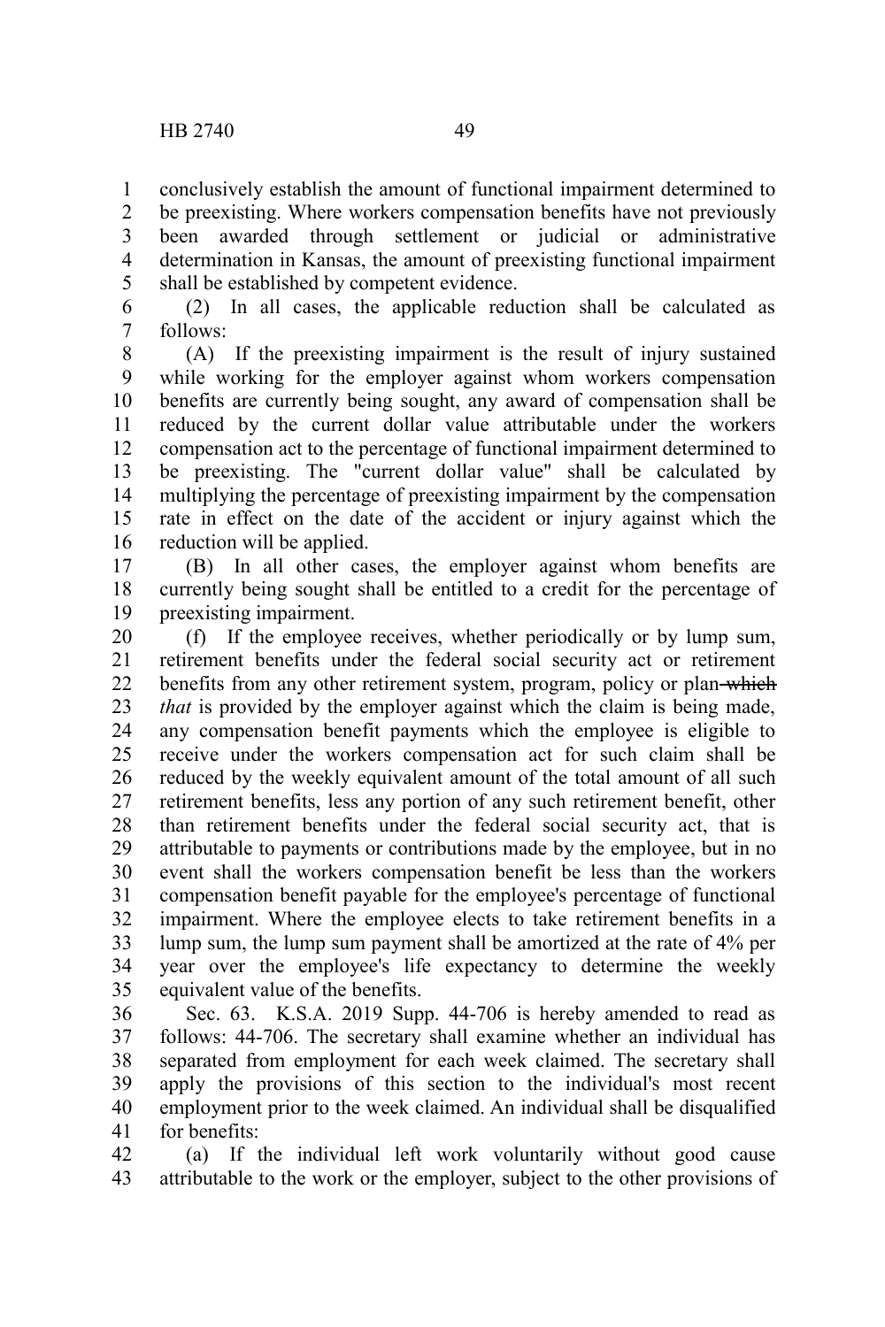conclusively establish the amount of functional impairment determined to be preexisting. Where workers compensation benefits have not previously been awarded through settlement or judicial or administrative determination in Kansas, the amount of preexisting functional impairment shall be established by competent evidence.

(2) In all cases, the applicable reduction shall be calculated as follows:

(A) If the preexisting impairment is the result of injury sustained while working for the employer against whom workers compensation benefits are currently being sought, any award of compensation shall be reduced by the current dollar value attributable under the workers compensation act to the percentage of functional impairment determined to be preexisting. The "current dollar value" shall be calculated by multiplying the percentage of preexisting impairment by the compensation rate in effect on the date of the accident or injury against which the reduction will be applied.

(B) In all other cases, the employer against whom benefits are currently being sought shall be entitled to a credit for the percentage of preexisting impairment.

(f) If the employee receives, whether periodically or by lump sum, retirement benefits under the federal social security act or retirement benefits from any other retirement system, program, policy or plan ~~which~~ *that* is provided by the employer against which the claim is being made, any compensation benefit payments which the employee is eligible to receive under the workers compensation act for such claim shall be reduced by the weekly equivalent amount of the total amount of all such retirement benefits, less any portion of any such retirement benefit, other than retirement benefits under the federal social security act, that is attributable to payments or contributions made by the employee, but in no event shall the workers compensation benefit be less than the workers compensation benefit payable for the employee's percentage of functional impairment. Where the employee elects to take retirement benefits in a lump sum, the lump sum payment shall be amortized at the rate of 4% per year over the employee's life expectancy to determine the weekly equivalent value of the benefits.

Sec. 63. K.S.A. 2019 Supp. 44-706 is hereby amended to read as follows: 44-706. The secretary shall examine whether an individual has separated from employment for each week claimed. The secretary shall apply the provisions of this section to the individual's most recent employment prior to the week claimed. An individual shall be disqualified for benefits:

(a) If the individual left work voluntarily without good cause attributable to the work or the employer, subject to the other provisions of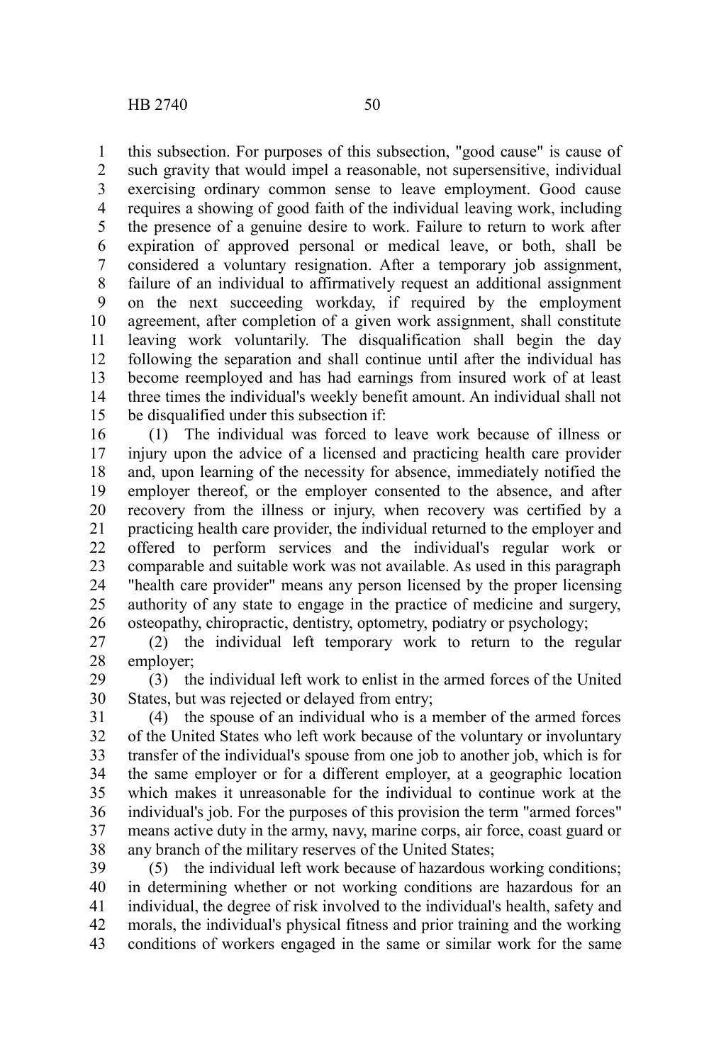this subsection. For purposes of this subsection, "good cause" is cause of such gravity that would impel a reasonable, not supersensitive, individual exercising ordinary common sense to leave employment. Good cause requires a showing of good faith of the individual leaving work, including the presence of a genuine desire to work. Failure to return to work after expiration of approved personal or medical leave, or both, shall be considered a voluntary resignation. After a temporary job assignment, failure of an individual to affirmatively request an additional assignment on the next succeeding workday, if required by the employment agreement, after completion of a given work assignment, shall constitute leaving work voluntarily. The disqualification shall begin the day following the separation and shall continue until after the individual has become reemployed and has had earnings from insured work of at least three times the individual's weekly benefit amount. An individual shall not be disqualified under this subsection if:

(1) The individual was forced to leave work because of illness or injury upon the advice of a licensed and practicing health care provider and, upon learning of the necessity for absence, immediately notified the employer thereof, or the employer consented to the absence, and after recovery from the illness or injury, when recovery was certified by a practicing health care provider, the individual returned to the employer and offered to perform services and the individual's regular work or comparable and suitable work was not available. As used in this paragraph "health care provider" means any person licensed by the proper licensing authority of any state to engage in the practice of medicine and surgery, osteopathy, chiropractic, dentistry, optometry, podiatry or psychology;

(2) the individual left temporary work to return to the regular employer;

(3) the individual left work to enlist in the armed forces of the United States, but was rejected or delayed from entry;

(4) the spouse of an individual who is a member of the armed forces of the United States who left work because of the voluntary or involuntary transfer of the individual's spouse from one job to another job, which is for the same employer or for a different employer, at a geographic location which makes it unreasonable for the individual to continue work at the individual's job. For the purposes of this provision the term "armed forces" means active duty in the army, navy, marine corps, air force, coast guard or any branch of the military reserves of the United States;

(5) the individual left work because of hazardous working conditions; in determining whether or not working conditions are hazardous for an individual, the degree of risk involved to the individual's health, safety and morals, the individual's physical fitness and prior training and the working conditions of workers engaged in the same or similar work for the same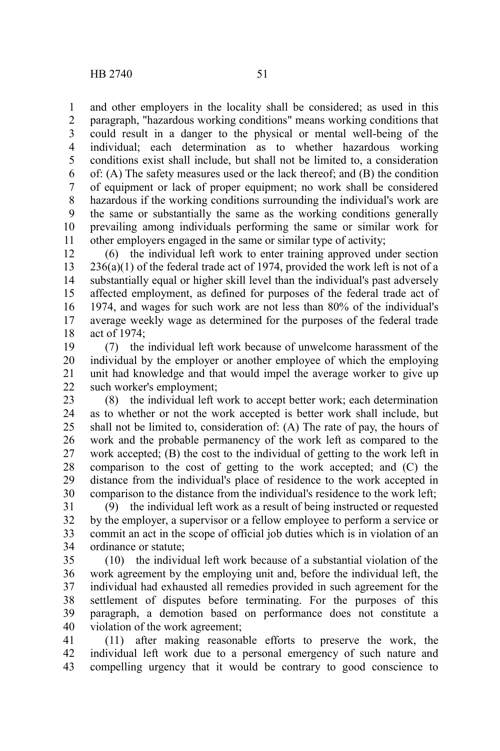and other employers in the locality shall be considered; as used in this paragraph, "hazardous working conditions" means working conditions that could result in a danger to the physical or mental well-being of the individual; each determination as to whether hazardous working conditions exist shall include, but shall not be limited to, a consideration of: (A) The safety measures used or the lack thereof; and (B) the condition of equipment or lack of proper equipment; no work shall be considered hazardous if the working conditions surrounding the individual's work are the same or substantially the same as the working conditions generally prevailing among individuals performing the same or similar work for other employers engaged in the same or similar type of activity;

(6) the individual left work to enter training approved under section 236(a)(1) of the federal trade act of 1974, provided the work left is not of a substantially equal or higher skill level than the individual's past adversely affected employment, as defined for purposes of the federal trade act of 1974, and wages for such work are not less than 80% of the individual's average weekly wage as determined for the purposes of the federal trade act of 1974;

(7) the individual left work because of unwelcome harassment of the individual by the employer or another employee of which the employing unit had knowledge and that would impel the average worker to give up such worker's employment;

(8) the individual left work to accept better work; each determination as to whether or not the work accepted is better work shall include, but shall not be limited to, consideration of: (A) The rate of pay, the hours of work and the probable permanency of the work left as compared to the work accepted; (B) the cost to the individual of getting to the work left in comparison to the cost of getting to the work accepted; and (C) the distance from the individual's place of residence to the work accepted in comparison to the distance from the individual's residence to the work left;

(9) the individual left work as a result of being instructed or requested by the employer, a supervisor or a fellow employee to perform a service or commit an act in the scope of official job duties which is in violation of an ordinance or statute;

(10) the individual left work because of a substantial violation of the work agreement by the employing unit and, before the individual left, the individual had exhausted all remedies provided in such agreement for the settlement of disputes before terminating. For the purposes of this paragraph, a demotion based on performance does not constitute a violation of the work agreement;

(11) after making reasonable efforts to preserve the work, the individual left work due to a personal emergency of such nature and compelling urgency that it would be contrary to good conscience to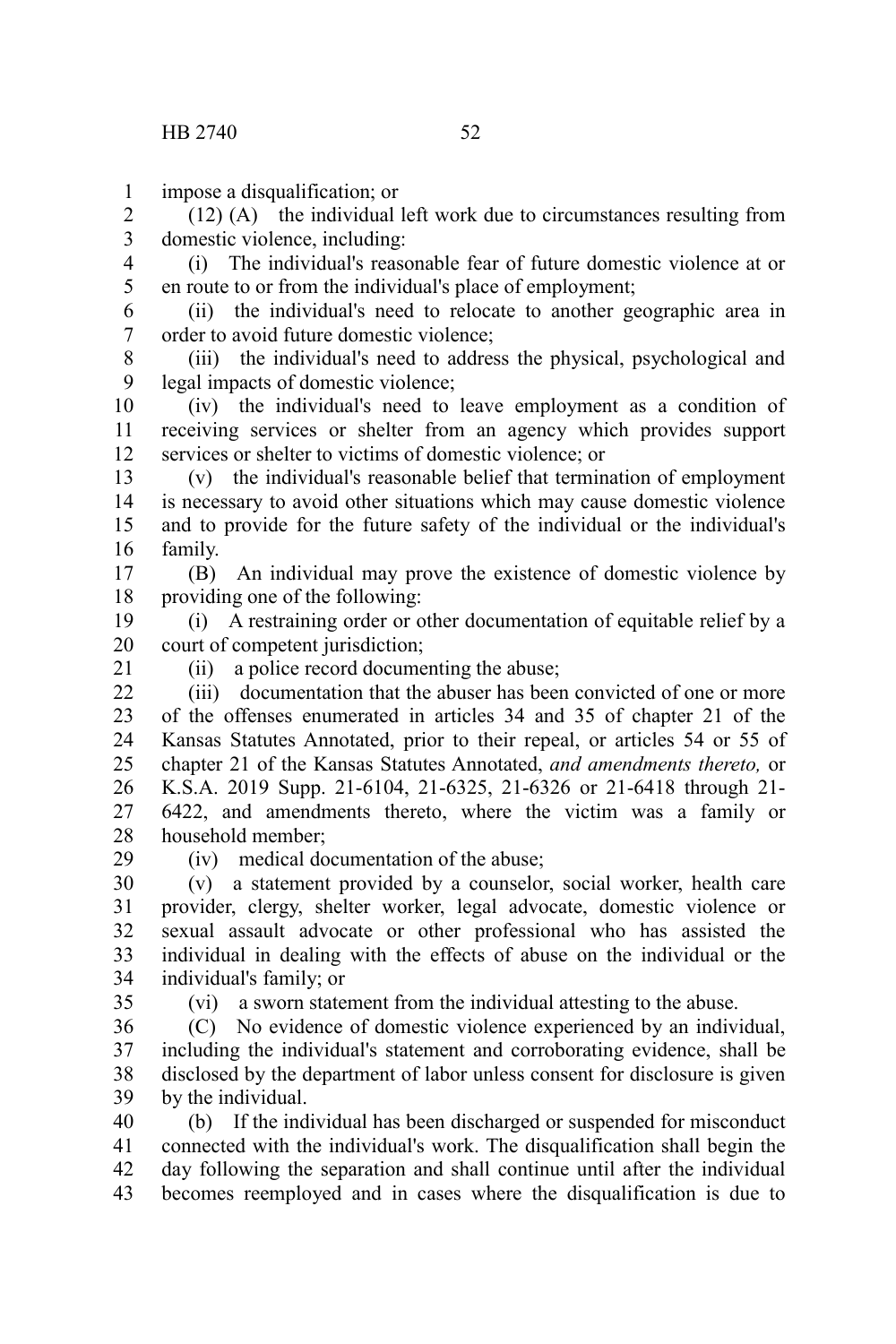impose a disqualification; or

(12) (A) the individual left work due to circumstances resulting from domestic violence, including:

(i) The individual's reasonable fear of future domestic violence at or en route to or from the individual's place of employment;

(ii) the individual's need to relocate to another geographic area in order to avoid future domestic violence;

(iii) the individual's need to address the physical, psychological and legal impacts of domestic violence;

(iv) the individual's need to leave employment as a condition of receiving services or shelter from an agency which provides support services or shelter to victims of domestic violence; or

(v) the individual's reasonable belief that termination of employment is necessary to avoid other situations which may cause domestic violence and to provide for the future safety of the individual or the individual's family.

(B) An individual may prove the existence of domestic violence by providing one of the following:

(i) A restraining order or other documentation of equitable relief by a court of competent jurisdiction;

(ii) a police record documenting the abuse;

(iii) documentation that the abuser has been convicted of one or more of the offenses enumerated in articles 34 and 35 of chapter 21 of the Kansas Statutes Annotated, prior to their repeal, or articles 54 or 55 of chapter 21 of the Kansas Statutes Annotated, *and amendments thereto,* or K.S.A. 2019 Supp. 21-6104, 21-6325, 21-6326 or 21-6418 through 21-6422, and amendments thereto, where the victim was a family or household member;

(iv) medical documentation of the abuse;

(v) a statement provided by a counselor, social worker, health care provider, clergy, shelter worker, legal advocate, domestic violence or sexual assault advocate or other professional who has assisted the individual in dealing with the effects of abuse on the individual or the individual's family; or

(vi) a sworn statement from the individual attesting to the abuse.

(C) No evidence of domestic violence experienced by an individual, including the individual's statement and corroborating evidence, shall be disclosed by the department of labor unless consent for disclosure is given by the individual.

(b) If the individual has been discharged or suspended for misconduct connected with the individual's work. The disqualification shall begin the day following the separation and shall continue until after the individual becomes reemployed and in cases where the disqualification is due to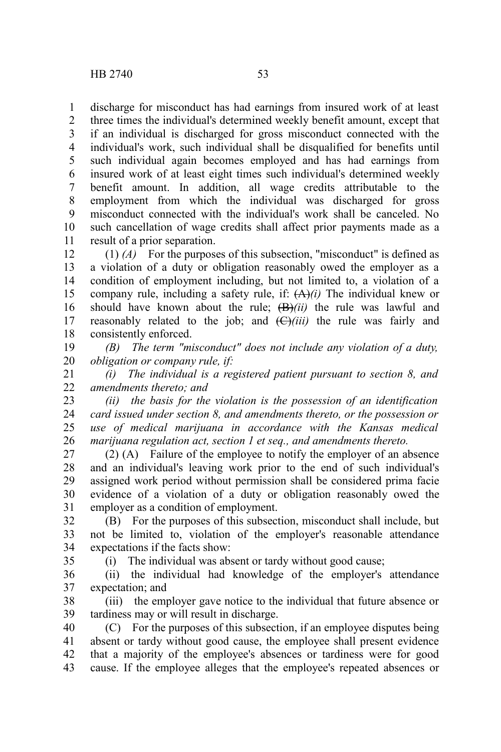discharge for misconduct has had earnings from insured work of at least three times the individual's determined weekly benefit amount, except that if an individual is discharged for gross misconduct connected with the individual's work, such individual shall be disqualified for benefits until such individual again becomes employed and has had earnings from insured work of at least eight times such individual's determined weekly benefit amount. In addition, all wage credits attributable to the employment from which the individual was discharged for gross misconduct connected with the individual's work shall be canceled. No such cancellation of wage credits shall affect prior payments made as a result of a prior separation.

(1) *(A)* For the purposes of this subsection, "misconduct" is defined as a violation of a duty or obligation reasonably owed the employer as a condition of employment including, but not limited to, a violation of a company rule, including a safety rule, if: ~~(A)~~*(i)* The individual knew or should have known about the rule; ~~(B)~~*(ii)* the rule was lawful and reasonably related to the job; and ~~(C)~~*(iii)* the rule was fairly and consistently enforced.

*(B) The term "misconduct" does not include any violation of a duty, obligation or company rule, if:*

*(i) The individual is a registered patient pursuant to section 8, and amendments thereto; and*

*(ii) the basis for the violation is the possession of an identification card issued under section 8, and amendments thereto, or the possession or use of medical marijuana in accordance with the Kansas medical marijuana regulation act, section 1 et seq., and amendments thereto.*

(2) (A) Failure of the employee to notify the employer of an absence and an individual's leaving work prior to the end of such individual's assigned work period without permission shall be considered prima facie evidence of a violation of a duty or obligation reasonably owed the employer as a condition of employment.

(B) For the purposes of this subsection, misconduct shall include, but not be limited to, violation of the employer's reasonable attendance expectations if the facts show:

(i) The individual was absent or tardy without good cause;

(ii) the individual had knowledge of the employer's attendance expectation; and

(iii) the employer gave notice to the individual that future absence or tardiness may or will result in discharge.

(C) For the purposes of this subsection, if an employee disputes being absent or tardy without good cause, the employee shall present evidence that a majority of the employee's absences or tardiness were for good cause. If the employee alleges that the employee's repeated absences or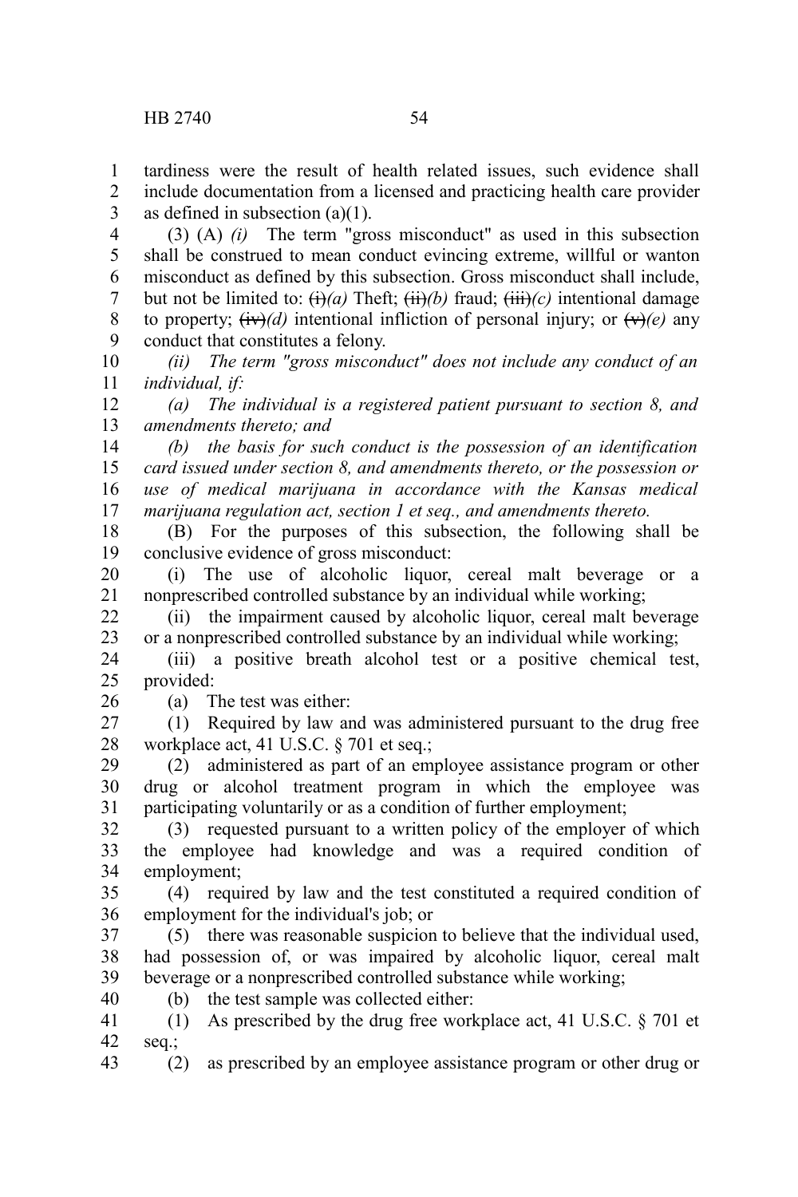tardiness were the result of health related issues, such evidence shall include documentation from a licensed and practicing health care provider as defined in subsection (a)(1).

(3) (A) *(i)* The term "gross misconduct" as used in this subsection shall be construed to mean conduct evincing extreme, willful or wanton misconduct as defined by this subsection. Gross misconduct shall include, but not be limited to: ~~(i)~~*(a)* Theft; ~~(ii)~~*(b)* fraud; ~~(iii)~~*(c)* intentional damage to property; ~~(iv)~~*(d)* intentional infliction of personal injury; or ~~(v)~~*(e)* any conduct that constitutes a felony.

*(ii) The term "gross misconduct" does not include any conduct of an individual, if:*

*(a) The individual is a registered patient pursuant to section 8, and amendments thereto; and*

*(b) the basis for such conduct is the possession of an identification card issued under section 8, and amendments thereto, or the possession or use of medical marijuana in accordance with the Kansas medical marijuana regulation act, section 1 et seq., and amendments thereto.*

(B) For the purposes of this subsection, the following shall be conclusive evidence of gross misconduct:

(i) The use of alcoholic liquor, cereal malt beverage or a nonprescribed controlled substance by an individual while working;

(ii) the impairment caused by alcoholic liquor, cereal malt beverage or a nonprescribed controlled substance by an individual while working;

(iii) a positive breath alcohol test or a positive chemical test, provided:

(a) The test was either:

(1) Required by law and was administered pursuant to the drug free workplace act, 41 U.S.C. § 701 et seq.;

(2) administered as part of an employee assistance program or other drug or alcohol treatment program in which the employee was participating voluntarily or as a condition of further employment;

(3) requested pursuant to a written policy of the employer of which the employee had knowledge and was a required condition of employment;

(4) required by law and the test constituted a required condition of employment for the individual's job; or

(5) there was reasonable suspicion to believe that the individual used, had possession of, or was impaired by alcoholic liquor, cereal malt beverage or a nonprescribed controlled substance while working;

(b) the test sample was collected either:

(1) As prescribed by the drug free workplace act, 41 U.S.C. § 701 et seq.;

(2) as prescribed by an employee assistance program or other drug or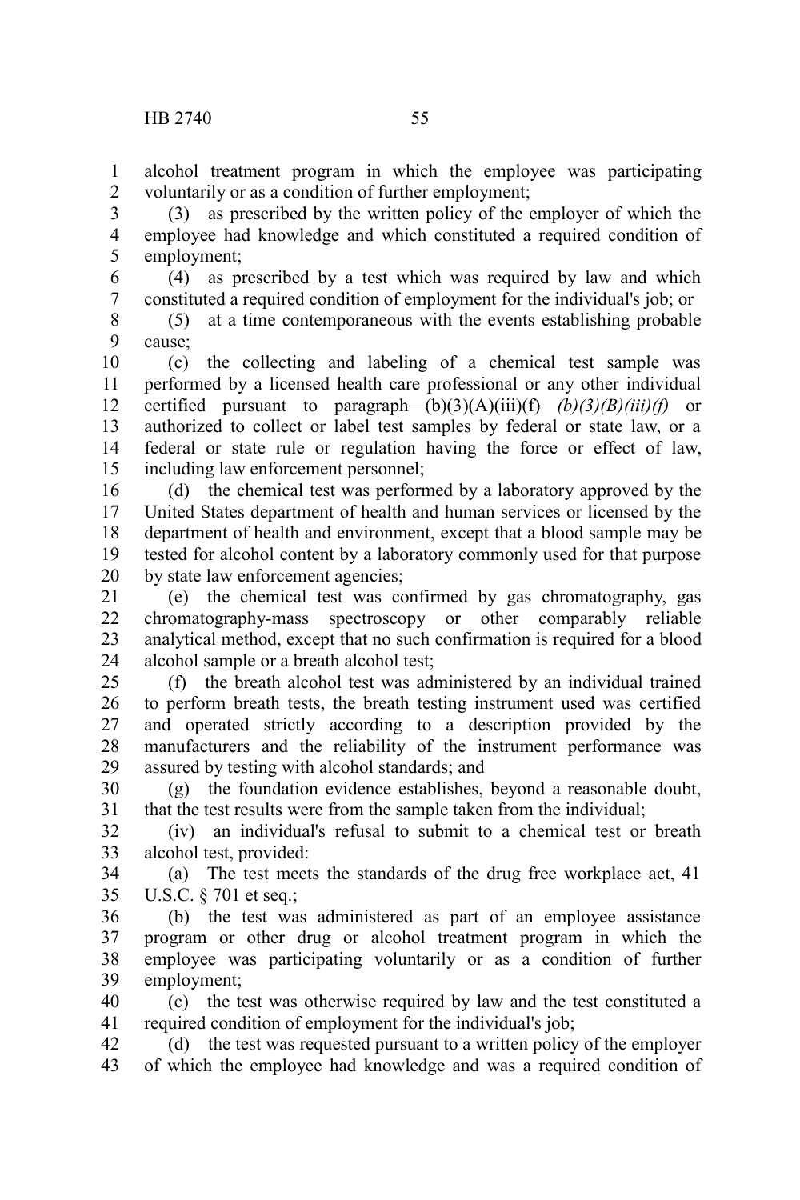alcohol treatment program in which the employee was participating voluntarily or as a condition of further employment;

(3) as prescribed by the written policy of the employer of which the employee had knowledge and which constituted a required condition of employment;

(4) as prescribed by a test which was required by law and which constituted a required condition of employment for the individual's job; or

(5) at a time contemporaneous with the events establishing probable cause;

(c) the collecting and labeling of a chemical test sample was performed by a licensed health care professional or any other individual certified pursuant to paragraph ~~(b)(3)(A)(iii)(f)~~ *(b)(3)(B)(iii)(f)* or authorized to collect or label test samples by federal or state law, or a federal or state rule or regulation having the force or effect of law, including law enforcement personnel;

(d) the chemical test was performed by a laboratory approved by the United States department of health and human services or licensed by the department of health and environment, except that a blood sample may be tested for alcohol content by a laboratory commonly used for that purpose by state law enforcement agencies;

(e) the chemical test was confirmed by gas chromatography, gas chromatography-mass spectroscopy or other comparably reliable analytical method, except that no such confirmation is required for a blood alcohol sample or a breath alcohol test;

(f) the breath alcohol test was administered by an individual trained to perform breath tests, the breath testing instrument used was certified and operated strictly according to a description provided by the manufacturers and the reliability of the instrument performance was assured by testing with alcohol standards; and

(g) the foundation evidence establishes, beyond a reasonable doubt, that the test results were from the sample taken from the individual;

(iv) an individual's refusal to submit to a chemical test or breath alcohol test, provided:

(a) The test meets the standards of the drug free workplace act, 41 U.S.C. § 701 et seq.;

(b) the test was administered as part of an employee assistance program or other drug or alcohol treatment program in which the employee was participating voluntarily or as a condition of further employment;

(c) the test was otherwise required by law and the test constituted a required condition of employment for the individual's job;

(d) the test was requested pursuant to a written policy of the employer of which the employee had knowledge and was a required condition of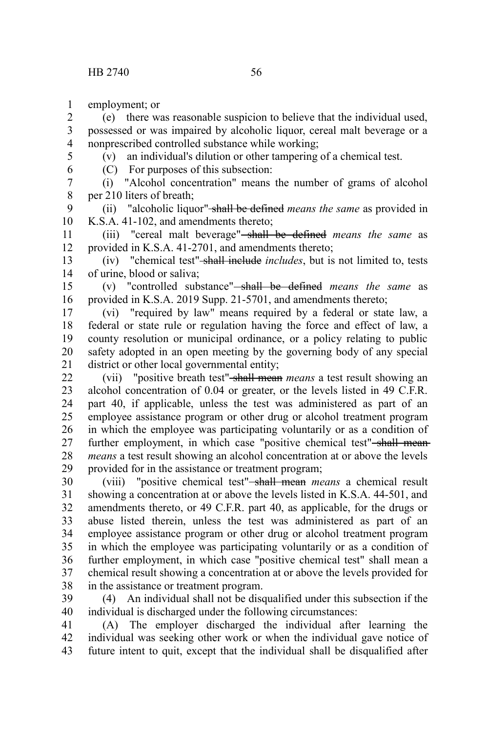employment; or

(e) there was reasonable suspicion to believe that the individual used, possessed or was impaired by alcoholic liquor, cereal malt beverage or a nonprescribed controlled substance while working;

(v) an individual's dilution or other tampering of a chemical test.

(C) For purposes of this subsection:

(i) "Alcohol concentration" means the number of grams of alcohol per 210 liters of breath;

(ii) "alcoholic liquor" ~~shall be defined~~ *means the same* as provided in K.S.A. 41-102, and amendments thereto;

(iii) "cereal malt beverage" ~~shall be defined~~ *means the same* as provided in K.S.A. 41-2701, and amendments thereto;

(iv) "chemical test" ~~shall include~~ *includes*, but is not limited to, tests of urine, blood or saliva;

(v) "controlled substance" ~~shall be defined~~ *means the same* as provided in K.S.A. 2019 Supp. 21-5701, and amendments thereto;

(vi) "required by law" means required by a federal or state law, a federal or state rule or regulation having the force and effect of law, a county resolution or municipal ordinance, or a policy relating to public safety adopted in an open meeting by the governing body of any special district or other local governmental entity;

(vii) "positive breath test" ~~shall mean~~ *means* a test result showing an alcohol concentration of 0.04 or greater, or the levels listed in 49 C.F.R. part 40, if applicable, unless the test was administered as part of an employee assistance program or other drug or alcohol treatment program in which the employee was participating voluntarily or as a condition of further employment, in which case "positive chemical test" ~~shall mean~~ *means* a test result showing an alcohol concentration at or above the levels provided for in the assistance or treatment program;

(viii) "positive chemical test" ~~shall mean~~ *means* a chemical result showing a concentration at or above the levels listed in K.S.A. 44-501, and amendments thereto, or 49 C.F.R. part 40, as applicable, for the drugs or abuse listed therein, unless the test was administered as part of an employee assistance program or other drug or alcohol treatment program in which the employee was participating voluntarily or as a condition of further employment, in which case "positive chemical test" shall mean a chemical result showing a concentration at or above the levels provided for in the assistance or treatment program.

(4) An individual shall not be disqualified under this subsection if the individual is discharged under the following circumstances:

(A) The employer discharged the individual after learning the individual was seeking other work or when the individual gave notice of future intent to quit, except that the individual shall be disqualified after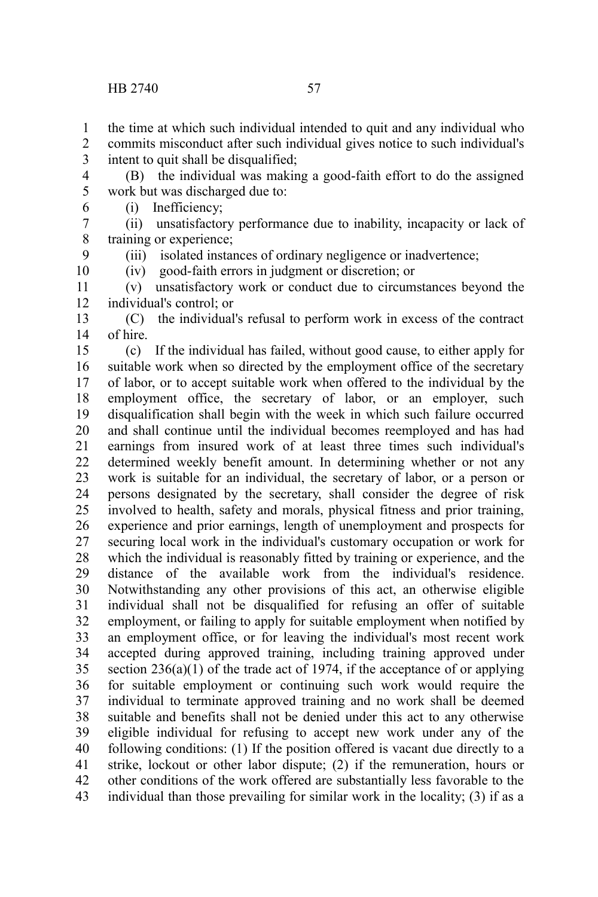the time at which such individual intended to quit and any individual who commits misconduct after such individual gives notice to such individual's intent to quit shall be disqualified;

(B) the individual was making a good-faith effort to do the assigned work but was discharged due to:

(i) Inefficiency;

(ii) unsatisfactory performance due to inability, incapacity or lack of training or experience;

(iii) isolated instances of ordinary negligence or inadvertence;

(iv) good-faith errors in judgment or discretion; or

(v) unsatisfactory work or conduct due to circumstances beyond the individual's control; or

(C) the individual's refusal to perform work in excess of the contract of hire.

(c) If the individual has failed, without good cause, to either apply for suitable work when so directed by the employment office of the secretary of labor, or to accept suitable work when offered to the individual by the employment office, the secretary of labor, or an employer, such disqualification shall begin with the week in which such failure occurred and shall continue until the individual becomes reemployed and has had earnings from insured work of at least three times such individual's determined weekly benefit amount. In determining whether or not any work is suitable for an individual, the secretary of labor, or a person or persons designated by the secretary, shall consider the degree of risk involved to health, safety and morals, physical fitness and prior training, experience and prior earnings, length of unemployment and prospects for securing local work in the individual's customary occupation or work for which the individual is reasonably fitted by training or experience, and the distance of the available work from the individual's residence. Notwithstanding any other provisions of this act, an otherwise eligible individual shall not be disqualified for refusing an offer of suitable employment, or failing to apply for suitable employment when notified by an employment office, or for leaving the individual's most recent work accepted during approved training, including training approved under section 236(a)(1) of the trade act of 1974, if the acceptance of or applying for suitable employment or continuing such work would require the individual to terminate approved training and no work shall be deemed suitable and benefits shall not be denied under this act to any otherwise eligible individual for refusing to accept new work under any of the following conditions: (1) If the position offered is vacant due directly to a strike, lockout or other labor dispute; (2) if the remuneration, hours or other conditions of the work offered are substantially less favorable to the individual than those prevailing for similar work in the locality; (3) if as a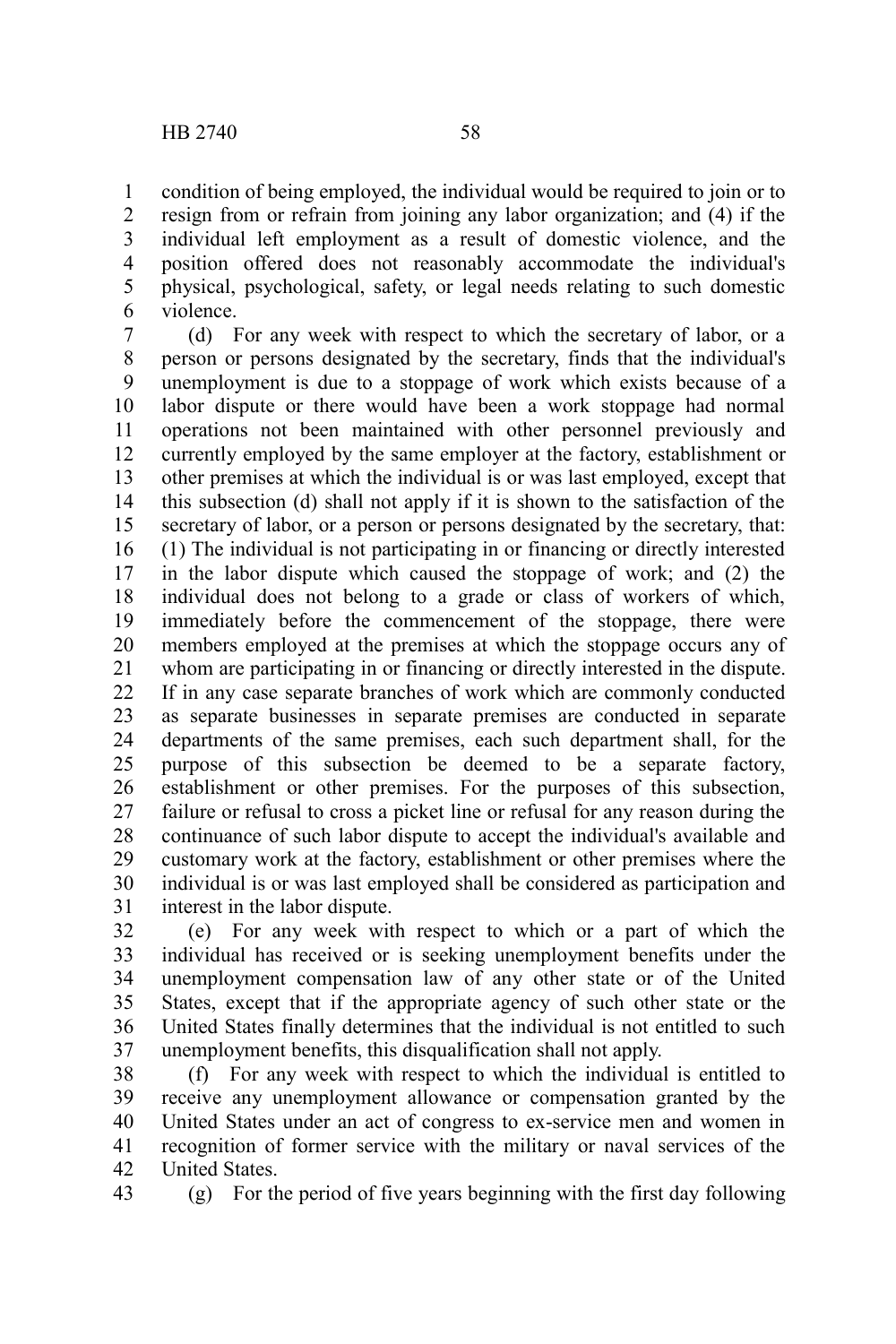condition of being employed, the individual would be required to join or to resign from or refrain from joining any labor organization; and (4) if the individual left employment as a result of domestic violence, and the position offered does not reasonably accommodate the individual's physical, psychological, safety, or legal needs relating to such domestic violence.

(d) For any week with respect to which the secretary of labor, or a person or persons designated by the secretary, finds that the individual's unemployment is due to a stoppage of work which exists because of a labor dispute or there would have been a work stoppage had normal operations not been maintained with other personnel previously and currently employed by the same employer at the factory, establishment or other premises at which the individual is or was last employed, except that this subsection (d) shall not apply if it is shown to the satisfaction of the secretary of labor, or a person or persons designated by the secretary, that: (1) The individual is not participating in or financing or directly interested in the labor dispute which caused the stoppage of work; and (2) the individual does not belong to a grade or class of workers of which, immediately before the commencement of the stoppage, there were members employed at the premises at which the stoppage occurs any of whom are participating in or financing or directly interested in the dispute. If in any case separate branches of work which are commonly conducted as separate businesses in separate premises are conducted in separate departments of the same premises, each such department shall, for the purpose of this subsection be deemed to be a separate factory, establishment or other premises. For the purposes of this subsection, failure or refusal to cross a picket line or refusal for any reason during the continuance of such labor dispute to accept the individual's available and customary work at the factory, establishment or other premises where the individual is or was last employed shall be considered as participation and interest in the labor dispute.

(e) For any week with respect to which or a part of which the individual has received or is seeking unemployment benefits under the unemployment compensation law of any other state or of the United States, except that if the appropriate agency of such other state or the United States finally determines that the individual is not entitled to such unemployment benefits, this disqualification shall not apply.

(f) For any week with respect to which the individual is entitled to receive any unemployment allowance or compensation granted by the United States under an act of congress to ex-service men and women in recognition of former service with the military or naval services of the United States.

(g) For the period of five years beginning with the first day following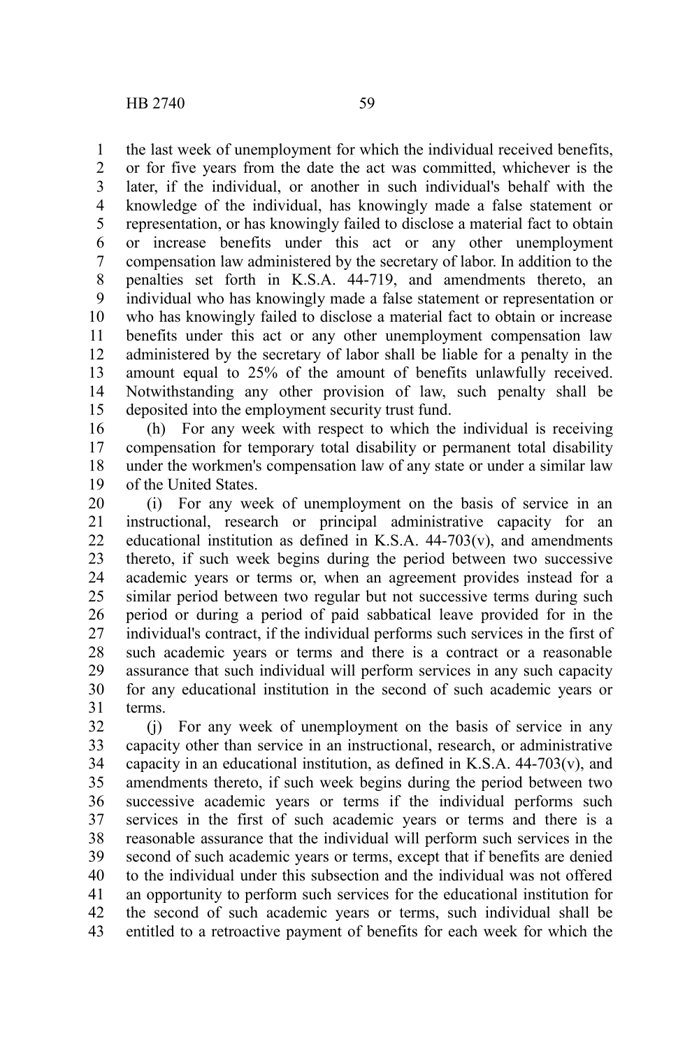the last week of unemployment for which the individual received benefits, or for five years from the date the act was committed, whichever is the later, if the individual, or another in such individual's behalf with the knowledge of the individual, has knowingly made a false statement or representation, or has knowingly failed to disclose a material fact to obtain or increase benefits under this act or any other unemployment compensation law administered by the secretary of labor. In addition to the penalties set forth in K.S.A. 44-719, and amendments thereto, an individual who has knowingly made a false statement or representation or who has knowingly failed to disclose a material fact to obtain or increase benefits under this act or any other unemployment compensation law administered by the secretary of labor shall be liable for a penalty in the amount equal to 25% of the amount of benefits unlawfully received. Notwithstanding any other provision of law, such penalty shall be deposited into the employment security trust fund.

(h) For any week with respect to which the individual is receiving compensation for temporary total disability or permanent total disability under the workmen's compensation law of any state or under a similar law of the United States.

(i) For any week of unemployment on the basis of service in an instructional, research or principal administrative capacity for an educational institution as defined in K.S.A. 44-703(v), and amendments thereto, if such week begins during the period between two successive academic years or terms or, when an agreement provides instead for a similar period between two regular but not successive terms during such period or during a period of paid sabbatical leave provided for in the individual's contract, if the individual performs such services in the first of such academic years or terms and there is a contract or a reasonable assurance that such individual will perform services in any such capacity for any educational institution in the second of such academic years or terms.

(j) For any week of unemployment on the basis of service in any capacity other than service in an instructional, research, or administrative capacity in an educational institution, as defined in K.S.A. 44-703(v), and amendments thereto, if such week begins during the period between two successive academic years or terms if the individual performs such services in the first of such academic years or terms and there is a reasonable assurance that the individual will perform such services in the second of such academic years or terms, except that if benefits are denied to the individual under this subsection and the individual was not offered an opportunity to perform such services for the educational institution for the second of such academic years or terms, such individual shall be entitled to a retroactive payment of benefits for each week for which the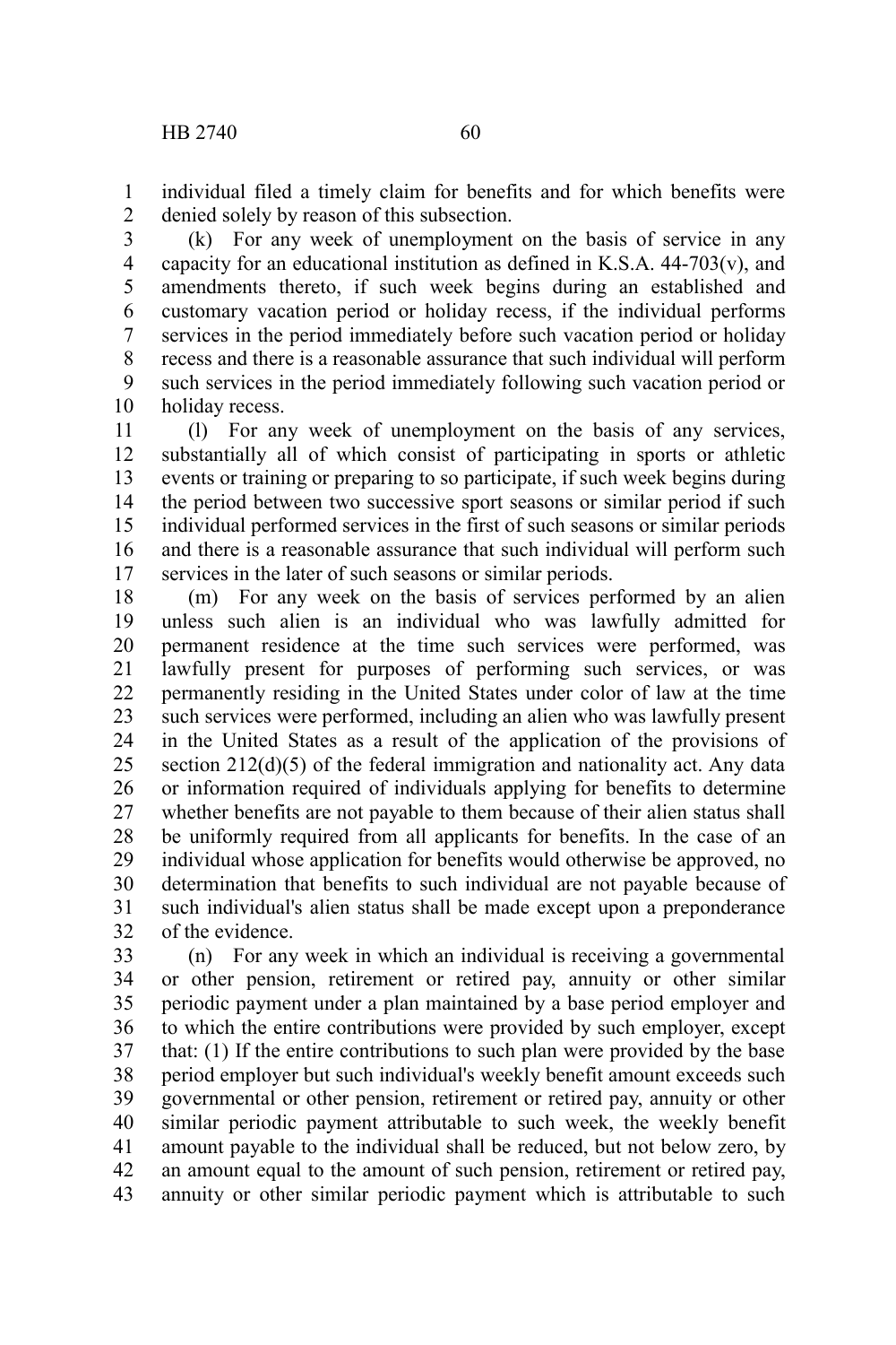individual filed a timely claim for benefits and for which benefits were denied solely by reason of this subsection.

(k) For any week of unemployment on the basis of service in any capacity for an educational institution as defined in K.S.A. 44-703(v), and amendments thereto, if such week begins during an established and customary vacation period or holiday recess, if the individual performs services in the period immediately before such vacation period or holiday recess and there is a reasonable assurance that such individual will perform such services in the period immediately following such vacation period or holiday recess.

(l) For any week of unemployment on the basis of any services, substantially all of which consist of participating in sports or athletic events or training or preparing to so participate, if such week begins during the period between two successive sport seasons or similar period if such individual performed services in the first of such seasons or similar periods and there is a reasonable assurance that such individual will perform such services in the later of such seasons or similar periods.

(m) For any week on the basis of services performed by an alien unless such alien is an individual who was lawfully admitted for permanent residence at the time such services were performed, was lawfully present for purposes of performing such services, or was permanently residing in the United States under color of law at the time such services were performed, including an alien who was lawfully present in the United States as a result of the application of the provisions of section 212(d)(5) of the federal immigration and nationality act. Any data or information required of individuals applying for benefits to determine whether benefits are not payable to them because of their alien status shall be uniformly required from all applicants for benefits. In the case of an individual whose application for benefits would otherwise be approved, no determination that benefits to such individual are not payable because of such individual's alien status shall be made except upon a preponderance of the evidence.

(n) For any week in which an individual is receiving a governmental or other pension, retirement or retired pay, annuity or other similar periodic payment under a plan maintained by a base period employer and to which the entire contributions were provided by such employer, except that: (1) If the entire contributions to such plan were provided by the base period employer but such individual's weekly benefit amount exceeds such governmental or other pension, retirement or retired pay, annuity or other similar periodic payment attributable to such week, the weekly benefit amount payable to the individual shall be reduced, but not below zero, by an amount equal to the amount of such pension, retirement or retired pay, annuity or other similar periodic payment which is attributable to such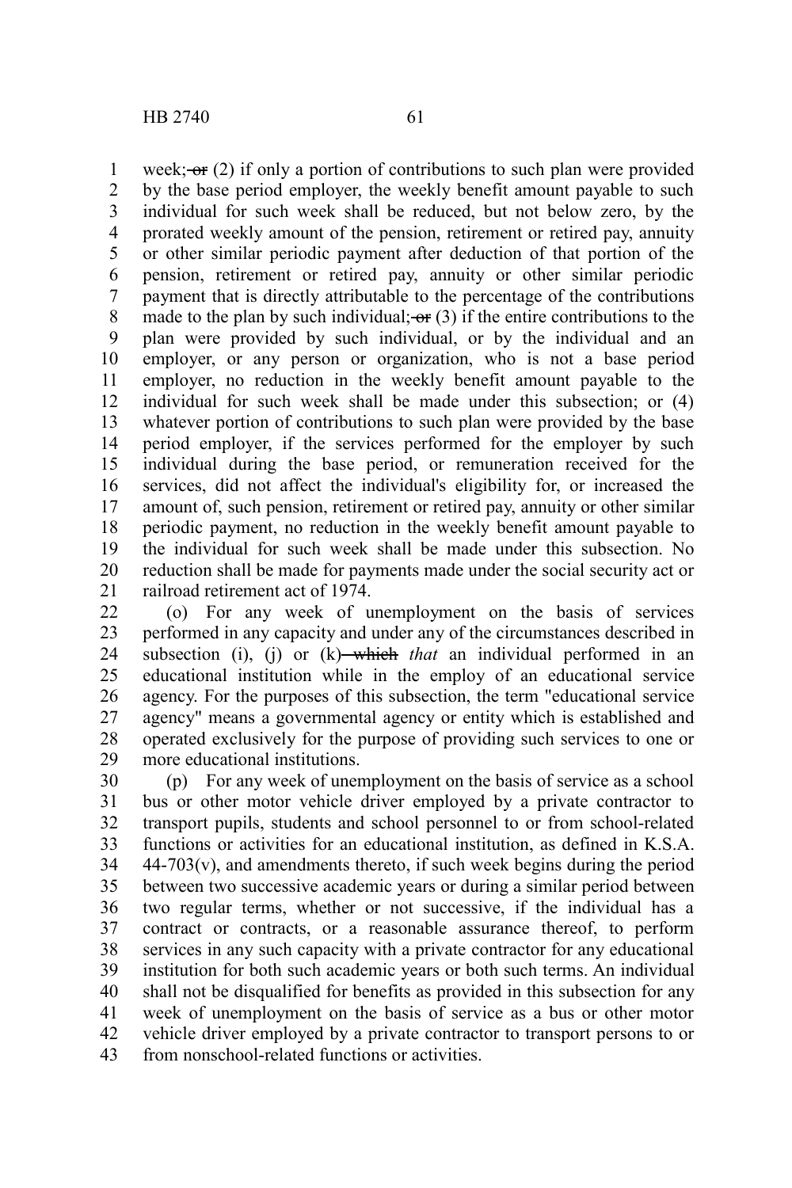week; ~~or~~ (2) if only a portion of contributions to such plan were provided by the base period employer, the weekly benefit amount payable to such individual for such week shall be reduced, but not below zero, by the prorated weekly amount of the pension, retirement or retired pay, annuity or other similar periodic payment after deduction of that portion of the pension, retirement or retired pay, annuity or other similar periodic payment that is directly attributable to the percentage of the contributions made to the plan by such individual; ~~or~~ (3) if the entire contributions to the plan were provided by such individual, or by the individual and an employer, or any person or organization, who is not a base period employer, no reduction in the weekly benefit amount payable to the individual for such week shall be made under this subsection; or (4) whatever portion of contributions to such plan were provided by the base period employer, if the services performed for the employer by such individual during the base period, or remuneration received for the services, did not affect the individual's eligibility for, or increased the amount of, such pension, retirement or retired pay, annuity or other similar periodic payment, no reduction in the weekly benefit amount payable to the individual for such week shall be made under this subsection. No reduction shall be made for payments made under the social security act or railroad retirement act of 1974.

(o) For any week of unemployment on the basis of services performed in any capacity and under any of the circumstances described in subsection (i), (j) or (k) ~~which~~ *that* an individual performed in an educational institution while in the employ of an educational service agency. For the purposes of this subsection, the term "educational service agency" means a governmental agency or entity which is established and operated exclusively for the purpose of providing such services to one or more educational institutions.

(p) For any week of unemployment on the basis of service as a school bus or other motor vehicle driver employed by a private contractor to transport pupils, students and school personnel to or from school-related functions or activities for an educational institution, as defined in K.S.A. 44-703(v), and amendments thereto, if such week begins during the period between two successive academic years or during a similar period between two regular terms, whether or not successive, if the individual has a contract or contracts, or a reasonable assurance thereof, to perform services in any such capacity with a private contractor for any educational institution for both such academic years or both such terms. An individual shall not be disqualified for benefits as provided in this subsection for any week of unemployment on the basis of service as a bus or other motor vehicle driver employed by a private contractor to transport persons to or from nonschool-related functions or activities.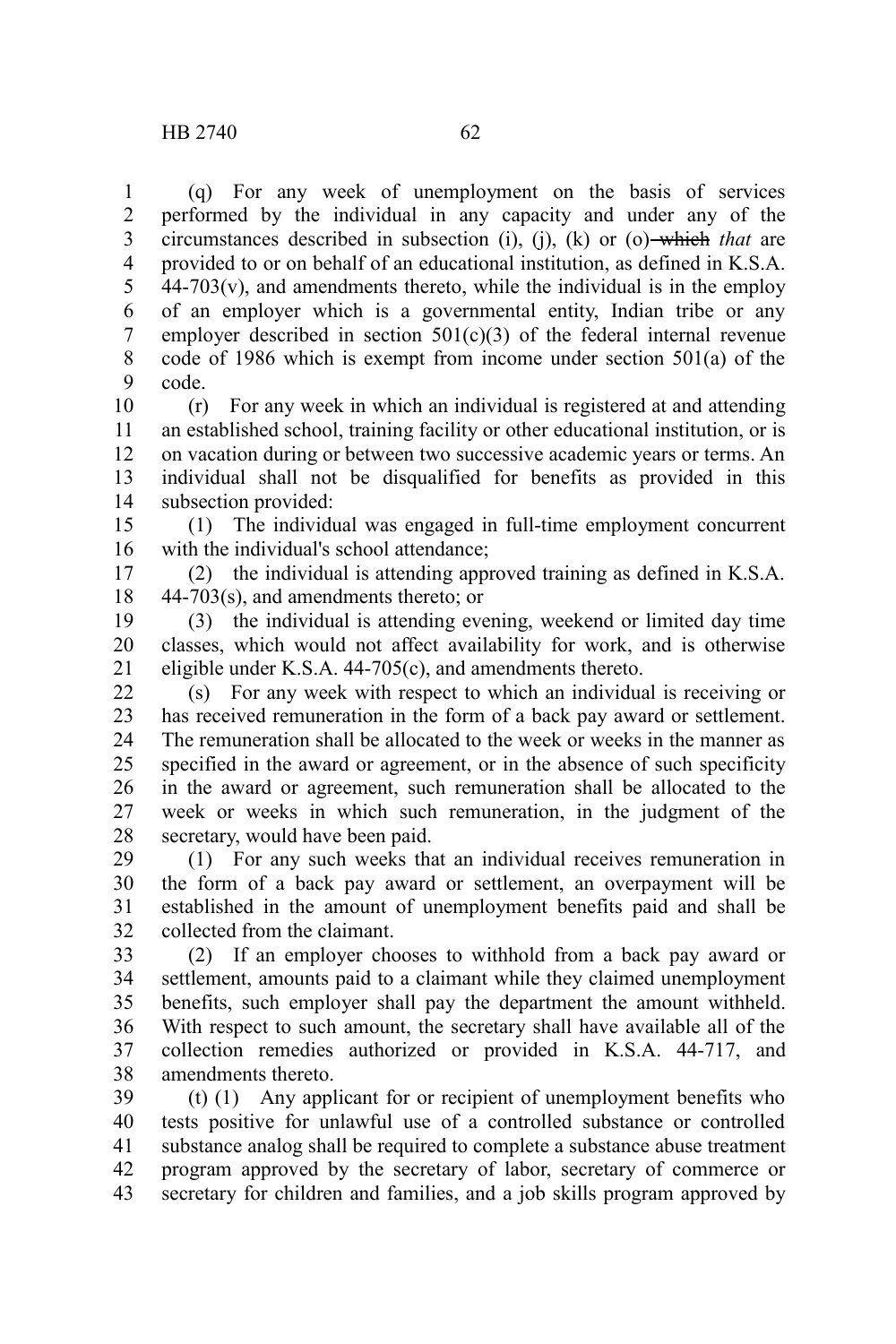(q) For any week of unemployment on the basis of services performed by the individual in any capacity and under any of the circumstances described in subsection (i), (j), (k) or (o) ~~which~~ *that* are provided to or on behalf of an educational institution, as defined in K.S.A. 44-703(v), and amendments thereto, while the individual is in the employ of an employer which is a governmental entity, Indian tribe or any employer described in section 501(c)(3) of the federal internal revenue code of 1986 which is exempt from income under section 501(a) of the code.

(r) For any week in which an individual is registered at and attending an established school, training facility or other educational institution, or is on vacation during or between two successive academic years or terms. An individual shall not be disqualified for benefits as provided in this subsection provided:

(1) The individual was engaged in full-time employment concurrent with the individual's school attendance;

(2) the individual is attending approved training as defined in K.S.A. 44-703(s), and amendments thereto; or

(3) the individual is attending evening, weekend or limited day time classes, which would not affect availability for work, and is otherwise eligible under K.S.A. 44-705(c), and amendments thereto.

(s) For any week with respect to which an individual is receiving or has received remuneration in the form of a back pay award or settlement. The remuneration shall be allocated to the week or weeks in the manner as specified in the award or agreement, or in the absence of such specificity in the award or agreement, such remuneration shall be allocated to the week or weeks in which such remuneration, in the judgment of the secretary, would have been paid.

(1) For any such weeks that an individual receives remuneration in the form of a back pay award or settlement, an overpayment will be established in the amount of unemployment benefits paid and shall be collected from the claimant.

(2) If an employer chooses to withhold from a back pay award or settlement, amounts paid to a claimant while they claimed unemployment benefits, such employer shall pay the department the amount withheld. With respect to such amount, the secretary shall have available all of the collection remedies authorized or provided in K.S.A. 44-717, and amendments thereto.

(t) (1) Any applicant for or recipient of unemployment benefits who tests positive for unlawful use of a controlled substance or controlled substance analog shall be required to complete a substance abuse treatment program approved by the secretary of labor, secretary of commerce or secretary for children and families, and a job skills program approved by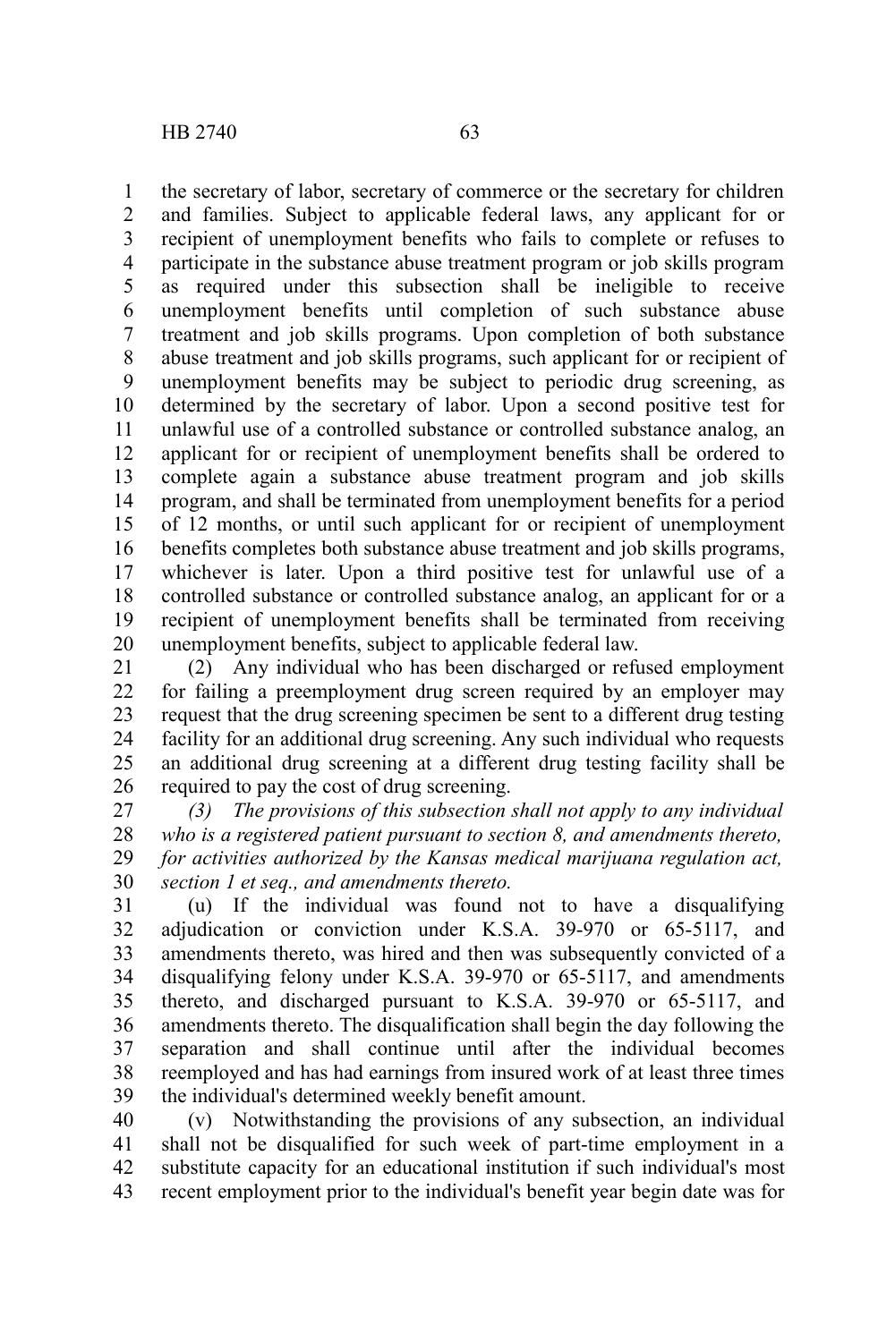the secretary of labor, secretary of commerce or the secretary for children and families. Subject to applicable federal laws, any applicant for or recipient of unemployment benefits who fails to complete or refuses to participate in the substance abuse treatment program or job skills program as required under this subsection shall be ineligible to receive unemployment benefits until completion of such substance abuse treatment and job skills programs. Upon completion of both substance abuse treatment and job skills programs, such applicant for or recipient of unemployment benefits may be subject to periodic drug screening, as determined by the secretary of labor. Upon a second positive test for unlawful use of a controlled substance or controlled substance analog, an applicant for or recipient of unemployment benefits shall be ordered to complete again a substance abuse treatment program and job skills program, and shall be terminated from unemployment benefits for a period of 12 months, or until such applicant for or recipient of unemployment benefits completes both substance abuse treatment and job skills programs, whichever is later. Upon a third positive test for unlawful use of a controlled substance or controlled substance analog, an applicant for or a recipient of unemployment benefits shall be terminated from receiving unemployment benefits, subject to applicable federal law.

(2) Any individual who has been discharged or refused employment for failing a preemployment drug screen required by an employer may request that the drug screening specimen be sent to a different drug testing facility for an additional drug screening. Any such individual who requests an additional drug screening at a different drug testing facility shall be required to pay the cost of drug screening.

*(3) The provisions of this subsection shall not apply to any individual who is a registered patient pursuant to section 8, and amendments thereto, for activities authorized by the Kansas medical marijuana regulation act, section 1 et seq., and amendments thereto.*

(u) If the individual was found not to have a disqualifying adjudication or conviction under K.S.A. 39-970 or 65-5117, and amendments thereto, was hired and then was subsequently convicted of a disqualifying felony under K.S.A. 39-970 or 65-5117, and amendments thereto, and discharged pursuant to K.S.A. 39-970 or 65-5117, and amendments thereto. The disqualification shall begin the day following the separation and shall continue until after the individual becomes reemployed and has had earnings from insured work of at least three times the individual's determined weekly benefit amount.

(v) Notwithstanding the provisions of any subsection, an individual shall not be disqualified for such week of part-time employment in a substitute capacity for an educational institution if such individual's most recent employment prior to the individual's benefit year begin date was for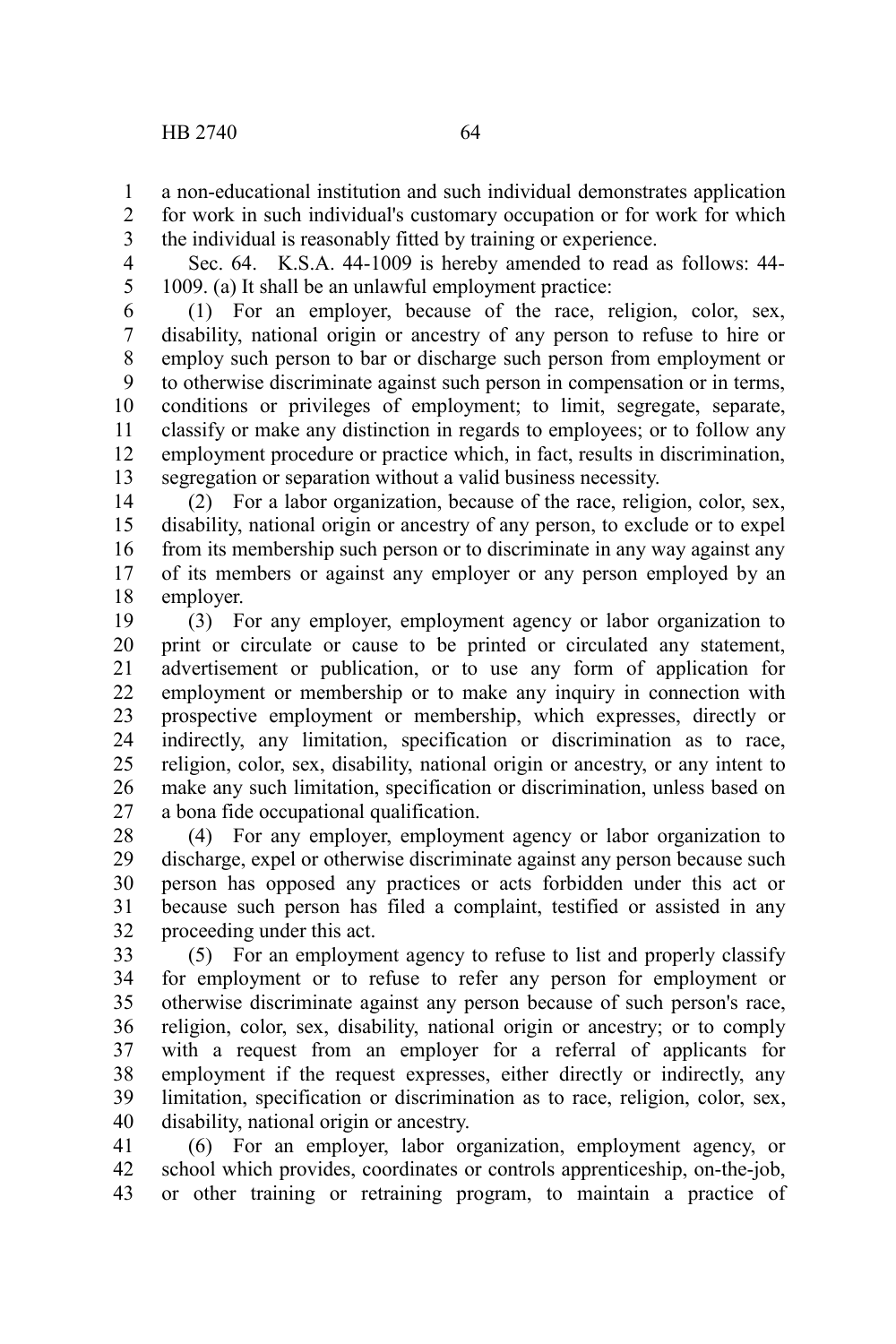a non-educational institution and such individual demonstrates application for work in such individual's customary occupation or for work for which the individual is reasonably fitted by training or experience.

Sec. 64. K.S.A. 44-1009 is hereby amended to read as follows: 44-1009. (a) It shall be an unlawful employment practice:

(1) For an employer, because of the race, religion, color, sex, disability, national origin or ancestry of any person to refuse to hire or employ such person to bar or discharge such person from employment or to otherwise discriminate against such person in compensation or in terms, conditions or privileges of employment; to limit, segregate, separate, classify or make any distinction in regards to employees; or to follow any employment procedure or practice which, in fact, results in discrimination, segregation or separation without a valid business necessity.

(2) For a labor organization, because of the race, religion, color, sex, disability, national origin or ancestry of any person, to exclude or to expel from its membership such person or to discriminate in any way against any of its members or against any employer or any person employed by an employer.

(3) For any employer, employment agency or labor organization to print or circulate or cause to be printed or circulated any statement, advertisement or publication, or to use any form of application for employment or membership or to make any inquiry in connection with prospective employment or membership, which expresses, directly or indirectly, any limitation, specification or discrimination as to race, religion, color, sex, disability, national origin or ancestry, or any intent to make any such limitation, specification or discrimination, unless based on a bona fide occupational qualification.

(4) For any employer, employment agency or labor organization to discharge, expel or otherwise discriminate against any person because such person has opposed any practices or acts forbidden under this act or because such person has filed a complaint, testified or assisted in any proceeding under this act.

(5) For an employment agency to refuse to list and properly classify for employment or to refuse to refer any person for employment or otherwise discriminate against any person because of such person's race, religion, color, sex, disability, national origin or ancestry; or to comply with a request from an employer for a referral of applicants for employment if the request expresses, either directly or indirectly, any limitation, specification or discrimination as to race, religion, color, sex, disability, national origin or ancestry.

(6) For an employer, labor organization, employment agency, or school which provides, coordinates or controls apprenticeship, on-the-job, or other training or retraining program, to maintain a practice of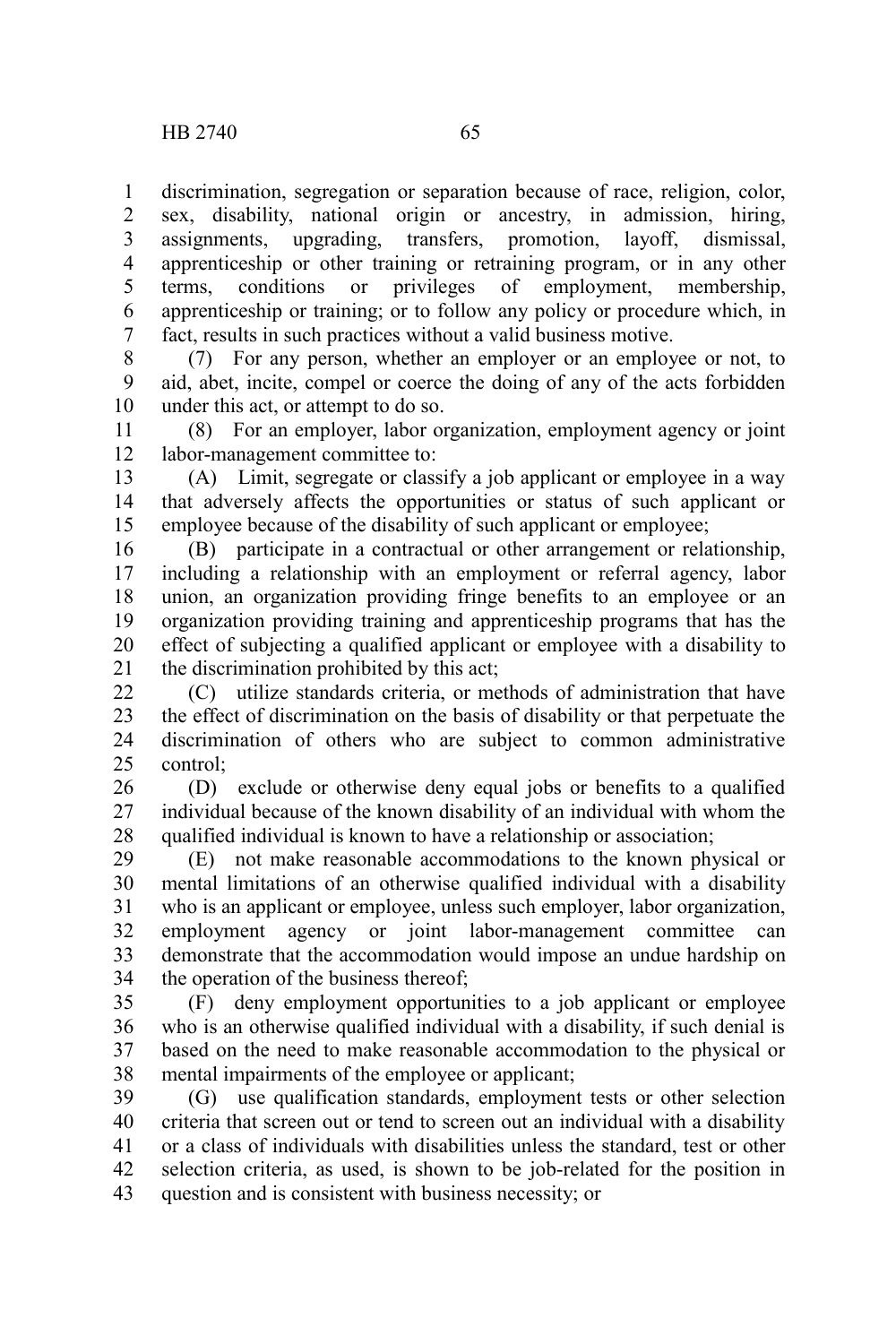discrimination, segregation or separation because of race, religion, color, sex, disability, national origin or ancestry, in admission, hiring, assignments, upgrading, transfers, promotion, layoff, dismissal, apprenticeship or other training or retraining program, or in any other terms, conditions or privileges of employment, membership, apprenticeship or training; or to follow any policy or procedure which, in fact, results in such practices without a valid business motive.

(7) For any person, whether an employer or an employee or not, to aid, abet, incite, compel or coerce the doing of any of the acts forbidden under this act, or attempt to do so.

(8) For an employer, labor organization, employment agency or joint labor-management committee to:

(A) Limit, segregate or classify a job applicant or employee in a way that adversely affects the opportunities or status of such applicant or employee because of the disability of such applicant or employee;

(B) participate in a contractual or other arrangement or relationship, including a relationship with an employment or referral agency, labor union, an organization providing fringe benefits to an employee or an organization providing training and apprenticeship programs that has the effect of subjecting a qualified applicant or employee with a disability to the discrimination prohibited by this act;

(C) utilize standards criteria, or methods of administration that have the effect of discrimination on the basis of disability or that perpetuate the discrimination of others who are subject to common administrative control;

(D) exclude or otherwise deny equal jobs or benefits to a qualified individual because of the known disability of an individual with whom the qualified individual is known to have a relationship or association;

(E) not make reasonable accommodations to the known physical or mental limitations of an otherwise qualified individual with a disability who is an applicant or employee, unless such employer, labor organization, employment agency or joint labor-management committee can demonstrate that the accommodation would impose an undue hardship on the operation of the business thereof;

(F) deny employment opportunities to a job applicant or employee who is an otherwise qualified individual with a disability, if such denial is based on the need to make reasonable accommodation to the physical or mental impairments of the employee or applicant;

(G) use qualification standards, employment tests or other selection criteria that screen out or tend to screen out an individual with a disability or a class of individuals with disabilities unless the standard, test or other selection criteria, as used, is shown to be job-related for the position in question and is consistent with business necessity; or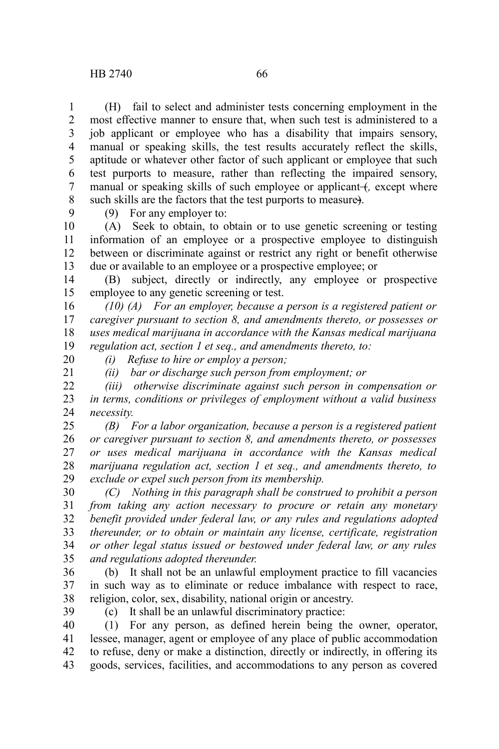(H) fail to select and administer tests concerning employment in the most effective manner to ensure that, when such test is administered to a job applicant or employee who has a disability that impairs sensory, manual or speaking skills, the test results accurately reflect the skills, aptitude or whatever other factor of such applicant or employee that such test purports to measure, rather than reflecting the impaired sensory, manual or speaking skills of such employee or applicant ~~(~~*,* except where such skills are the factors that the test purports to measure~~)~~.

(9) For any employer to:

(A) Seek to obtain, to obtain or to use genetic screening or testing information of an employee or a prospective employee to distinguish between or discriminate against or restrict any right or benefit otherwise due or available to an employee or a prospective employee; or

(B) subject, directly or indirectly, any employee or prospective employee to any genetic screening or test.

*(10) (A) For an employer, because a person is a registered patient or caregiver pursuant to section 8, and amendments thereto, or possesses or uses medical marijuana in accordance with the Kansas medical marijuana regulation act, section 1 et seq., and amendments thereto, to:*

*(i) Refuse to hire or employ a person;*

*(ii) bar or discharge such person from employment; or*

*(iii) otherwise discriminate against such person in compensation or in terms, conditions or privileges of employment without a valid business necessity.*

*(B) For a labor organization, because a person is a registered patient or caregiver pursuant to section 8, and amendments thereto, or possesses or uses medical marijuana in accordance with the Kansas medical marijuana regulation act, section 1 et seq., and amendments thereto, to exclude or expel such person from its membership.*

*(C) Nothing in this paragraph shall be construed to prohibit a person from taking any action necessary to procure or retain any monetary benefit provided under federal law, or any rules and regulations adopted thereunder, or to obtain or maintain any license, certificate, registration or other legal status issued or bestowed under federal law, or any rules and regulations adopted thereunder.*

(b) It shall not be an unlawful employment practice to fill vacancies in such way as to eliminate or reduce imbalance with respect to race, religion, color, sex, disability, national origin or ancestry.

(c) It shall be an unlawful discriminatory practice:

(1) For any person, as defined herein being the owner, operator, lessee, manager, agent or employee of any place of public accommodation to refuse, deny or make a distinction, directly or indirectly, in offering its goods, services, facilities, and accommodations to any person as covered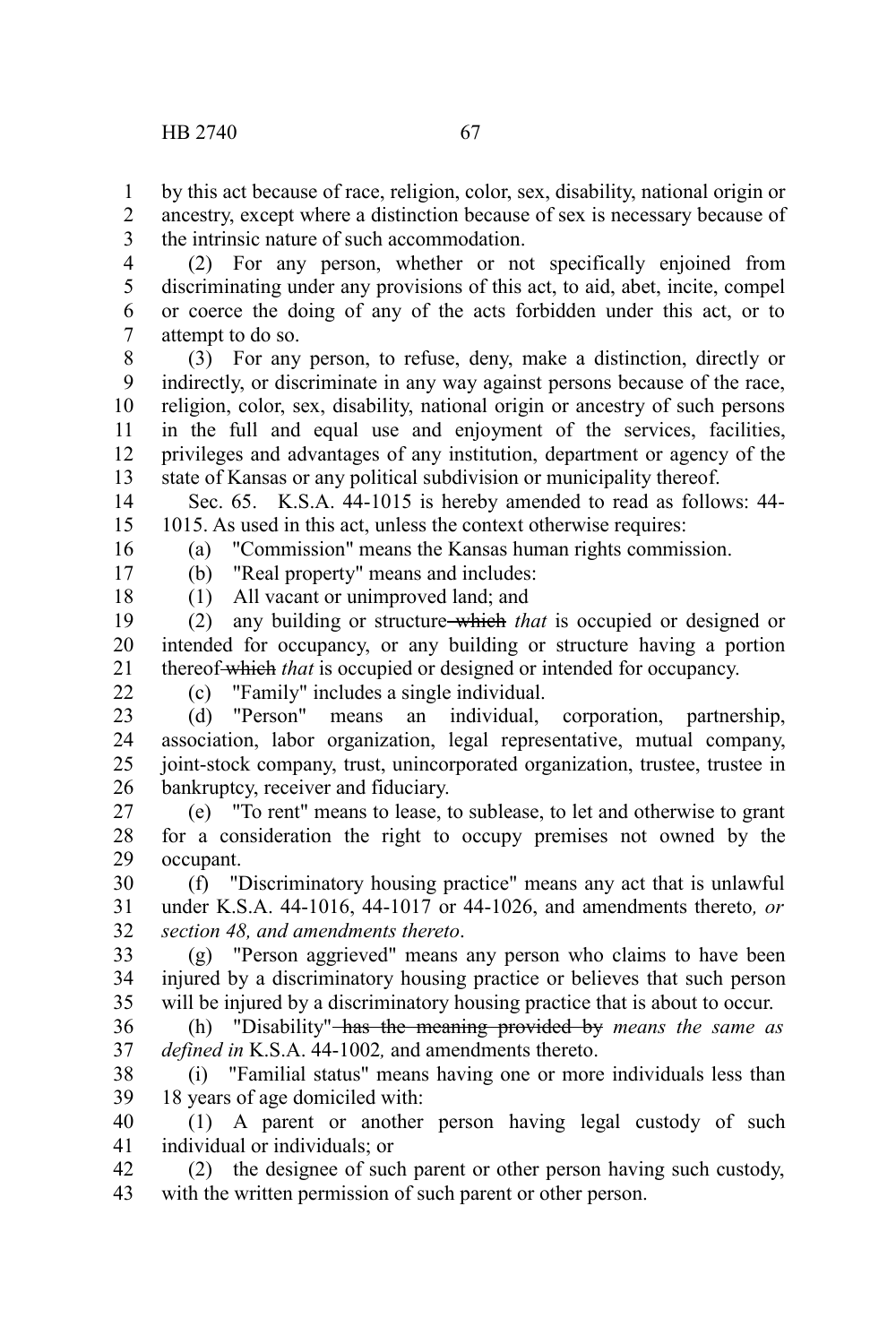by this act because of race, religion, color, sex, disability, national origin or ancestry, except where a distinction because of sex is necessary because of the intrinsic nature of such accommodation.

(2) For any person, whether or not specifically enjoined from discriminating under any provisions of this act, to aid, abet, incite, compel or coerce the doing of any of the acts forbidden under this act, or to attempt to do so.

(3) For any person, to refuse, deny, make a distinction, directly or indirectly, or discriminate in any way against persons because of the race, religion, color, sex, disability, national origin or ancestry of such persons in the full and equal use and enjoyment of the services, facilities, privileges and advantages of any institution, department or agency of the state of Kansas or any political subdivision or municipality thereof.

Sec. 65. K.S.A. 44-1015 is hereby amended to read as follows: 44-1015. As used in this act, unless the context otherwise requires:

(a) "Commission" means the Kansas human rights commission.

(b) "Real property" means and includes:

(1) All vacant or unimproved land; and

(2) any building or structure ~~which~~ *that* is occupied or designed or intended for occupancy, or any building or structure having a portion thereof ~~which~~ *that* is occupied or designed or intended for occupancy.

(c) "Family" includes a single individual.

(d) "Person" means an individual, corporation, partnership, association, labor organization, legal representative, mutual company, joint-stock company, trust, unincorporated organization, trustee, trustee in bankruptcy, receiver and fiduciary.

(e) "To rent" means to lease, to sublease, to let and otherwise to grant for a consideration the right to occupy premises not owned by the occupant.

(f) "Discriminatory housing practice" means any act that is unlawful under K.S.A. 44-1016, 44-1017 or 44-1026, and amendments thereto*, or section 48, and amendments thereto*.

(g) "Person aggrieved" means any person who claims to have been injured by a discriminatory housing practice or believes that such person will be injured by a discriminatory housing practice that is about to occur.

(h) "Disability" ~~has the meaning provided by~~ *means the same as defined in* K.S.A. 44-1002*,* and amendments thereto.

(i) "Familial status" means having one or more individuals less than 18 years of age domiciled with:

(1) A parent or another person having legal custody of such individual or individuals; or

(2) the designee of such parent or other person having such custody, with the written permission of such parent or other person.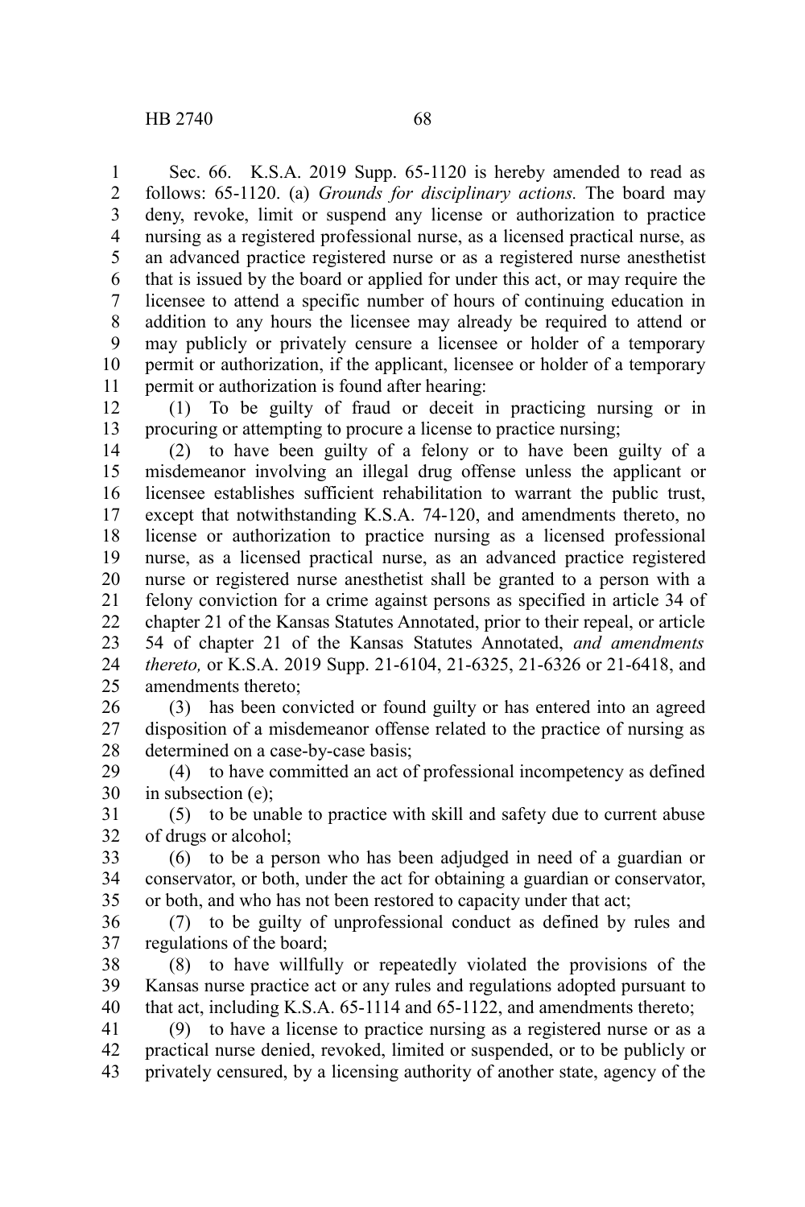Sec. 66. K.S.A. 2019 Supp. 65-1120 is hereby amended to read as follows: 65-1120. (a) *Grounds for disciplinary actions.* The board may deny, revoke, limit or suspend any license or authorization to practice nursing as a registered professional nurse, as a licensed practical nurse, as an advanced practice registered nurse or as a registered nurse anesthetist that is issued by the board or applied for under this act, or may require the licensee to attend a specific number of hours of continuing education in addition to any hours the licensee may already be required to attend or may publicly or privately censure a licensee or holder of a temporary permit or authorization, if the applicant, licensee or holder of a temporary permit or authorization is found after hearing:

(1) To be guilty of fraud or deceit in practicing nursing or in procuring or attempting to procure a license to practice nursing;

(2) to have been guilty of a felony or to have been guilty of a misdemeanor involving an illegal drug offense unless the applicant or licensee establishes sufficient rehabilitation to warrant the public trust, except that notwithstanding K.S.A. 74-120, and amendments thereto, no license or authorization to practice nursing as a licensed professional nurse, as a licensed practical nurse, as an advanced practice registered nurse or registered nurse anesthetist shall be granted to a person with a felony conviction for a crime against persons as specified in article 34 of chapter 21 of the Kansas Statutes Annotated, prior to their repeal, or article 54 of chapter 21 of the Kansas Statutes Annotated, *and amendments thereto,* or K.S.A. 2019 Supp. 21-6104, 21-6325, 21-6326 or 21-6418, and amendments thereto;

(3) has been convicted or found guilty or has entered into an agreed disposition of a misdemeanor offense related to the practice of nursing as determined on a case-by-case basis;

(4) to have committed an act of professional incompetency as defined in subsection (e);

(5) to be unable to practice with skill and safety due to current abuse of drugs or alcohol;

(6) to be a person who has been adjudged in need of a guardian or conservator, or both, under the act for obtaining a guardian or conservator, or both, and who has not been restored to capacity under that act;

(7) to be guilty of unprofessional conduct as defined by rules and regulations of the board;

(8) to have willfully or repeatedly violated the provisions of the Kansas nurse practice act or any rules and regulations adopted pursuant to that act, including K.S.A. 65-1114 and 65-1122, and amendments thereto;

(9) to have a license to practice nursing as a registered nurse or as a practical nurse denied, revoked, limited or suspended, or to be publicly or privately censured, by a licensing authority of another state, agency of the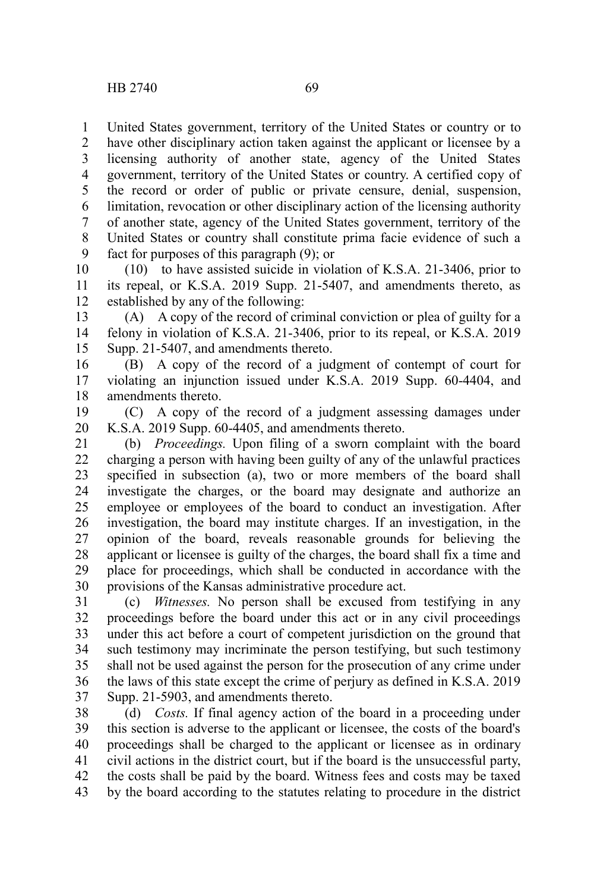United States government, territory of the United States or country or to have other disciplinary action taken against the applicant or licensee by a licensing authority of another state, agency of the United States government, territory of the United States or country. A certified copy of the record or order of public or private censure, denial, suspension, limitation, revocation or other disciplinary action of the licensing authority of another state, agency of the United States government, territory of the United States or country shall constitute prima facie evidence of such a fact for purposes of this paragraph (9); or

(10) to have assisted suicide in violation of K.S.A. 21-3406, prior to its repeal, or K.S.A. 2019 Supp. 21-5407, and amendments thereto, as established by any of the following:

(A) A copy of the record of criminal conviction or plea of guilty for a felony in violation of K.S.A. 21-3406, prior to its repeal, or K.S.A. 2019 Supp. 21-5407, and amendments thereto.

(B) A copy of the record of a judgment of contempt of court for violating an injunction issued under K.S.A. 2019 Supp. 60-4404, and amendments thereto.

(C) A copy of the record of a judgment assessing damages under K.S.A. 2019 Supp. 60-4405, and amendments thereto.

(b) *Proceedings.* Upon filing of a sworn complaint with the board charging a person with having been guilty of any of the unlawful practices specified in subsection (a), two or more members of the board shall investigate the charges, or the board may designate and authorize an employee or employees of the board to conduct an investigation. After investigation, the board may institute charges. If an investigation, in the opinion of the board, reveals reasonable grounds for believing the applicant or licensee is guilty of the charges, the board shall fix a time and place for proceedings, which shall be conducted in accordance with the provisions of the Kansas administrative procedure act.

(c) *Witnesses.* No person shall be excused from testifying in any proceedings before the board under this act or in any civil proceedings under this act before a court of competent jurisdiction on the ground that such testimony may incriminate the person testifying, but such testimony shall not be used against the person for the prosecution of any crime under the laws of this state except the crime of perjury as defined in K.S.A. 2019 Supp. 21-5903, and amendments thereto.

(d) *Costs.* If final agency action of the board in a proceeding under this section is adverse to the applicant or licensee, the costs of the board's proceedings shall be charged to the applicant or licensee as in ordinary civil actions in the district court, but if the board is the unsuccessful party, the costs shall be paid by the board. Witness fees and costs may be taxed by the board according to the statutes relating to procedure in the district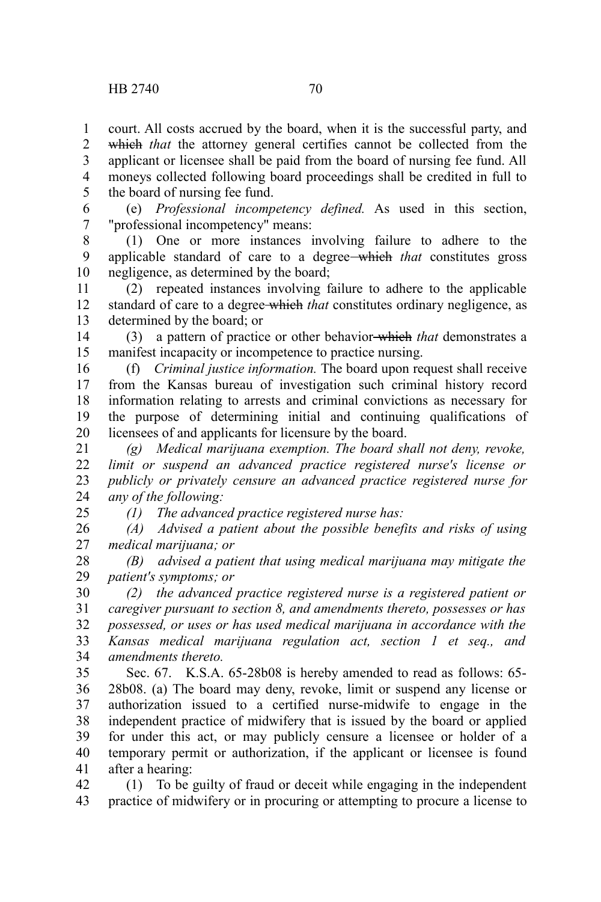court. All costs accrued by the board, when it is the successful party, and ~~which~~ *that* the attorney general certifies cannot be collected from the applicant or licensee shall be paid from the board of nursing fee fund. All moneys collected following board proceedings shall be credited in full to the board of nursing fee fund.

(e) *Professional incompetency defined.* As used in this section, "professional incompetency" means:

(1) One or more instances involving failure to adhere to the applicable standard of care to a degree ~~which~~ *that* constitutes gross negligence, as determined by the board;

(2) repeated instances involving failure to adhere to the applicable standard of care to a degree ~~which~~ *that* constitutes ordinary negligence, as determined by the board; or

(3) a pattern of practice or other behavior ~~which~~ *that* demonstrates a manifest incapacity or incompetence to practice nursing.

(f) *Criminal justice information.* The board upon request shall receive from the Kansas bureau of investigation such criminal history record information relating to arrests and criminal convictions as necessary for the purpose of determining initial and continuing qualifications of licensees of and applicants for licensure by the board.

*(g) Medical marijuana exemption. The board shall not deny, revoke, limit or suspend an advanced practice registered nurse's license or publicly or privately censure an advanced practice registered nurse for any of the following:*

*(1) The advanced practice registered nurse has:*

*(A) Advised a patient about the possible benefits and risks of using medical marijuana; or*

*(B) advised a patient that using medical marijuana may mitigate the patient's symptoms; or*

*(2) the advanced practice registered nurse is a registered patient or caregiver pursuant to section 8, and amendments thereto, possesses or has possessed, or uses or has used medical marijuana in accordance with the Kansas medical marijuana regulation act, section 1 et seq., and amendments thereto.*

Sec. 67. K.S.A. 65-28b08 is hereby amended to read as follows: 65-28b08. (a) The board may deny, revoke, limit or suspend any license or authorization issued to a certified nurse-midwife to engage in the independent practice of midwifery that is issued by the board or applied for under this act, or may publicly censure a licensee or holder of a temporary permit or authorization, if the applicant or licensee is found after a hearing:

(1) To be guilty of fraud or deceit while engaging in the independent practice of midwifery or in procuring or attempting to procure a license to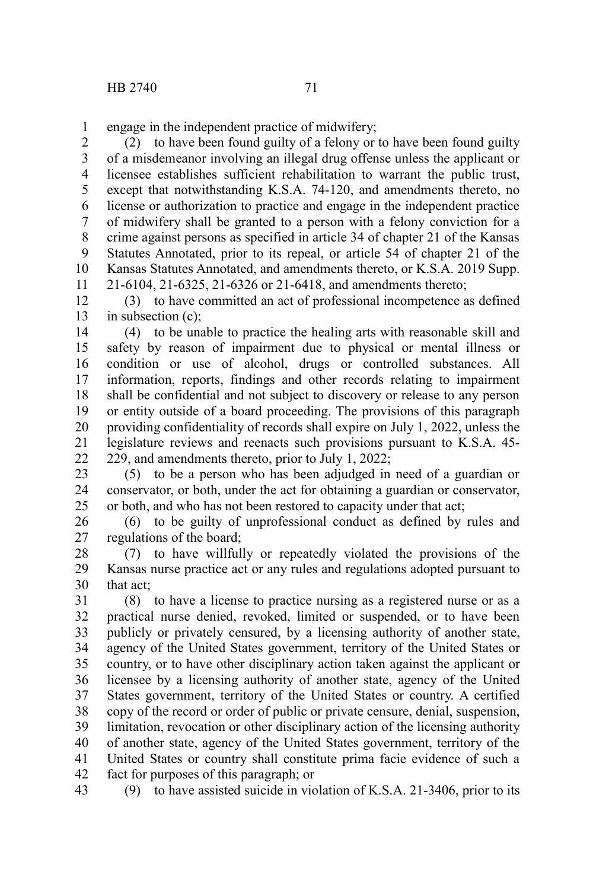engage in the independent practice of midwifery;

(2) to have been found guilty of a felony or to have been found guilty of a misdemeanor involving an illegal drug offense unless the applicant or licensee establishes sufficient rehabilitation to warrant the public trust, except that notwithstanding K.S.A. 74-120, and amendments thereto, no license or authorization to practice and engage in the independent practice of midwifery shall be granted to a person with a felony conviction for a crime against persons as specified in article 34 of chapter 21 of the Kansas Statutes Annotated, prior to its repeal, or article 54 of chapter 21 of the Kansas Statutes Annotated, and amendments thereto, or K.S.A. 2019 Supp. 21-6104, 21-6325, 21-6326 or 21-6418, and amendments thereto;

(3) to have committed an act of professional incompetence as defined in subsection (c);

(4) to be unable to practice the healing arts with reasonable skill and safety by reason of impairment due to physical or mental illness or condition or use of alcohol, drugs or controlled substances. All information, reports, findings and other records relating to impairment shall be confidential and not subject to discovery or release to any person or entity outside of a board proceeding. The provisions of this paragraph providing confidentiality of records shall expire on July 1, 2022, unless the legislature reviews and reenacts such provisions pursuant to K.S.A. 45-229, and amendments thereto, prior to July 1, 2022;

(5) to be a person who has been adjudged in need of a guardian or conservator, or both, under the act for obtaining a guardian or conservator, or both, and who has not been restored to capacity under that act;

(6) to be guilty of unprofessional conduct as defined by rules and regulations of the board;

(7) to have willfully or repeatedly violated the provisions of the Kansas nurse practice act or any rules and regulations adopted pursuant to that act;

(8) to have a license to practice nursing as a registered nurse or as a practical nurse denied, revoked, limited or suspended, or to have been publicly or privately censured, by a licensing authority of another state, agency of the United States government, territory of the United States or country, or to have other disciplinary action taken against the applicant or licensee by a licensing authority of another state, agency of the United States government, territory of the United States or country. A certified copy of the record or order of public or private censure, denial, suspension, limitation, revocation or other disciplinary action of the licensing authority of another state, agency of the United States government, territory of the United States or country shall constitute prima facie evidence of such a fact for purposes of this paragraph; or

(9) to have assisted suicide in violation of K.S.A. 21-3406, prior to its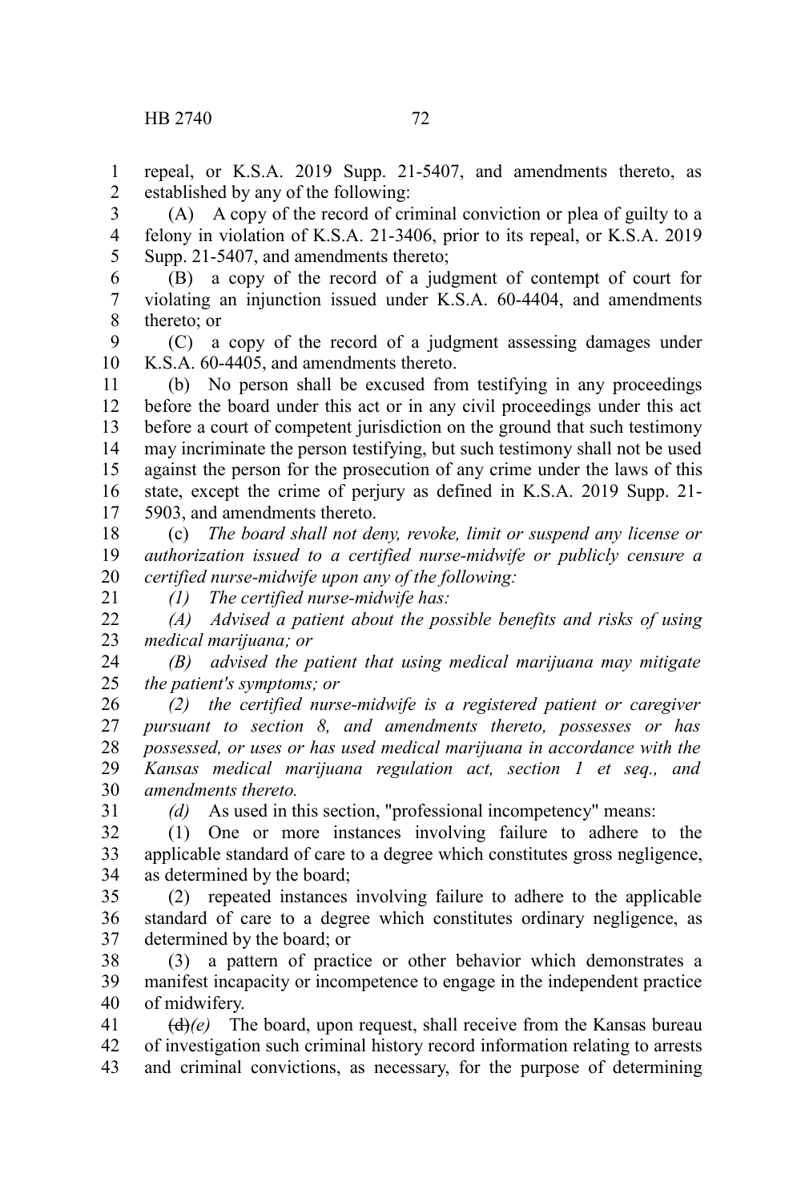repeal, or K.S.A. 2019 Supp. 21-5407, and amendments thereto, as established by any of the following:

(A) A copy of the record of criminal conviction or plea of guilty to a felony in violation of K.S.A. 21-3406, prior to its repeal, or K.S.A. 2019 Supp. 21-5407, and amendments thereto;

(B) a copy of the record of a judgment of contempt of court for violating an injunction issued under K.S.A. 60-4404, and amendments thereto; or

(C) a copy of the record of a judgment assessing damages under K.S.A. 60-4405, and amendments thereto.

(b) No person shall be excused from testifying in any proceedings before the board under this act or in any civil proceedings under this act before a court of competent jurisdiction on the ground that such testimony may incriminate the person testifying, but such testimony shall not be used against the person for the prosecution of any crime under the laws of this state, except the crime of perjury as defined in K.S.A. 2019 Supp. 21-5903, and amendments thereto.

(c) *The board shall not deny, revoke, limit or suspend any license or authorization issued to a certified nurse-midwife or publicly censure a certified nurse-midwife upon any of the following:*

*(1) The certified nurse-midwife has:*

*(A) Advised a patient about the possible benefits and risks of using medical marijuana; or*

*(B) advised the patient that using medical marijuana may mitigate the patient's symptoms; or*

*(2) the certified nurse-midwife is a registered patient or caregiver pursuant to section 8, and amendments thereto, possesses or has possessed, or uses or has used medical marijuana in accordance with the Kansas medical marijuana regulation act, section 1 et seq., and amendments thereto.*

*(d)* As used in this section, "professional incompetency" means:

(1) One or more instances involving failure to adhere to the applicable standard of care to a degree which constitutes gross negligence, as determined by the board;

(2) repeated instances involving failure to adhere to the applicable standard of care to a degree which constitutes ordinary negligence, as determined by the board; or

(3) a pattern of practice or other behavior which demonstrates a manifest incapacity or incompetence to engage in the independent practice of midwifery.

~~(d)~~*(e)* The board, upon request, shall receive from the Kansas bureau of investigation such criminal history record information relating to arrests and criminal convictions, as necessary, for the purpose of determining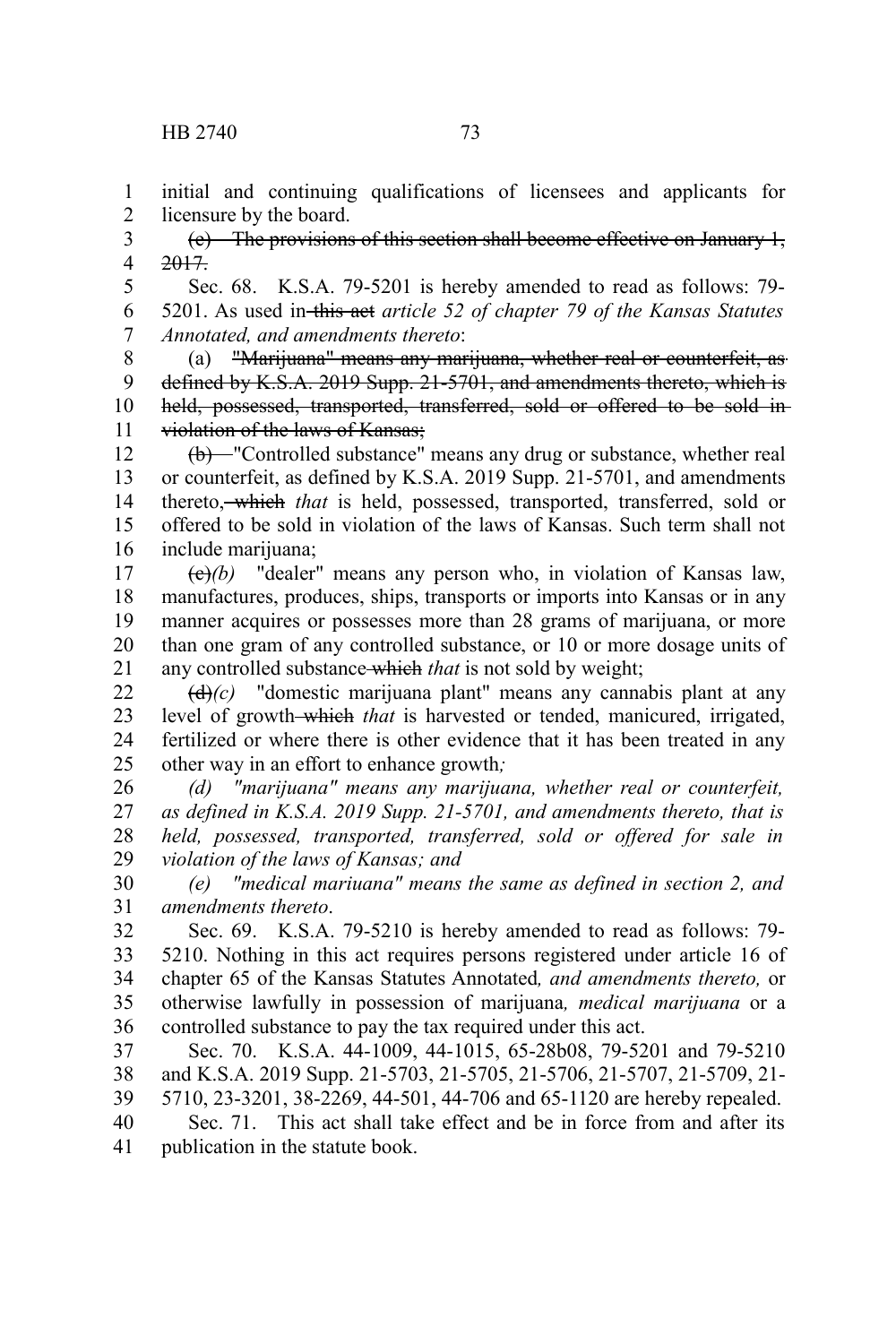initial and continuing qualifications of licensees and applicants for licensure by the board.

~~(e) The provisions of this section shall become effective on January 1, 2017.~~

Sec. 68. K.S.A. 79-5201 is hereby amended to read as follows: 79-5201. As used in ~~this act~~ *article 52 of chapter 79 of the Kansas Statutes Annotated, and amendments thereto*:

(a) ~~"Marijuana" means any marijuana, whether real or counterfeit, as defined by K.S.A. 2019 Supp. 21-5701, and amendments thereto, which is held, possessed, transported, transferred, sold or offered to be sold in violation of the laws of Kansas;~~

~~(b)~~ "Controlled substance" means any drug or substance, whether real or counterfeit, as defined by K.S.A. 2019 Supp. 21-5701, and amendments thereto, ~~which~~ *that* is held, possessed, transported, transferred, sold or offered to be sold in violation of the laws of Kansas. Such term shall not include marijuana;

~~(c)~~*(b)* "dealer" means any person who, in violation of Kansas law, manufactures, produces, ships, transports or imports into Kansas or in any manner acquires or possesses more than 28 grams of marijuana, or more than one gram of any controlled substance, or 10 or more dosage units of any controlled substance ~~which~~ *that* is not sold by weight;

~~(d)~~*(c)* "domestic marijuana plant" means any cannabis plant at any level of growth ~~which~~ *that* is harvested or tended, manicured, irrigated, fertilized or where there is other evidence that it has been treated in any other way in an effort to enhance growth*;*

*(d) "marijuana" means any marijuana, whether real or counterfeit, as defined in K.S.A. 2019 Supp. 21-5701, and amendments thereto, that is held, possessed, transported, transferred, sold or offered for sale in violation of the laws of Kansas; and*

*(e) "medical mariuana" means the same as defined in section 2, and amendments thereto*.

Sec. 69. K.S.A. 79-5210 is hereby amended to read as follows: 79-5210. Nothing in this act requires persons registered under article 16 of chapter 65 of the Kansas Statutes Annotated*, and amendments thereto,* or otherwise lawfully in possession of marijuana*, medical marijuana* or a controlled substance to pay the tax required under this act.

Sec. 70. K.S.A. 44-1009, 44-1015, 65-28b08, 79-5201 and 79-5210 and K.S.A. 2019 Supp. 21-5703, 21-5705, 21-5706, 21-5707, 21-5709, 21-5710, 23-3201, 38-2269, 44-501, 44-706 and 65-1120 are hereby repealed.

Sec. 71. This act shall take effect and be in force from and after its publication in the statute book.